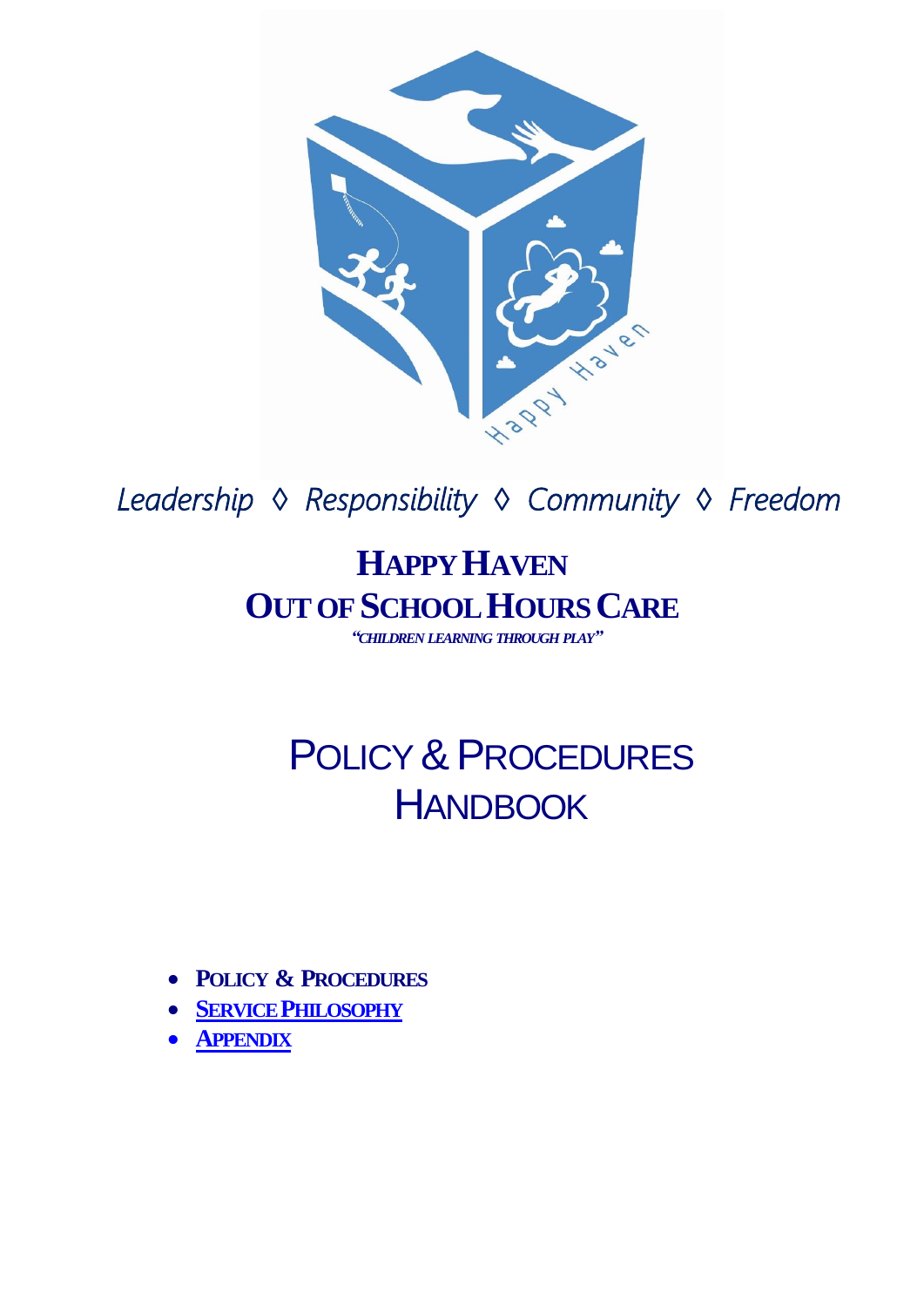*Leadership ◊ Responsibility ◊ Community ◊ Freedom*

# HAPPY HAVEN OUT OF SCHOOL HOURS CARE

***"CHILDREN LEARNING THROUGH PLAY"***

# POLICY & PROCEDURES HANDBOOK

- **POLICY & PROCEDURES**
- **SERVICE PHILOSOPHY**
- **APPENDIX**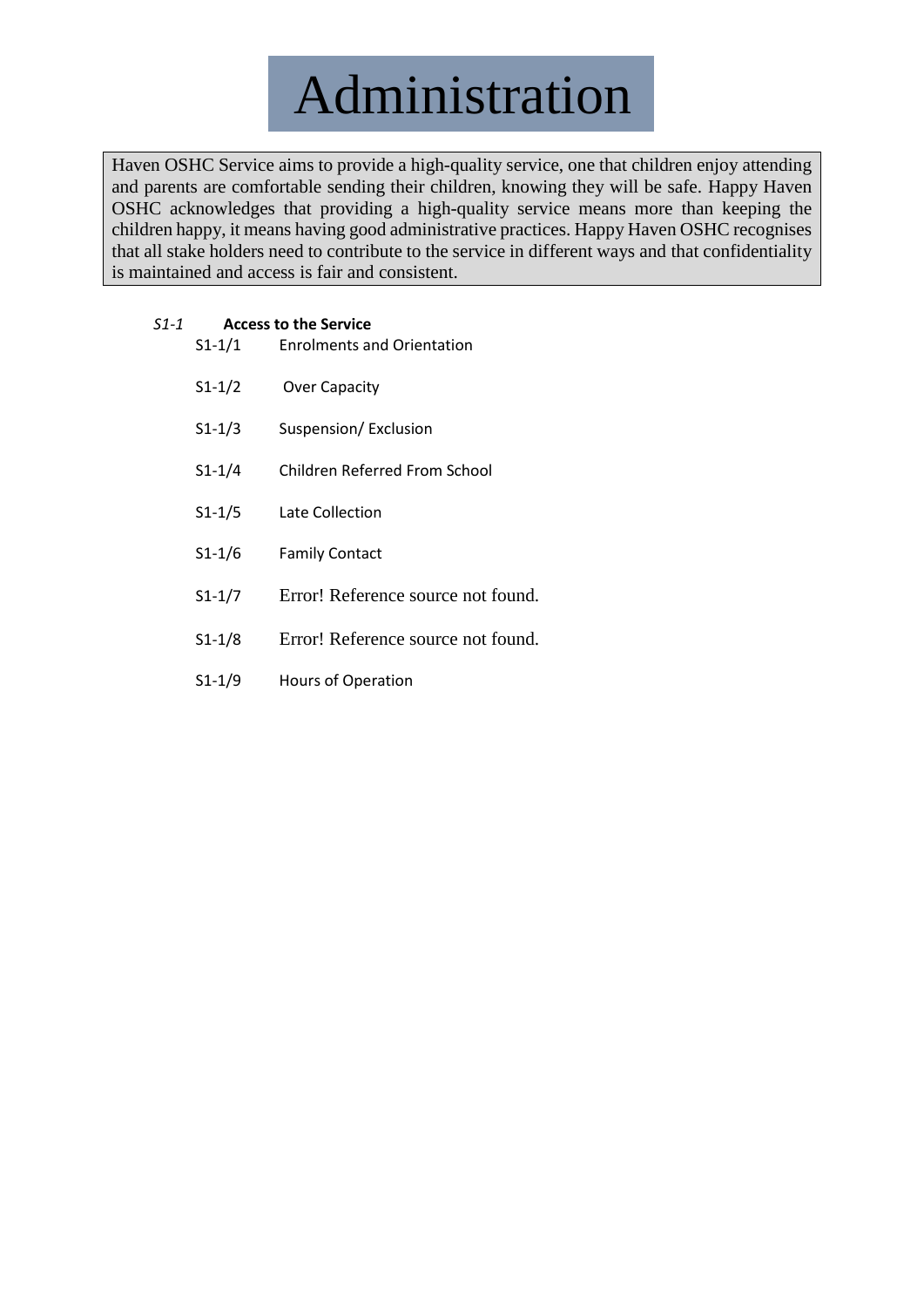# Administration

Haven OSHC Service aims to provide a high-quality service, one that children enjoy attending and parents are comfortable sending their children, knowing they will be safe. Happy Haven OSHC acknowledges that providing a high-quality service means more than keeping the children happy, it means having good administrative practices. Happy Haven OSHC recognises that all stake holders need to contribute to the service in different ways and that confidentiality is maintained and access is fair and consistent.

*S1-1* **Access to the Service**

- S1-1/1 Enrolments and Orientation
- S1-1/2 Over Capacity
- S1-1/3 Suspension/ Exclusion
- S1-1/4 Children Referred From School
- S1-1/5 Late Collection
- S1-1/6 Family Contact
- S1-1/7 Error! Reference source not found.
- S1-1/8 Error! Reference source not found.
- S1-1/9 Hours of Operation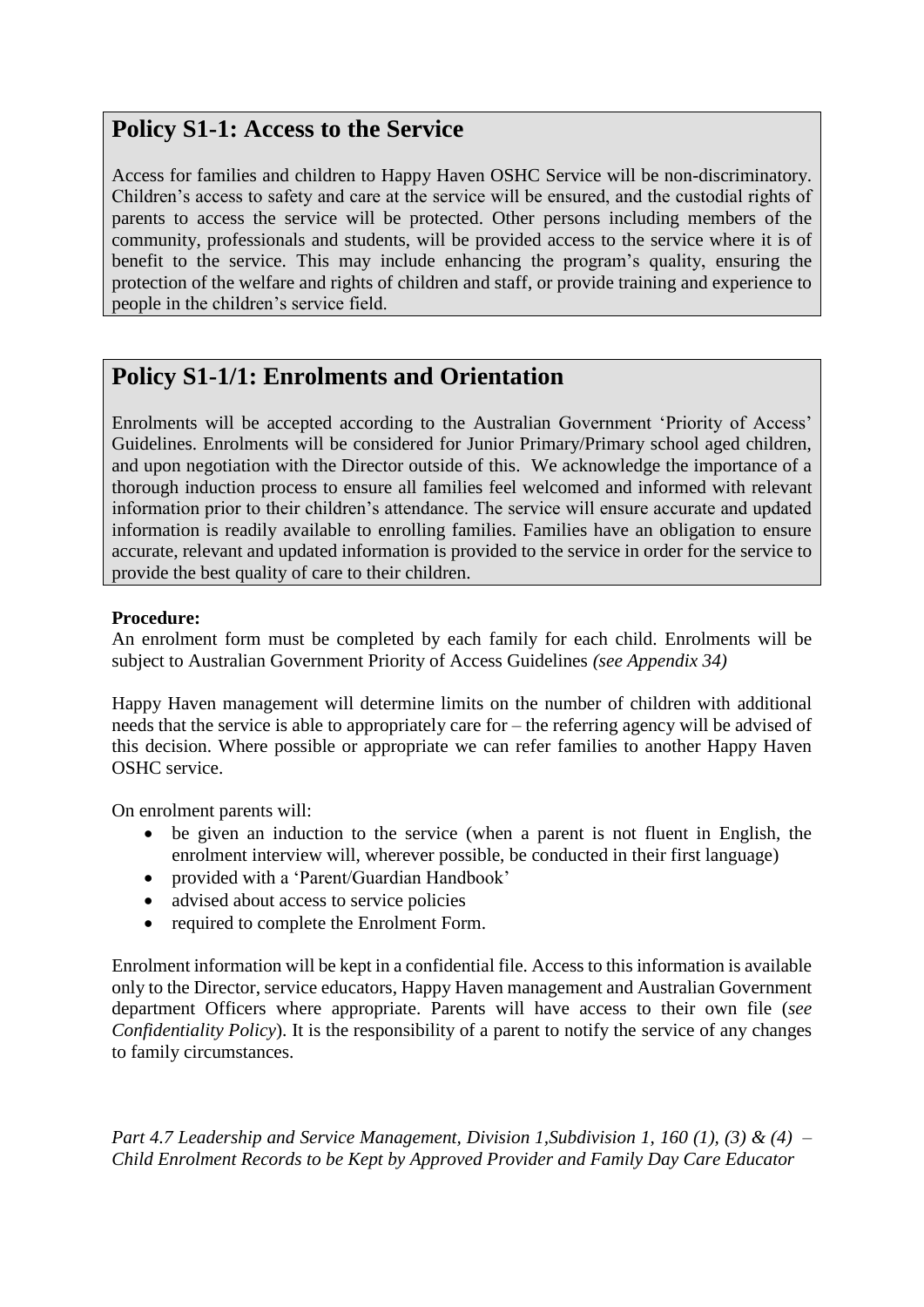## Policy S1-1: Access to the Service

Access for families and children to Happy Haven OSHC Service will be non-discriminatory. Children's access to safety and care at the service will be ensured, and the custodial rights of parents to access the service will be protected. Other persons including members of the community, professionals and students, will be provided access to the service where it is of benefit to the service. This may include enhancing the program's quality, ensuring the protection of the welfare and rights of children and staff, or provide training and experience to people in the children's service field.

## Policy S1-1/1: Enrolments and Orientation

Enrolments will be accepted according to the Australian Government 'Priority of Access' Guidelines. Enrolments will be considered for Junior Primary/Primary school aged children, and upon negotiation with the Director outside of this. We acknowledge the importance of a thorough induction process to ensure all families feel welcomed and informed with relevant information prior to their children's attendance. The service will ensure accurate and updated information is readily available to enrolling families. Families have an obligation to ensure accurate, relevant and updated information is provided to the service in order for the service to provide the best quality of care to their children.

**Procedure:**

An enrolment form must be completed by each family for each child. Enrolments will be subject to Australian Government Priority of Access Guidelines *(see Appendix 34)*

Happy Haven management will determine limits on the number of children with additional needs that the service is able to appropriately care for – the referring agency will be advised of this decision. Where possible or appropriate we can refer families to another Happy Haven OSHC service.

On enrolment parents will:

- be given an induction to the service (when a parent is not fluent in English, the enrolment interview will, wherever possible, be conducted in their first language)
- provided with a 'Parent/Guardian Handbook'
- advised about access to service policies
- required to complete the Enrolment Form.

Enrolment information will be kept in a confidential file. Access to this information is available only to the Director, service educators, Happy Haven management and Australian Government department Officers where appropriate. Parents will have access to their own file (*see Confidentiality Policy*). It is the responsibility of a parent to notify the service of any changes to family circumstances.

*Part 4.7 Leadership and Service Management, Division 1,Subdivision 1, 160 (1), (3) & (4) – Child Enrolment Records to be Kept by Approved Provider and Family Day Care Educator*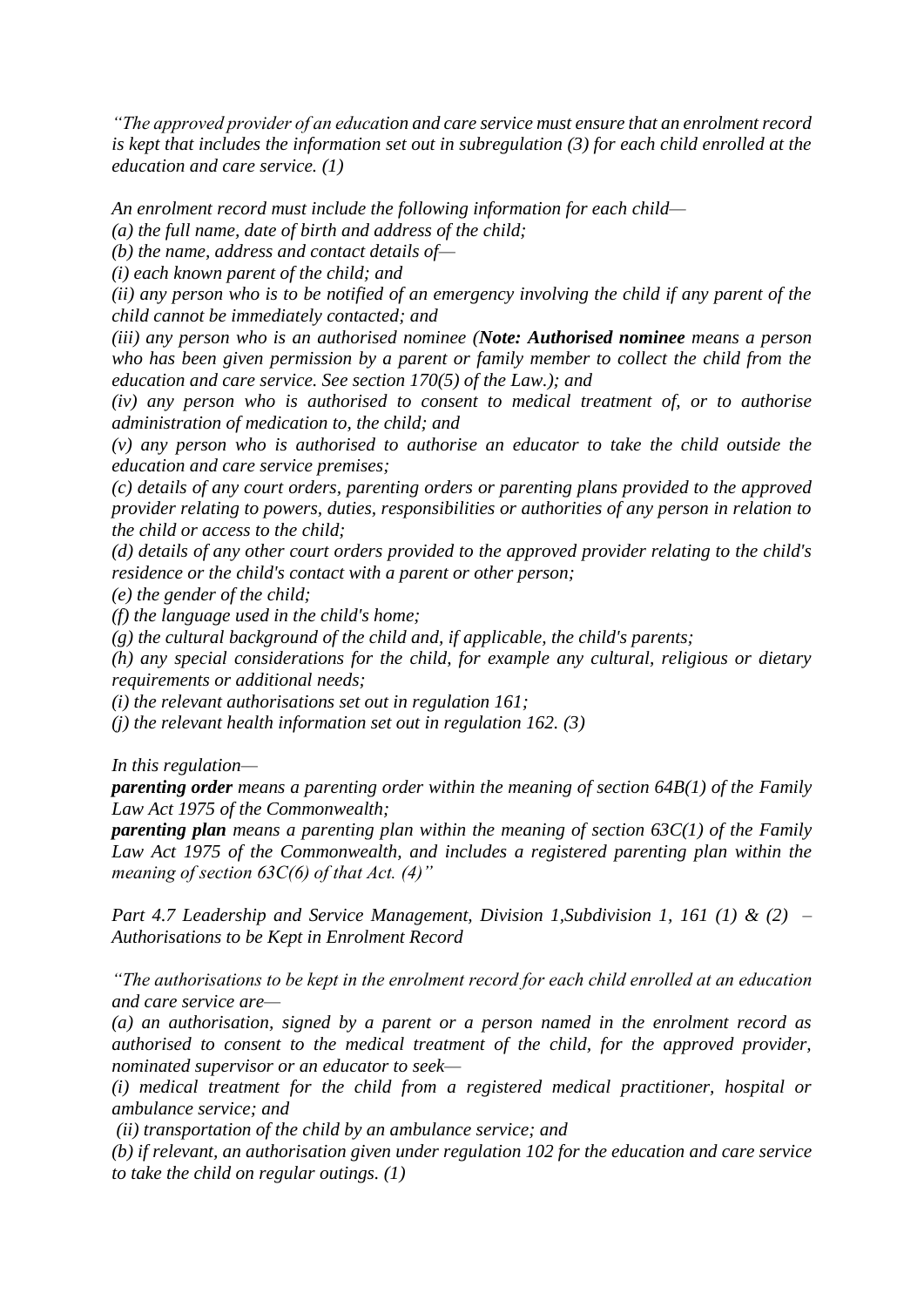*"The approved provider of an education and care service must ensure that an enrolment record is kept that includes the information set out in subregulation (3) for each child enrolled at the education and care service. (1)*

*An enrolment record must include the following information for each child—*

*(a) the full name, date of birth and address of the child;*

*(b) the name, address and contact details of—*

*(i) each known parent of the child; and*

*(ii) any person who is to be notified of an emergency involving the child if any parent of the child cannot be immediately contacted; and*

*(iii) any person who is an authorised nominee (**Note: Authorised nominee** means a person who has been given permission by a parent or family member to collect the child from the education and care service. See section 170(5) of the Law.); and*

*(iv) any person who is authorised to consent to medical treatment of, or to authorise administration of medication to, the child; and*

*(v) any person who is authorised to authorise an educator to take the child outside the education and care service premises;*

*(c) details of any court orders, parenting orders or parenting plans provided to the approved provider relating to powers, duties, responsibilities or authorities of any person in relation to the child or access to the child;*

*(d) details of any other court orders provided to the approved provider relating to the child's residence or the child's contact with a parent or other person;*

*(e) the gender of the child;*

*(f) the language used in the child's home;*

*(g) the cultural background of the child and, if applicable, the child's parents;*

*(h) any special considerations for the child, for example any cultural, religious or dietary requirements or additional needs;*

*(i) the relevant authorisations set out in regulation 161;*

*(j) the relevant health information set out in regulation 162. (3)*

*In this regulation—*

***parenting order** means a parenting order within the meaning of section 64B(1) of the Family Law Act 1975 of the Commonwealth;*

***parenting plan** means a parenting plan within the meaning of section 63C(1) of the Family Law Act 1975 of the Commonwealth, and includes a registered parenting plan within the meaning of section 63C(6) of that Act. (4)"*

*Part 4.7 Leadership and Service Management, Division 1,Subdivision 1, 161 (1) & (2) – Authorisations to be Kept in Enrolment Record*

*"The authorisations to be kept in the enrolment record for each child enrolled at an education and care service are—*

*(a) an authorisation, signed by a parent or a person named in the enrolment record as authorised to consent to the medical treatment of the child, for the approved provider, nominated supervisor or an educator to seek—*

*(i) medical treatment for the child from a registered medical practitioner, hospital or ambulance service; and*

*(ii) transportation of the child by an ambulance service; and*

*(b) if relevant, an authorisation given under regulation 102 for the education and care service to take the child on regular outings. (1)*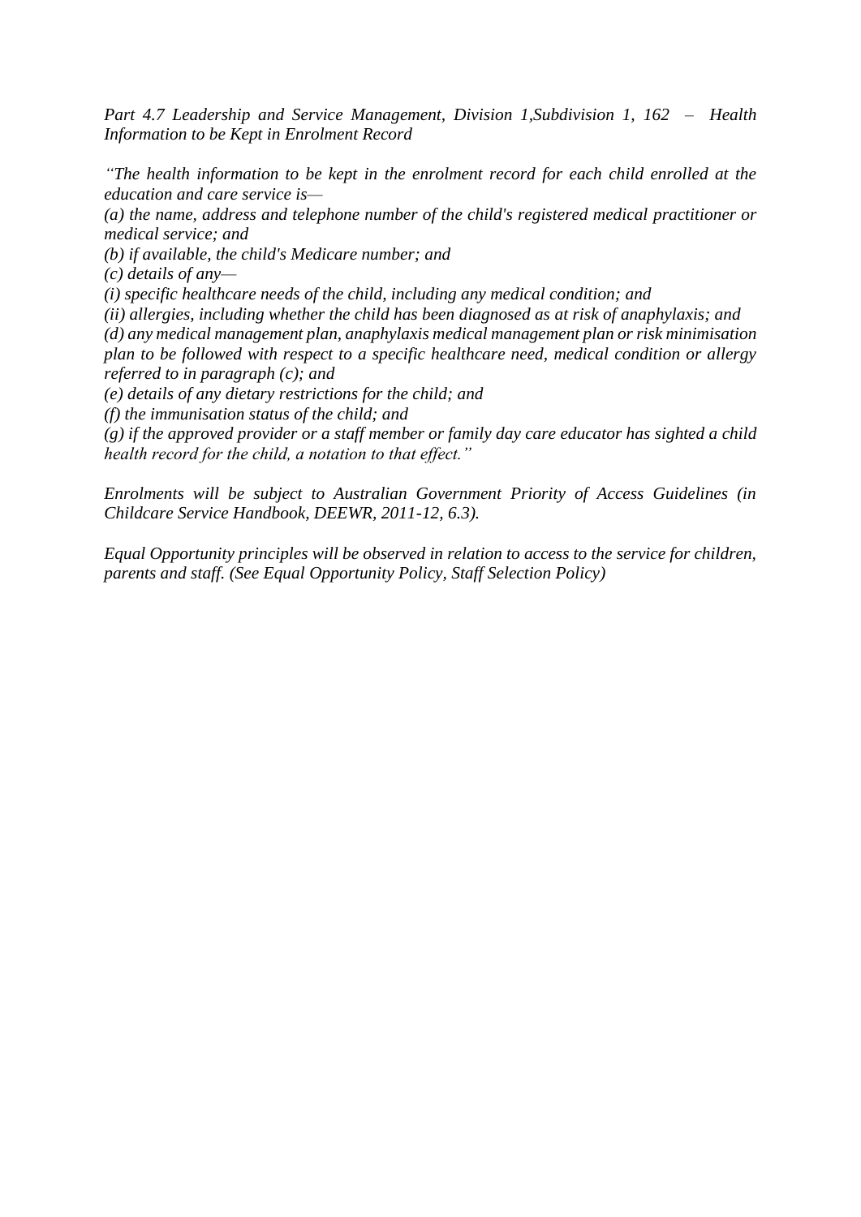*Part 4.7 Leadership and Service Management, Division 1,Subdivision 1, 162 – Health Information to be Kept in Enrolment Record*

*"The health information to be kept in the enrolment record for each child enrolled at the education and care service is—*

*(a) the name, address and telephone number of the child's registered medical practitioner or medical service; and*

*(b) if available, the child's Medicare number; and*

*(c) details of any—*

*(i) specific healthcare needs of the child, including any medical condition; and*

*(ii) allergies, including whether the child has been diagnosed as at risk of anaphylaxis; and*

*(d) any medical management plan, anaphylaxis medical management plan or risk minimisation plan to be followed with respect to a specific healthcare need, medical condition or allergy referred to in paragraph (c); and*

*(e) details of any dietary restrictions for the child; and*

*(f) the immunisation status of the child; and*

*(g) if the approved provider or a staff member or family day care educator has sighted a child health record for the child, a notation to that effect."*

*Enrolments will be subject to Australian Government Priority of Access Guidelines (in Childcare Service Handbook, DEEWR, 2011-12, 6.3).*

*Equal Opportunity principles will be observed in relation to access to the service for children, parents and staff. (See Equal Opportunity Policy, Staff Selection Policy)*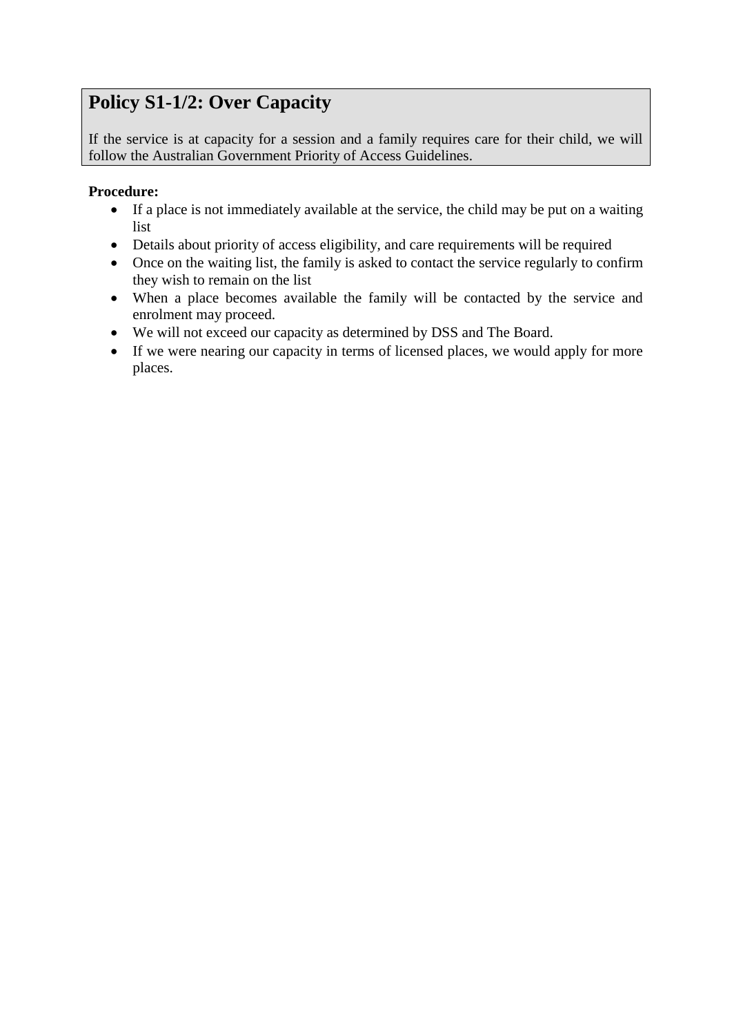## Policy S1-1/2: Over Capacity

If the service is at capacity for a session and a family requires care for their child, we will follow the Australian Government Priority of Access Guidelines.

**Procedure:**

- If a place is not immediately available at the service, the child may be put on a waiting list
- Details about priority of access eligibility, and care requirements will be required
- Once on the waiting list, the family is asked to contact the service regularly to confirm they wish to remain on the list
- When a place becomes available the family will be contacted by the service and enrolment may proceed.
- We will not exceed our capacity as determined by DSS and The Board.
- If we were nearing our capacity in terms of licensed places, we would apply for more places.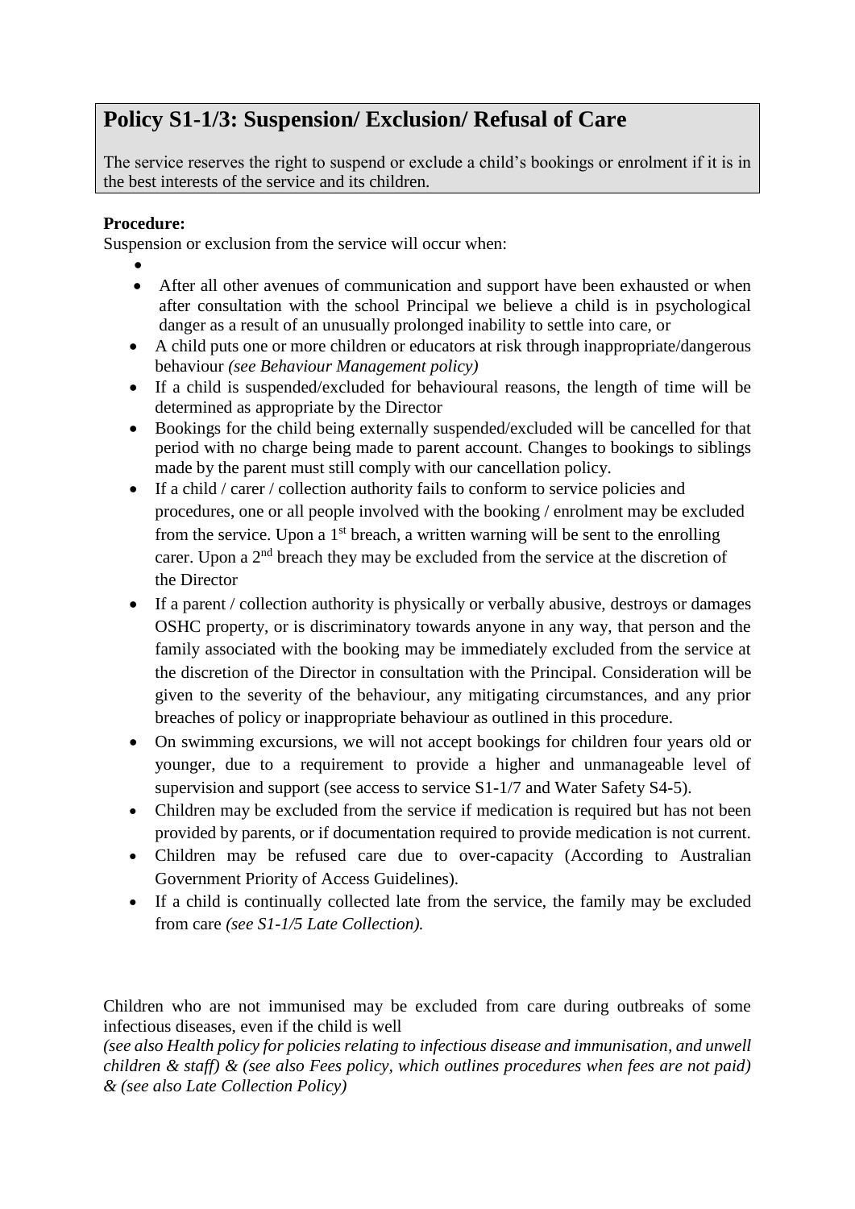## Policy S1-1/3: Suspension/ Exclusion/ Refusal of Care

The service reserves the right to suspend or exclude a child's bookings or enrolment if it is in the best interests of the service and its children.

**Procedure:**

Suspension or exclusion from the service will occur when:

- After all other avenues of communication and support have been exhausted or when after consultation with the school Principal we believe a child is in psychological danger as a result of an unusually prolonged inability to settle into care, or
- A child puts one or more children or educators at risk through inappropriate/dangerous behaviour *(see Behaviour Management policy)*
- If a child is suspended/excluded for behavioural reasons, the length of time will be determined as appropriate by the Director
- Bookings for the child being externally suspended/excluded will be cancelled for that period with no charge being made to parent account. Changes to bookings to siblings made by the parent must still comply with our cancellation policy.
- If a child / carer / collection authority fails to conform to service policies and procedures, one or all people involved with the booking / enrolment may be excluded from the service. Upon a 1st breach, a written warning will be sent to the enrolling carer. Upon a 2nd breach they may be excluded from the service at the discretion of the Director
- If a parent / collection authority is physically or verbally abusive, destroys or damages OSHC property, or is discriminatory towards anyone in any way, that person and the family associated with the booking may be immediately excluded from the service at the discretion of the Director in consultation with the Principal. Consideration will be given to the severity of the behaviour, any mitigating circumstances, and any prior breaches of policy or inappropriate behaviour as outlined in this procedure.
- On swimming excursions, we will not accept bookings for children four years old or younger, due to a requirement to provide a higher and unmanageable level of supervision and support (see access to service S1-1/7 and Water Safety S4-5).
- Children may be excluded from the service if medication is required but has not been provided by parents, or if documentation required to provide medication is not current.
- Children may be refused care due to over-capacity (According to Australian Government Priority of Access Guidelines).
- If a child is continually collected late from the service, the family may be excluded from care *(see S1-1/5 Late Collection).*

Children who are not immunised may be excluded from care during outbreaks of some infectious diseases, even if the child is well

*(see also Health policy for policies relating to infectious disease and immunisation, and unwell children & staff) & (see also Fees policy, which outlines procedures when fees are not paid) & (see also Late Collection Policy)*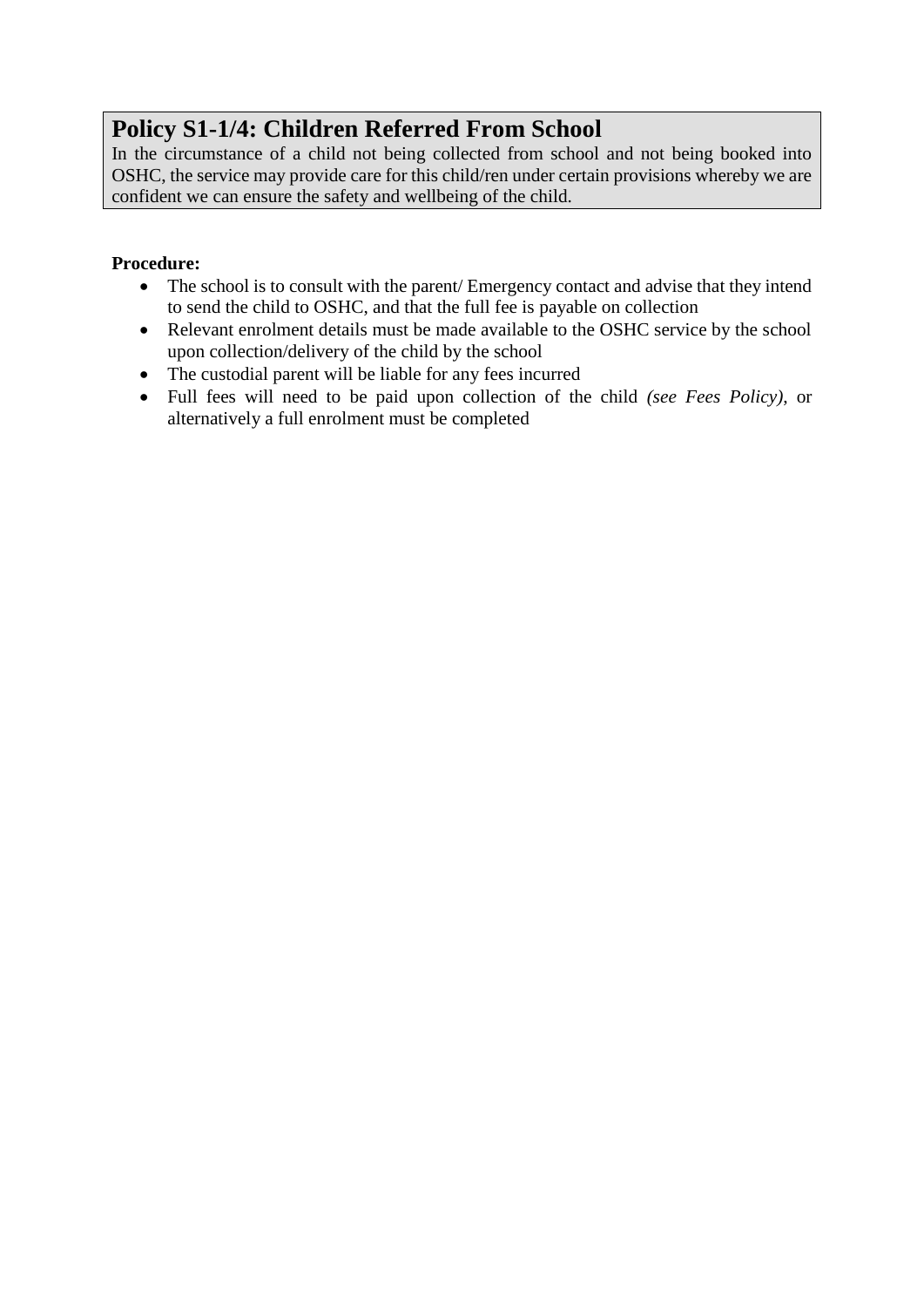## Policy S1-1/4: Children Referred From School

In the circumstance of a child not being collected from school and not being booked into OSHC, the service may provide care for this child/ren under certain provisions whereby we are confident we can ensure the safety and wellbeing of the child.

**Procedure:**

- The school is to consult with the parent/ Emergency contact and advise that they intend to send the child to OSHC, and that the full fee is payable on collection
- Relevant enrolment details must be made available to the OSHC service by the school upon collection/delivery of the child by the school
- The custodial parent will be liable for any fees incurred
- Full fees will need to be paid upon collection of the child *(see Fees Policy)*, or alternatively a full enrolment must be completed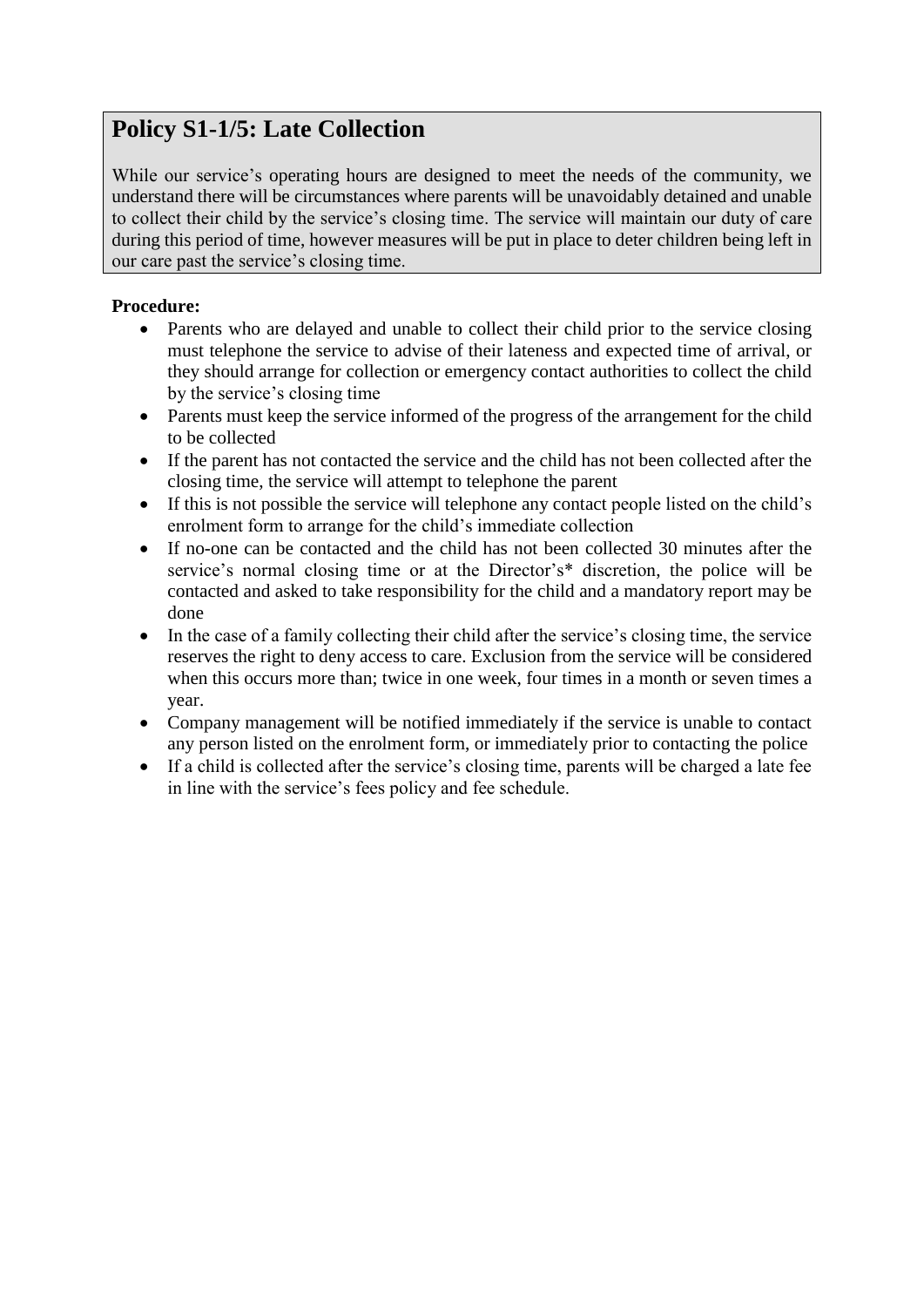## Policy S1-1/5: Late Collection

While our service's operating hours are designed to meet the needs of the community, we understand there will be circumstances where parents will be unavoidably detained and unable to collect their child by the service's closing time. The service will maintain our duty of care during this period of time, however measures will be put in place to deter children being left in our care past the service's closing time.

**Procedure:**

- Parents who are delayed and unable to collect their child prior to the service closing must telephone the service to advise of their lateness and expected time of arrival, or they should arrange for collection or emergency contact authorities to collect the child by the service's closing time
- Parents must keep the service informed of the progress of the arrangement for the child to be collected
- If the parent has not contacted the service and the child has not been collected after the closing time, the service will attempt to telephone the parent
- If this is not possible the service will telephone any contact people listed on the child's enrolment form to arrange for the child's immediate collection
- If no-one can be contacted and the child has not been collected 30 minutes after the service's normal closing time or at the Director's* discretion, the police will be contacted and asked to take responsibility for the child and a mandatory report may be done
- In the case of a family collecting their child after the service's closing time, the service reserves the right to deny access to care. Exclusion from the service will be considered when this occurs more than; twice in one week, four times in a month or seven times a year.
- Company management will be notified immediately if the service is unable to contact any person listed on the enrolment form, or immediately prior to contacting the police
- If a child is collected after the service's closing time, parents will be charged a late fee in line with the service's fees policy and fee schedule.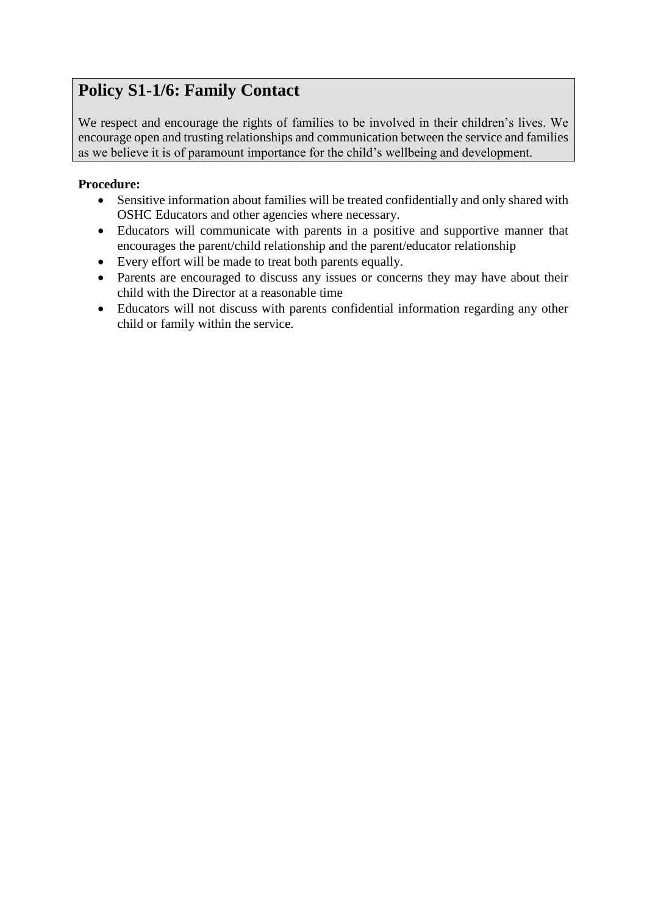## Policy S1-1/6: Family Contact

We respect and encourage the rights of families to be involved in their children's lives. We encourage open and trusting relationships and communication between the service and families as we believe it is of paramount importance for the child's wellbeing and development.

**Procedure:**

- Sensitive information about families will be treated confidentially and only shared with OSHC Educators and other agencies where necessary.
- Educators will communicate with parents in a positive and supportive manner that encourages the parent/child relationship and the parent/educator relationship
- Every effort will be made to treat both parents equally.
- Parents are encouraged to discuss any issues or concerns they may have about their child with the Director at a reasonable time
- Educators will not discuss with parents confidential information regarding any other child or family within the service.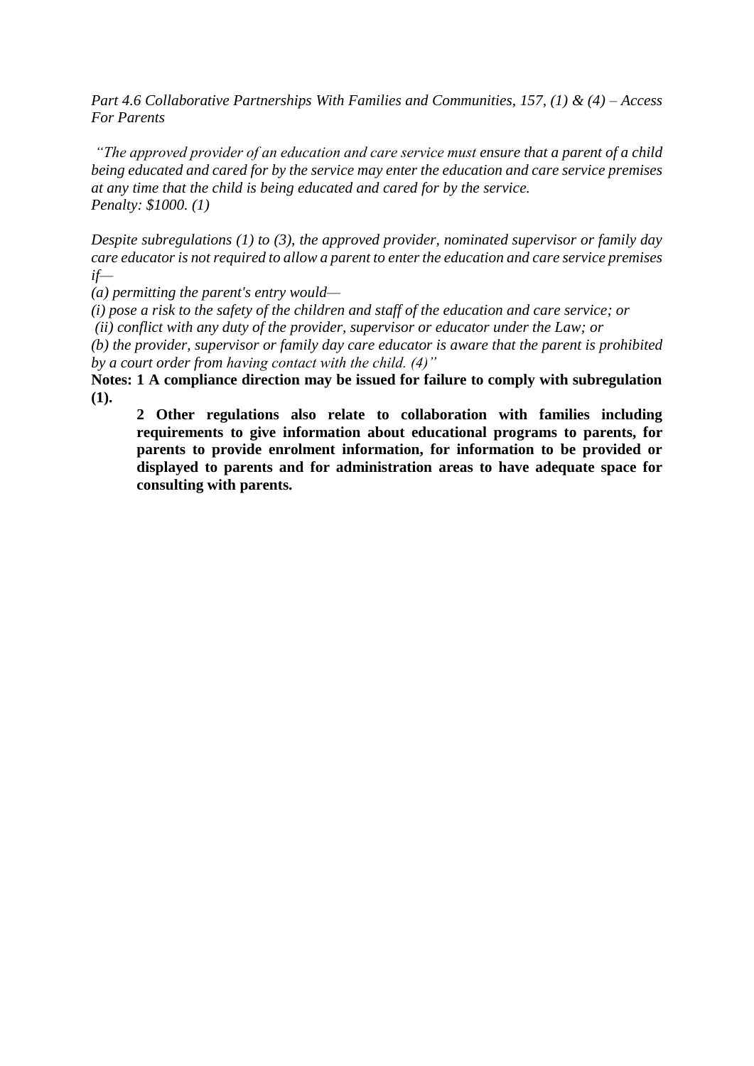*Part 4.6 Collaborative Partnerships With Families and Communities, 157, (1) & (4) – Access For Parents*

*"The approved provider of an education and care service must ensure that a parent of a child being educated and cared for by the service may enter the education and care service premises at any time that the child is being educated and cared for by the service.*
*Penalty: $1000. (1)*

*Despite subregulations (1) to (3), the approved provider, nominated supervisor or family day care educator is not required to allow a parent to enter the education and care service premises if—*
*(a) permitting the parent's entry would—*
*(i) pose a risk to the safety of the children and staff of the education and care service; or*
*(ii) conflict with any duty of the provider, supervisor or educator under the Law; or*
*(b) the provider, supervisor or family day care educator is aware that the parent is prohibited by a court order from having contact with the child. (4)"*

**Notes: 1 A compliance direction may be issued for failure to comply with subregulation (1).**

**2 Other regulations also relate to collaboration with families including requirements to give information about educational programs to parents, for parents to provide enrolment information, for information to be provided or displayed to parents and for administration areas to have adequate space for consulting with parents.**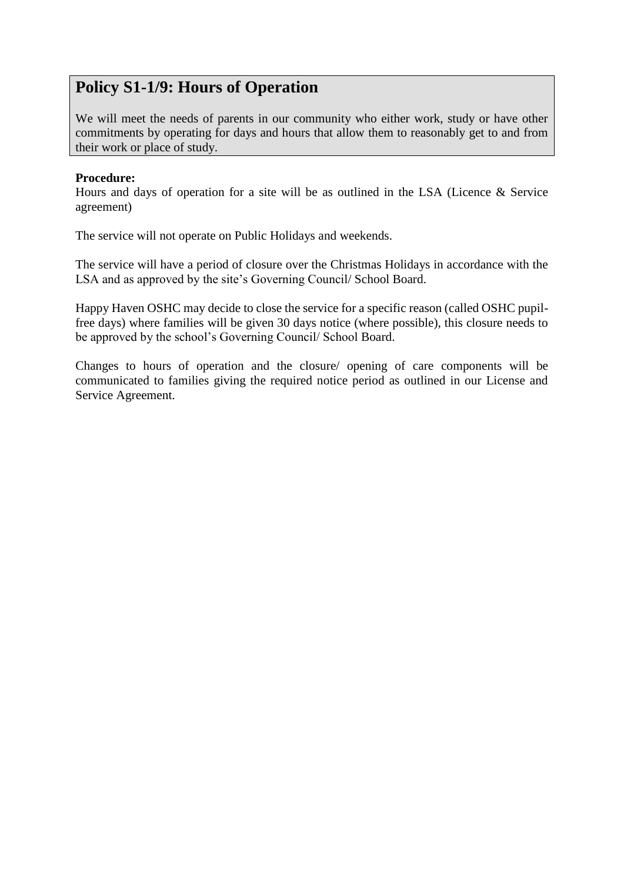## Policy S1-1/9: Hours of Operation

We will meet the needs of parents in our community who either work, study or have other commitments by operating for days and hours that allow them to reasonably get to and from their work or place of study.

**Procedure:**

Hours and days of operation for a site will be as outlined in the LSA (Licence & Service agreement)

The service will not operate on Public Holidays and weekends.

The service will have a period of closure over the Christmas Holidays in accordance with the LSA and as approved by the site's Governing Council/ School Board.

Happy Haven OSHC may decide to close the service for a specific reason (called OSHC pupil-free days) where families will be given 30 days notice (where possible), this closure needs to be approved by the school's Governing Council/ School Board.

Changes to hours of operation and the closure/ opening of care components will be communicated to families giving the required notice period as outlined in our License and Service Agreement.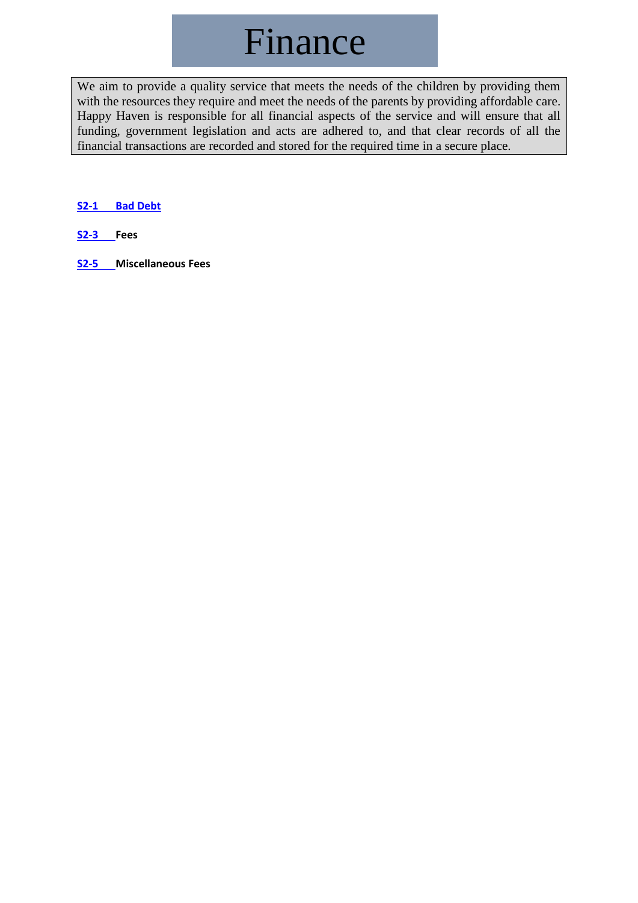# Finance

We aim to provide a quality service that meets the needs of the children by providing them with the resources they require and meet the needs of the parents by providing affordable care. Happy Haven is responsible for all financial aspects of the service and will ensure that all funding, government legislation and acts are adhered to, and that clear records of all the financial transactions are recorded and stored for the required time in a secure place.

**S2-1 Bad Debt**

**S2-3 Fees**

**S2-5 Miscellaneous Fees**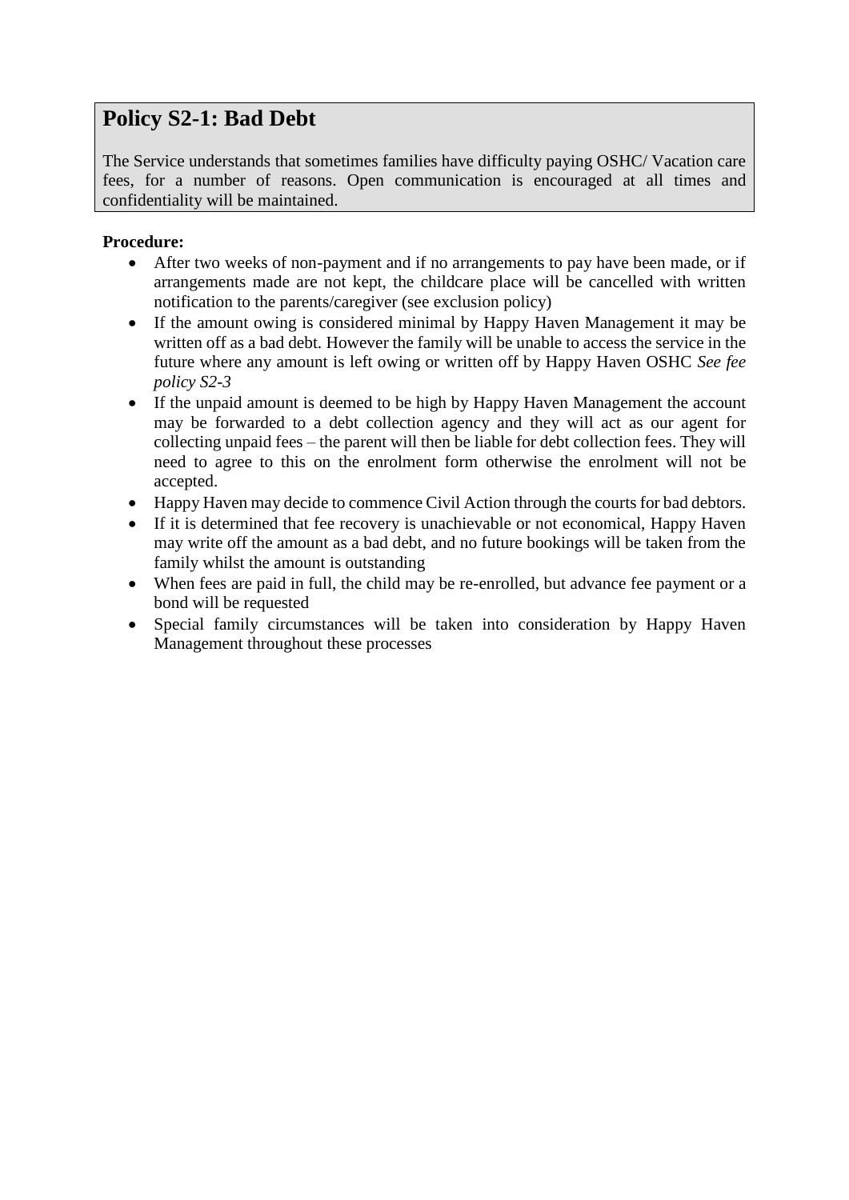## Policy S2-1: Bad Debt

The Service understands that sometimes families have difficulty paying OSHC/ Vacation care fees, for a number of reasons. Open communication is encouraged at all times and confidentiality will be maintained.

**Procedure:**

- After two weeks of non-payment and if no arrangements to pay have been made, or if arrangements made are not kept, the childcare place will be cancelled with written notification to the parents/caregiver (see exclusion policy)
- If the amount owing is considered minimal by Happy Haven Management it may be written off as a bad debt. However the family will be unable to access the service in the future where any amount is left owing or written off by Happy Haven OSHC *See fee policy S2-3*
- If the unpaid amount is deemed to be high by Happy Haven Management the account may be forwarded to a debt collection agency and they will act as our agent for collecting unpaid fees – the parent will then be liable for debt collection fees. They will need to agree to this on the enrolment form otherwise the enrolment will not be accepted.
- Happy Haven may decide to commence Civil Action through the courts for bad debtors.
- If it is determined that fee recovery is unachievable or not economical, Happy Haven may write off the amount as a bad debt, and no future bookings will be taken from the family whilst the amount is outstanding
- When fees are paid in full, the child may be re-enrolled, but advance fee payment or a bond will be requested
- Special family circumstances will be taken into consideration by Happy Haven Management throughout these processes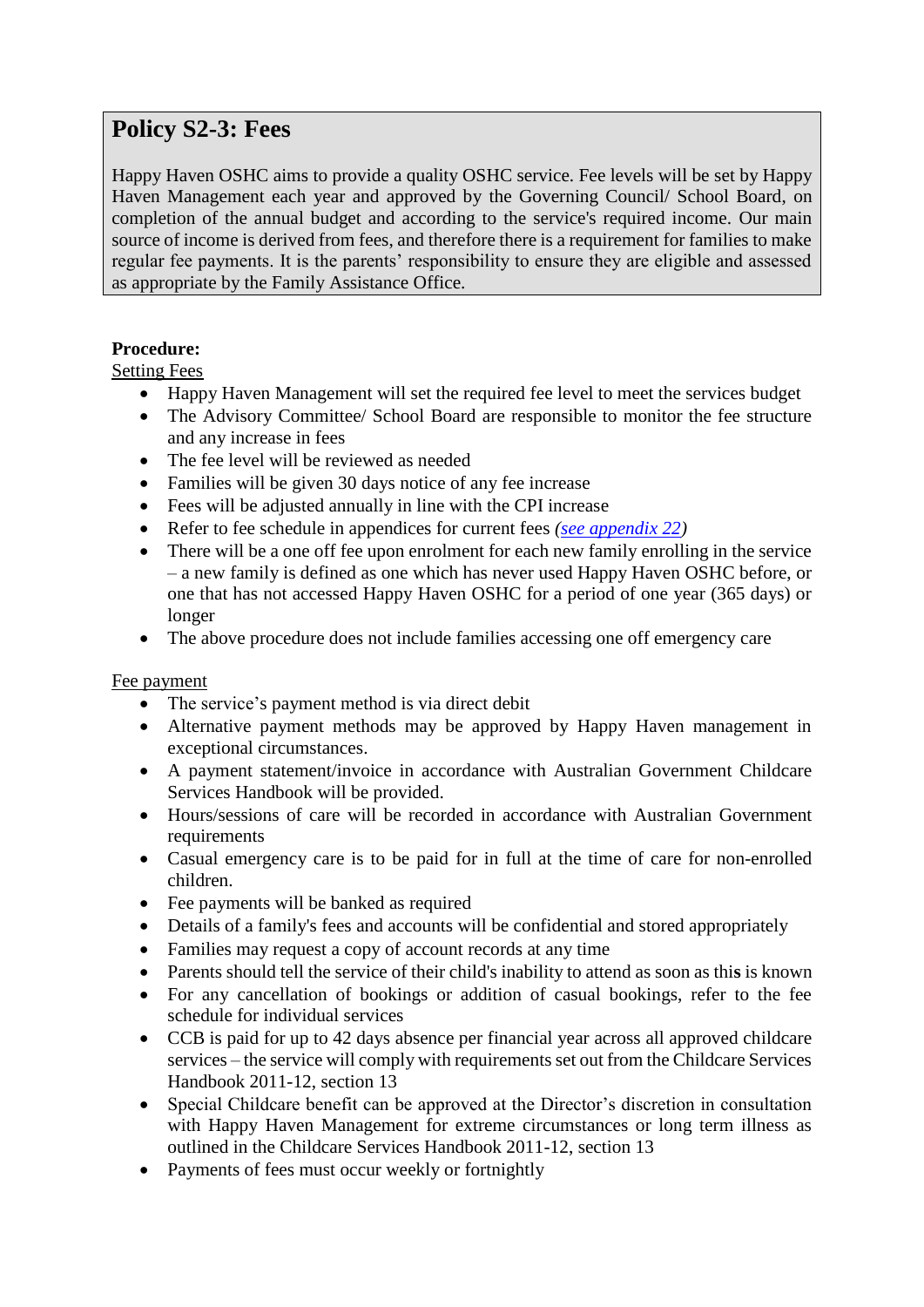## Policy S2-3: Fees

Happy Haven OSHC aims to provide a quality OSHC service. Fee levels will be set by Happy Haven Management each year and approved by the Governing Council/ School Board, on completion of the annual budget and according to the service's required income. Our main source of income is derived from fees, and therefore there is a requirement for families to make regular fee payments. It is the parents' responsibility to ensure they are eligible and assessed as appropriate by the Family Assistance Office.

**Procedure:**

Setting Fees

- Happy Haven Management will set the required fee level to meet the services budget
- The Advisory Committee/ School Board are responsible to monitor the fee structure and any increase in fees
- The fee level will be reviewed as needed
- Families will be given 30 days notice of any fee increase
- Fees will be adjusted annually in line with the CPI increase
- Refer to fee schedule in appendices for current fees *(see appendix 22)*
- There will be a one off fee upon enrolment for each new family enrolling in the service – a new family is defined as one which has never used Happy Haven OSHC before, or one that has not accessed Happy Haven OSHC for a period of one year (365 days) or longer
- The above procedure does not include families accessing one off emergency care

Fee payment

- The service's payment method is via direct debit
- Alternative payment methods may be approved by Happy Haven management in exceptional circumstances.
- A payment statement/invoice in accordance with Australian Government Childcare Services Handbook will be provided.
- Hours/sessions of care will be recorded in accordance with Australian Government requirements
- Casual emergency care is to be paid for in full at the time of care for non-enrolled children.
- Fee payments will be banked as required
- Details of a family's fees and accounts will be confidential and stored appropriately
- Families may request a copy of account records at any time
- Parents should tell the service of their child's inability to attend as soon as this is known
- For any cancellation of bookings or addition of casual bookings, refer to the fee schedule for individual services
- CCB is paid for up to 42 days absence per financial year across all approved childcare services – the service will comply with requirements set out from the Childcare Services Handbook 2011-12, section 13
- Special Childcare benefit can be approved at the Director's discretion in consultation with Happy Haven Management for extreme circumstances or long term illness as outlined in the Childcare Services Handbook 2011-12, section 13
- Payments of fees must occur weekly or fortnightly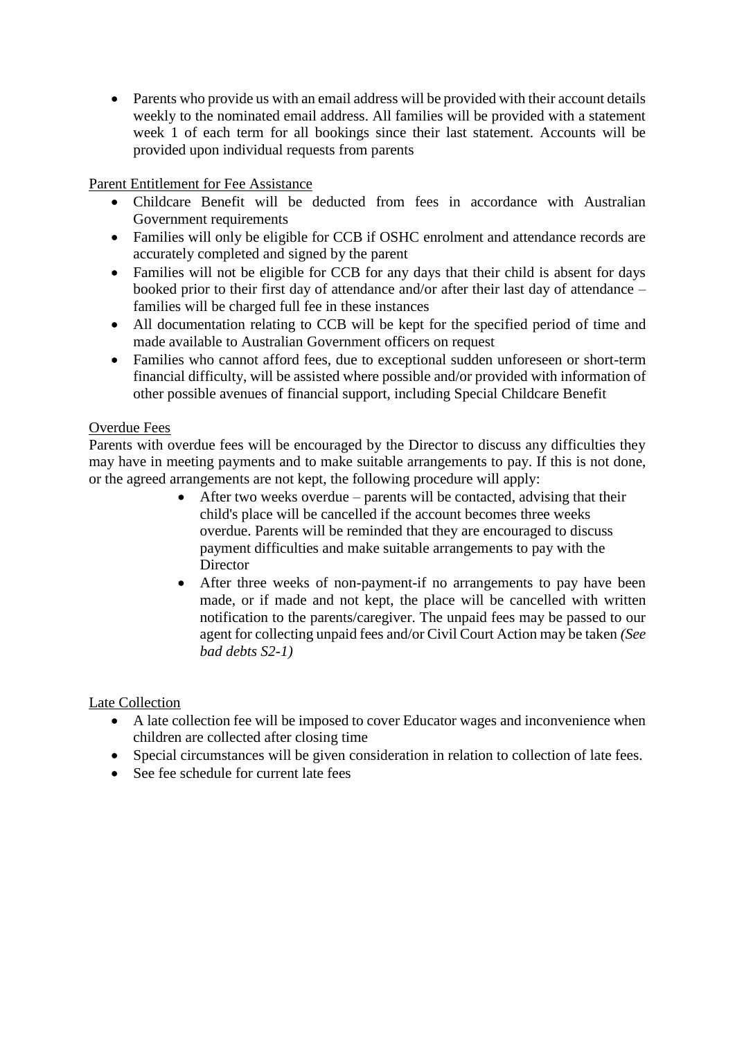- Parents who provide us with an email address will be provided with their account details weekly to the nominated email address. All families will be provided with a statement week 1 of each term for all bookings since their last statement. Accounts will be provided upon individual requests from parents

Parent Entitlement for Fee Assistance

- Childcare Benefit will be deducted from fees in accordance with Australian Government requirements
- Families will only be eligible for CCB if OSHC enrolment and attendance records are accurately completed and signed by the parent
- Families will not be eligible for CCB for any days that their child is absent for days booked prior to their first day of attendance and/or after their last day of attendance – families will be charged full fee in these instances
- All documentation relating to CCB will be kept for the specified period of time and made available to Australian Government officers on request
- Families who cannot afford fees, due to exceptional sudden unforeseen or short-term financial difficulty, will be assisted where possible and/or provided with information of other possible avenues of financial support, including Special Childcare Benefit

Overdue Fees

Parents with overdue fees will be encouraged by the Director to discuss any difficulties they may have in meeting payments and to make suitable arrangements to pay. If this is not done, or the agreed arrangements are not kept, the following procedure will apply:

- After two weeks overdue – parents will be contacted, advising that their child's place will be cancelled if the account becomes three weeks overdue. Parents will be reminded that they are encouraged to discuss payment difficulties and make suitable arrangements to pay with the Director
- After three weeks of non-payment-if no arrangements to pay have been made, or if made and not kept, the place will be cancelled with written notification to the parents/caregiver. The unpaid fees may be passed to our agent for collecting unpaid fees and/or Civil Court Action may be taken *(See bad debts S2-1)*

Late Collection

- A late collection fee will be imposed to cover Educator wages and inconvenience when children are collected after closing time
- Special circumstances will be given consideration in relation to collection of late fees.
- See fee schedule for current late fees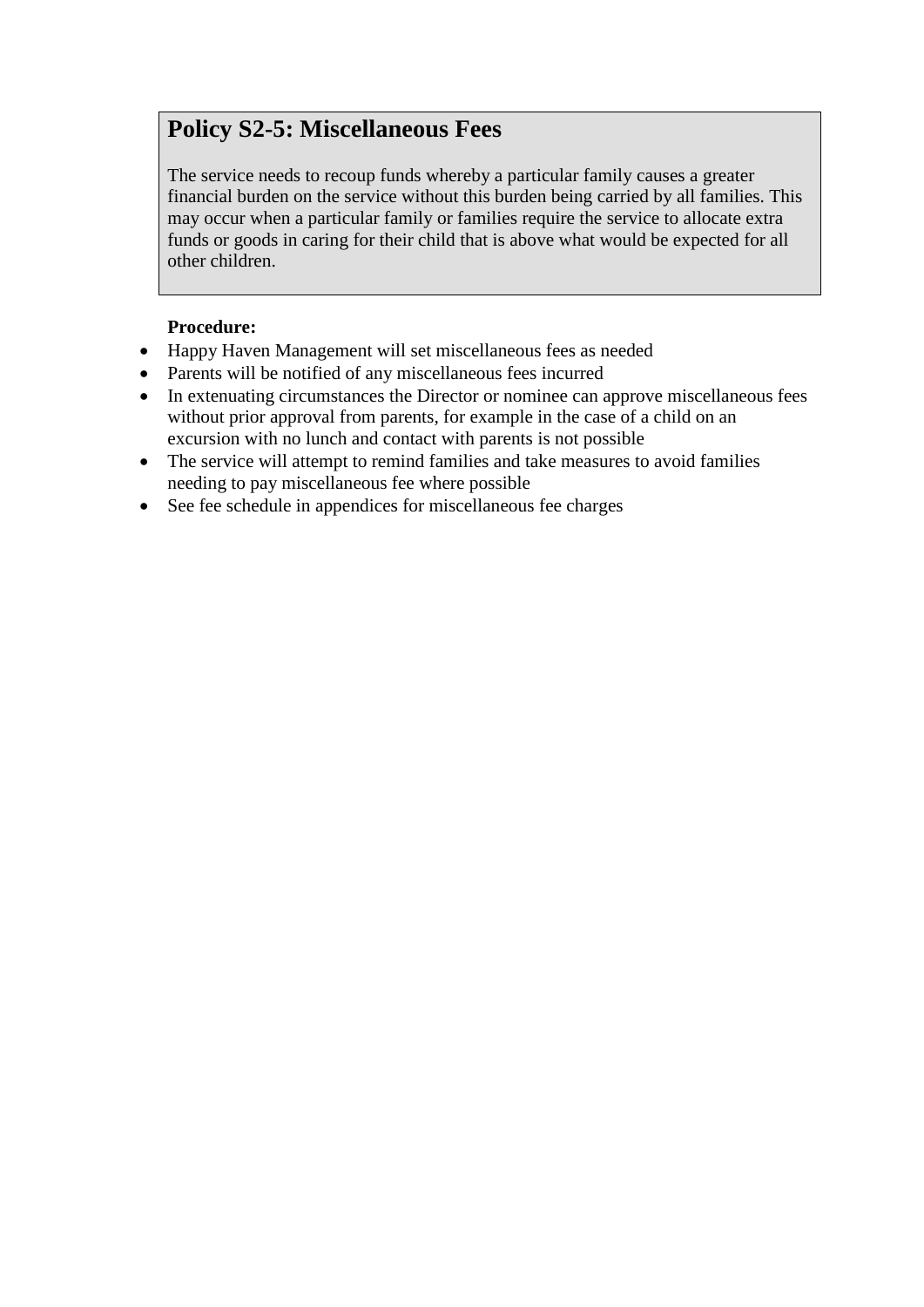## Policy S2-5: Miscellaneous Fees

The service needs to recoup funds whereby a particular family causes a greater financial burden on the service without this burden being carried by all families. This may occur when a particular family or families require the service to allocate extra funds or goods in caring for their child that is above what would be expected for all other children.

**Procedure:**

- Happy Haven Management will set miscellaneous fees as needed
- Parents will be notified of any miscellaneous fees incurred
- In extenuating circumstances the Director or nominee can approve miscellaneous fees without prior approval from parents, for example in the case of a child on an excursion with no lunch and contact with parents is not possible
- The service will attempt to remind families and take measures to avoid families needing to pay miscellaneous fee where possible
- See fee schedule in appendices for miscellaneous fee charges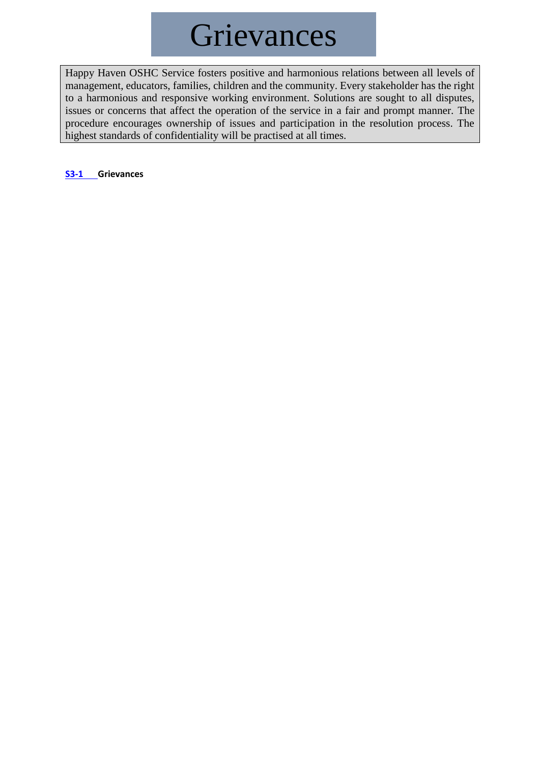# Grievances

Happy Haven OSHC Service fosters positive and harmonious relations between all levels of management, educators, families, children and the community. Every stakeholder has the right to a harmonious and responsive working environment. Solutions are sought to all disputes, issues or concerns that affect the operation of the service in a fair and prompt manner. The procedure encourages ownership of issues and participation in the resolution process. The highest standards of confidentiality will be practised at all times.

**S3-1 Grievances**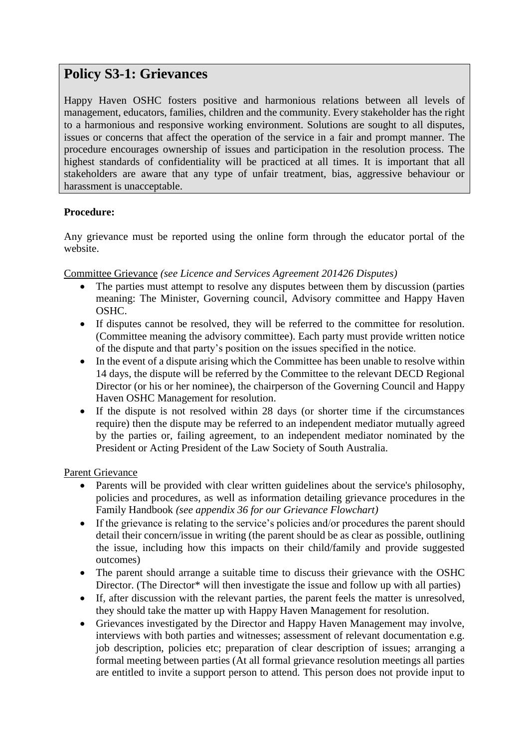## Policy S3-1: Grievances

Happy Haven OSHC fosters positive and harmonious relations between all levels of management, educators, families, children and the community. Every stakeholder has the right to a harmonious and responsive working environment. Solutions are sought to all disputes, issues or concerns that affect the operation of the service in a fair and prompt manner. The procedure encourages ownership of issues and participation in the resolution process. The highest standards of confidentiality will be practiced at all times. It is important that all stakeholders are aware that any type of unfair treatment, bias, aggressive behaviour or harassment is unacceptable.

**Procedure:**

Any grievance must be reported using the online form through the educator portal of the website.

Committee Grievance *(see Licence and Services Agreement 201426 Disputes)*

- The parties must attempt to resolve any disputes between them by discussion (parties meaning: The Minister, Governing council, Advisory committee and Happy Haven OSHC.
- If disputes cannot be resolved, they will be referred to the committee for resolution. (Committee meaning the advisory committee). Each party must provide written notice of the dispute and that party's position on the issues specified in the notice.
- In the event of a dispute arising which the Committee has been unable to resolve within 14 days, the dispute will be referred by the Committee to the relevant DECD Regional Director (or his or her nominee), the chairperson of the Governing Council and Happy Haven OSHC Management for resolution.
- If the dispute is not resolved within 28 days (or shorter time if the circumstances require) then the dispute may be referred to an independent mediator mutually agreed by the parties or, failing agreement, to an independent mediator nominated by the President or Acting President of the Law Society of South Australia.

Parent Grievance

- Parents will be provided with clear written guidelines about the service's philosophy, policies and procedures, as well as information detailing grievance procedures in the Family Handbook *(see appendix 36 for our Grievance Flowchart)*
- If the grievance is relating to the service's policies and/or procedures the parent should detail their concern/issue in writing (the parent should be as clear as possible, outlining the issue, including how this impacts on their child/family and provide suggested outcomes)
- The parent should arrange a suitable time to discuss their grievance with the OSHC Director. (The Director* will then investigate the issue and follow up with all parties)
- If, after discussion with the relevant parties, the parent feels the matter is unresolved, they should take the matter up with Happy Haven Management for resolution.
- Grievances investigated by the Director and Happy Haven Management may involve, interviews with both parties and witnesses; assessment of relevant documentation e.g. job description, policies etc; preparation of clear description of issues; arranging a formal meeting between parties (At all formal grievance resolution meetings all parties are entitled to invite a support person to attend. This person does not provide input to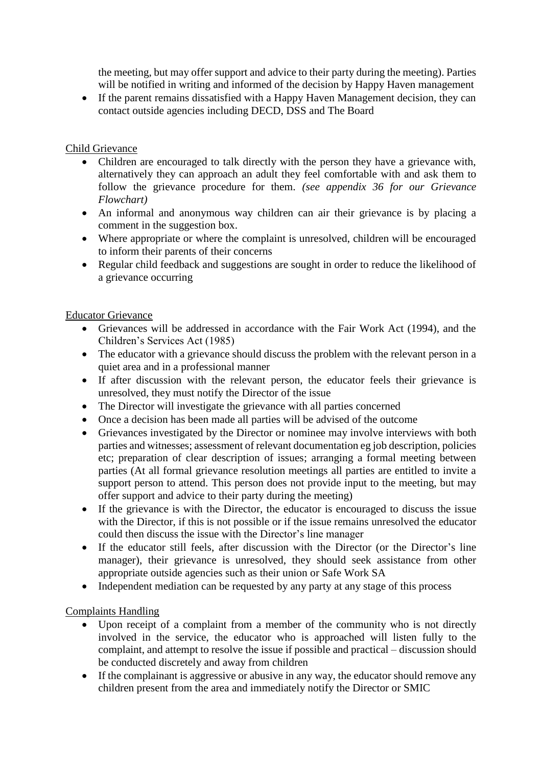the meeting, but may offer support and advice to their party during the meeting). Parties will be notified in writing and informed of the decision by Happy Haven management

- If the parent remains dissatisfied with a Happy Haven Management decision, they can contact outside agencies including DECD, DSS and The Board

<u>Child Grievance</u>

- Children are encouraged to talk directly with the person they have a grievance with, alternatively they can approach an adult they feel comfortable with and ask them to follow the grievance procedure for them. *(see appendix 36 for our Grievance Flowchart)*
- An informal and anonymous way children can air their grievance is by placing a comment in the suggestion box.
- Where appropriate or where the complaint is unresolved, children will be encouraged to inform their parents of their concerns
- Regular child feedback and suggestions are sought in order to reduce the likelihood of a grievance occurring

<u>Educator Grievance</u>

- Grievances will be addressed in accordance with the Fair Work Act (1994), and the Children's Services Act (1985)
- The educator with a grievance should discuss the problem with the relevant person in a quiet area and in a professional manner
- If after discussion with the relevant person, the educator feels their grievance is unresolved, they must notify the Director of the issue
- The Director will investigate the grievance with all parties concerned
- Once a decision has been made all parties will be advised of the outcome
- Grievances investigated by the Director or nominee may involve interviews with both parties and witnesses; assessment of relevant documentation eg job description, policies etc; preparation of clear description of issues; arranging a formal meeting between parties (At all formal grievance resolution meetings all parties are entitled to invite a support person to attend. This person does not provide input to the meeting, but may offer support and advice to their party during the meeting)
- If the grievance is with the Director, the educator is encouraged to discuss the issue with the Director, if this is not possible or if the issue remains unresolved the educator could then discuss the issue with the Director's line manager
- If the educator still feels, after discussion with the Director (or the Director's line manager), their grievance is unresolved, they should seek assistance from other appropriate outside agencies such as their union or Safe Work SA
- Independent mediation can be requested by any party at any stage of this process

<u>Complaints Handling</u>

- Upon receipt of a complaint from a member of the community who is not directly involved in the service, the educator who is approached will listen fully to the complaint, and attempt to resolve the issue if possible and practical – discussion should be conducted discretely and away from children
- If the complainant is aggressive or abusive in any way, the educator should remove any children present from the area and immediately notify the Director or SMIC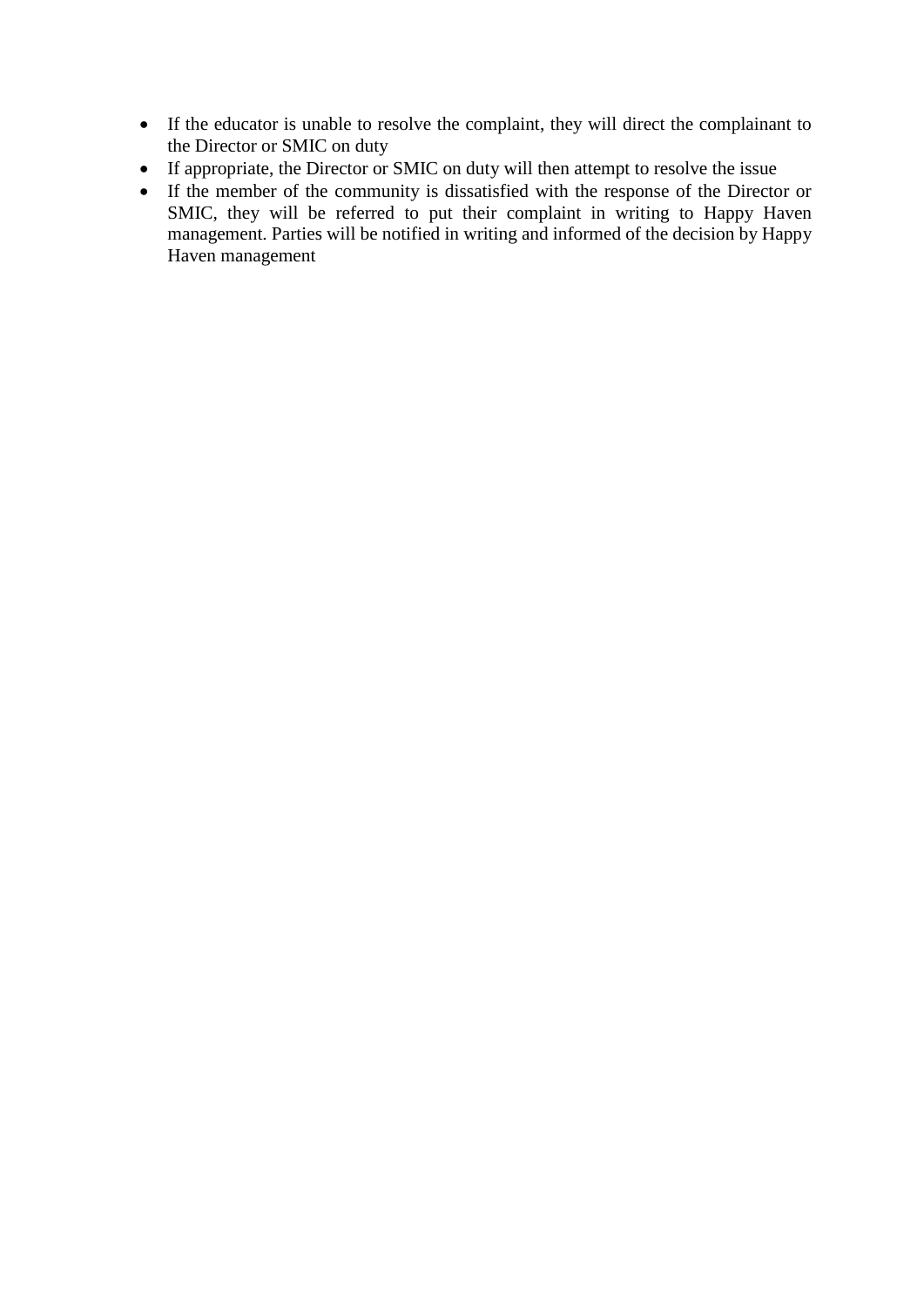- If the educator is unable to resolve the complaint, they will direct the complainant to the Director or SMIC on duty
- If appropriate, the Director or SMIC on duty will then attempt to resolve the issue
- If the member of the community is dissatisfied with the response of the Director or SMIC, they will be referred to put their complaint in writing to Happy Haven management. Parties will be notified in writing and informed of the decision by Happy Haven management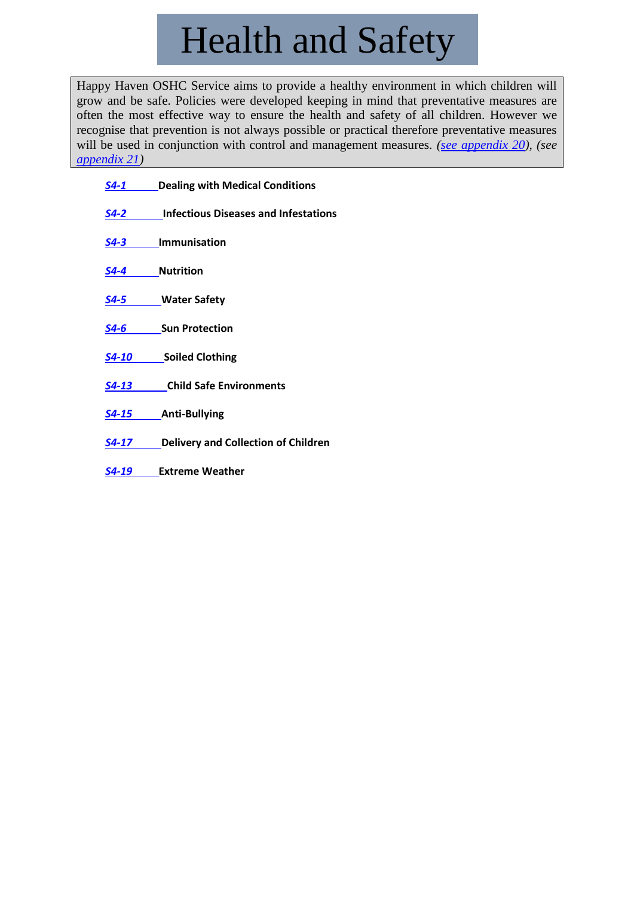# Health and Safety

Happy Haven OSHC Service aims to provide a healthy environment in which children will grow and be safe. Policies were developed keeping in mind that preventative measures are often the most effective way to ensure the health and safety of all children. However we recognise that prevention is not always possible or practical therefore preventative measures will be used in conjunction with control and management measures. *(see appendix 20), (see appendix 21)*

- ***S4-1*** **Dealing with Medical Conditions**
- ***S4-2*** **Infectious Diseases and Infestations**
- ***S4-3*** **Immunisation**
- ***S4-4*** **Nutrition**
- ***S4-5*** **Water Safety**
- ***S4-6*** **Sun Protection**
- ***S4-10*** **Soiled Clothing**
- ***S4-13*** **Child Safe Environments**
- ***S4-15*** **Anti-Bullying**
- ***S4-17*** **Delivery and Collection of Children**
- ***S4-19*** **Extreme Weather**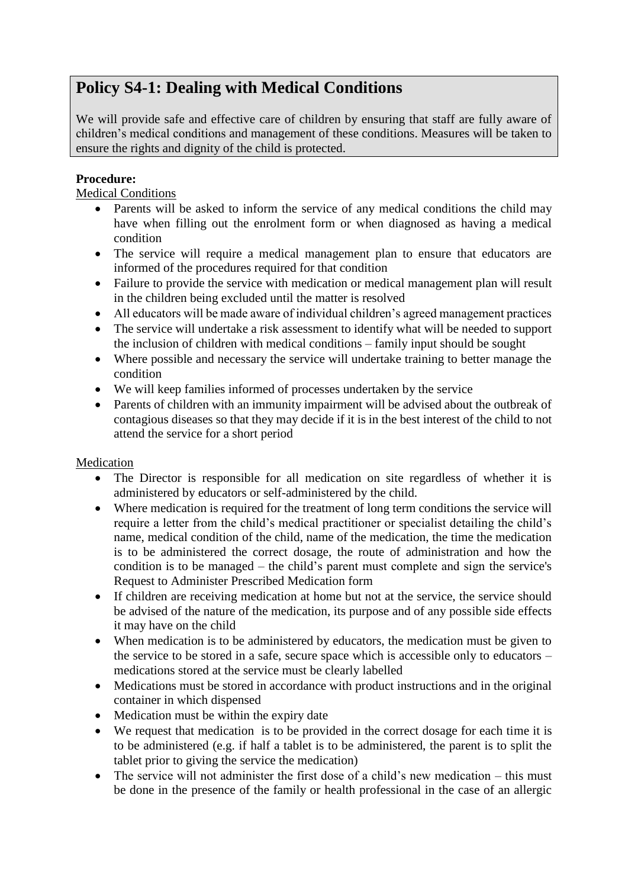## Policy S4-1: Dealing with Medical Conditions

We will provide safe and effective care of children by ensuring that staff are fully aware of children's medical conditions and management of these conditions. Measures will be taken to ensure the rights and dignity of the child is protected.

**Procedure:**

Medical Conditions

- Parents will be asked to inform the service of any medical conditions the child may have when filling out the enrolment form or when diagnosed as having a medical condition
- The service will require a medical management plan to ensure that educators are informed of the procedures required for that condition
- Failure to provide the service with medication or medical management plan will result in the children being excluded until the matter is resolved
- All educators will be made aware of individual children's agreed management practices
- The service will undertake a risk assessment to identify what will be needed to support the inclusion of children with medical conditions – family input should be sought
- Where possible and necessary the service will undertake training to better manage the condition
- We will keep families informed of processes undertaken by the service
- Parents of children with an immunity impairment will be advised about the outbreak of contagious diseases so that they may decide if it is in the best interest of the child to not attend the service for a short period

Medication

- The Director is responsible for all medication on site regardless of whether it is administered by educators or self-administered by the child.
- Where medication is required for the treatment of long term conditions the service will require a letter from the child's medical practitioner or specialist detailing the child's name, medical condition of the child, name of the medication, the time the medication is to be administered the correct dosage, the route of administration and how the condition is to be managed – the child's parent must complete and sign the service's Request to Administer Prescribed Medication form
- If children are receiving medication at home but not at the service, the service should be advised of the nature of the medication, its purpose and of any possible side effects it may have on the child
- When medication is to be administered by educators, the medication must be given to the service to be stored in a safe, secure space which is accessible only to educators – medications stored at the service must be clearly labelled
- Medications must be stored in accordance with product instructions and in the original container in which dispensed
- Medication must be within the expiry date
- We request that medication is to be provided in the correct dosage for each time it is to be administered (e.g. if half a tablet is to be administered, the parent is to split the tablet prior to giving the service the medication)
- The service will not administer the first dose of a child's new medication – this must be done in the presence of the family or health professional in the case of an allergic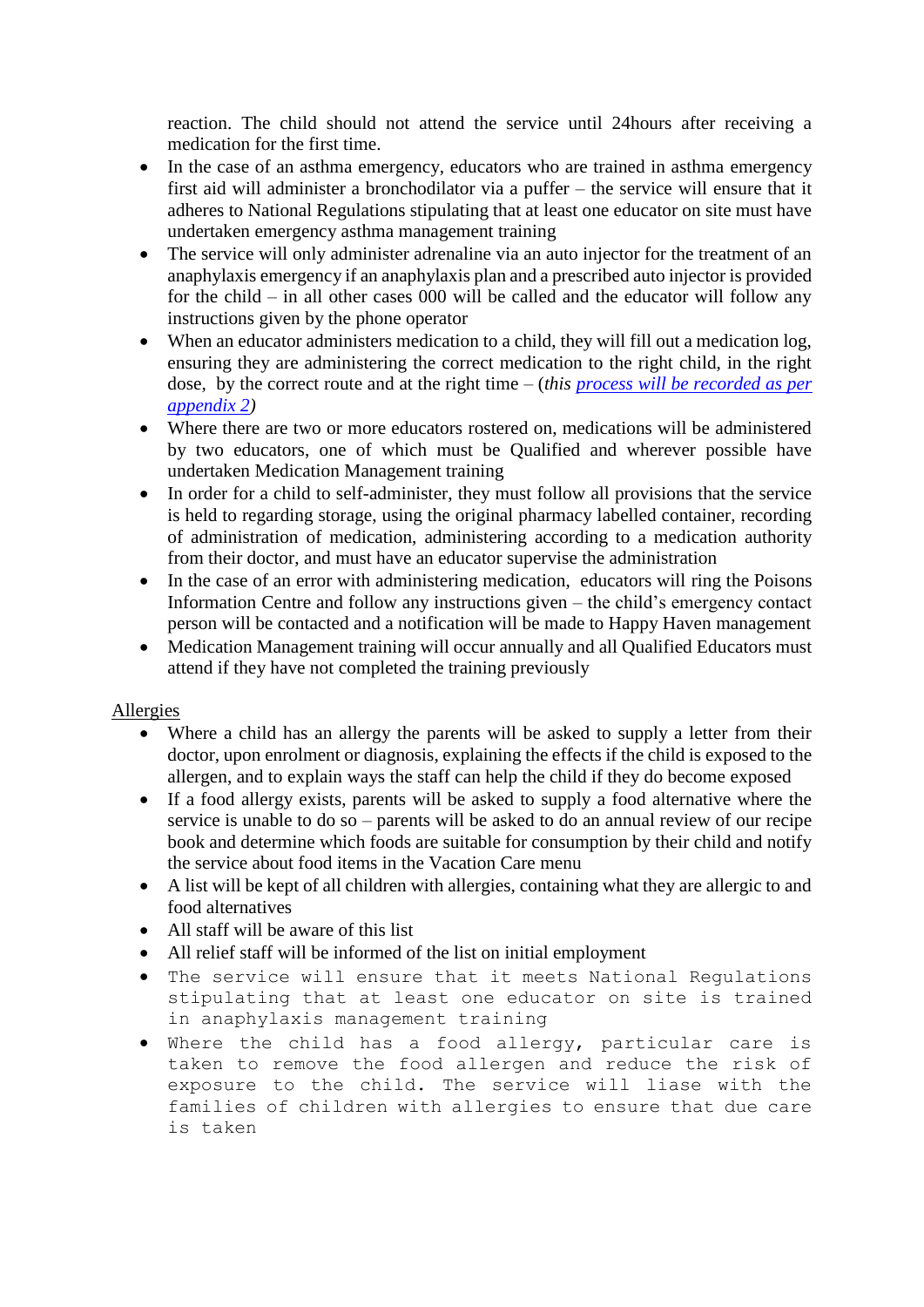reaction. The child should not attend the service until 24hours after receiving a medication for the first time.

- In the case of an asthma emergency, educators who are trained in asthma emergency first aid will administer a bronchodilator via a puffer – the service will ensure that it adheres to National Regulations stipulating that at least one educator on site must have undertaken emergency asthma management training
- The service will only administer adrenaline via an auto injector for the treatment of an anaphylaxis emergency if an anaphylaxis plan and a prescribed auto injector is provided for the child – in all other cases 000 will be called and the educator will follow any instructions given by the phone operator
- When an educator administers medication to a child, they will fill out a medication log, ensuring they are administering the correct medication to the right child, in the right dose, by the correct route and at the right time – (*this process will be recorded as per appendix 2*)
- Where there are two or more educators rostered on, medications will be administered by two educators, one of which must be Qualified and wherever possible have undertaken Medication Management training
- In order for a child to self-administer, they must follow all provisions that the service is held to regarding storage, using the original pharmacy labelled container, recording of administration of medication, administering according to a medication authority from their doctor, and must have an educator supervise the administration
- In the case of an error with administering medication, educators will ring the Poisons Information Centre and follow any instructions given – the child's emergency contact person will be contacted and a notification will be made to Happy Haven management
- Medication Management training will occur annually and all Qualified Educators must attend if they have not completed the training previously

Allergies

- Where a child has an allergy the parents will be asked to supply a letter from their doctor, upon enrolment or diagnosis, explaining the effects if the child is exposed to the allergen, and to explain ways the staff can help the child if they do become exposed
- If a food allergy exists, parents will be asked to supply a food alternative where the service is unable to do so – parents will be asked to do an annual review of our recipe book and determine which foods are suitable for consumption by their child and notify the service about food items in the Vacation Care menu
- A list will be kept of all children with allergies, containing what they are allergic to and food alternatives
- All staff will be aware of this list
- All relief staff will be informed of the list on initial employment
- The service will ensure that it meets National Regulations stipulating that at least one educator on site is trained in anaphylaxis management training
- Where the child has a food allergy, particular care is taken to remove the food allergen and reduce the risk of exposure to the child. The service will liase with the families of children with allergies to ensure that due care is taken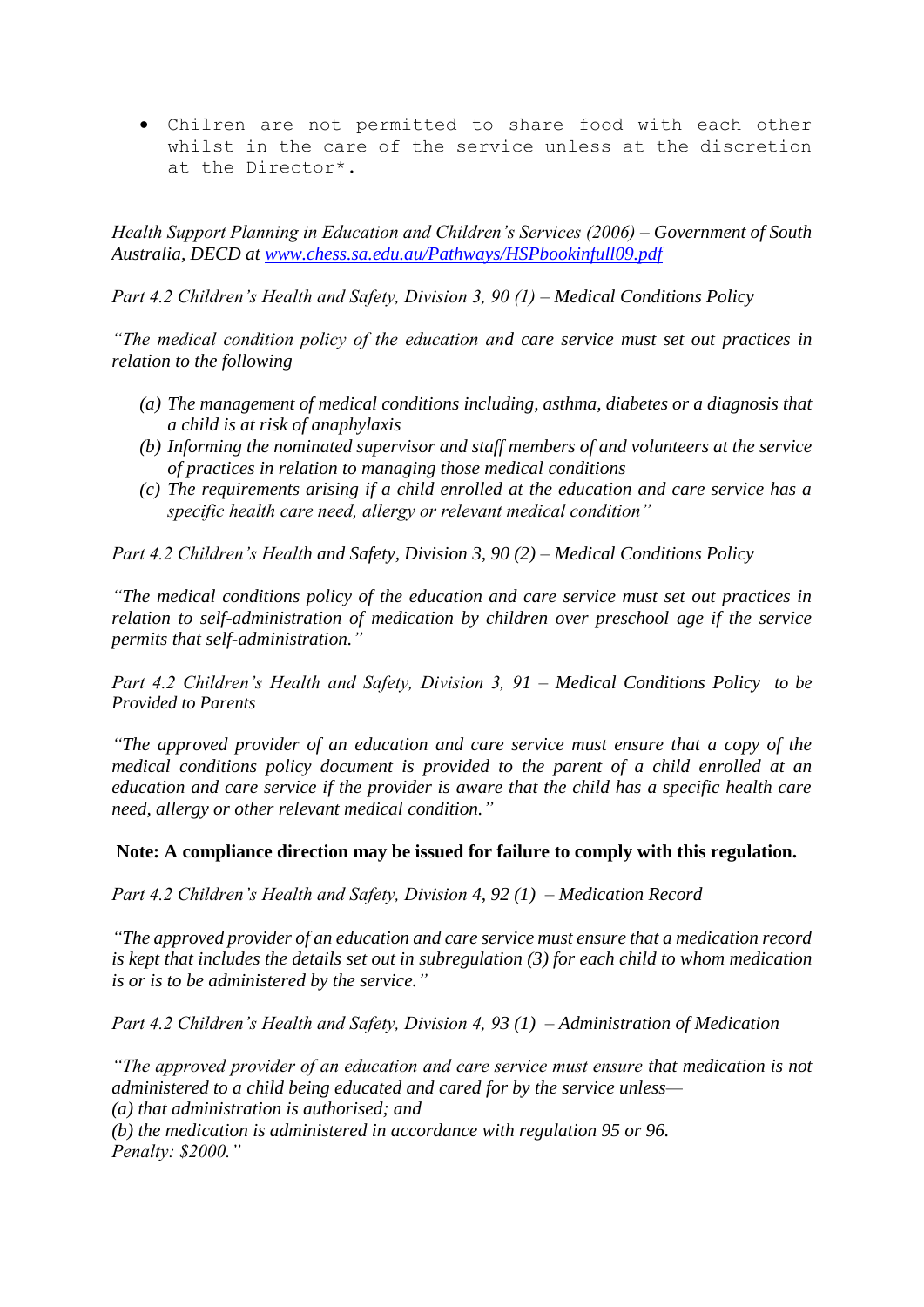- Chilren are not permitted to share food with each other whilst in the care of the service unless at the discretion at the Director*.

*Health Support Planning in Education and Children's Services (2006) – Government of South Australia, DECD at [www.chess.sa.edu.au/Pathways/HSPbookinfull09.pdf](www.chess.sa.edu.au/Pathways/HSPbookinfull09.pdf)*

*Part 4.2 Children's Health and Safety, Division 3, 90 (1) – Medical Conditions Policy*

*"The medical condition policy of the education and care service must set out practices in relation to the following*

*(a) The management of medical conditions including, asthma, diabetes or a diagnosis that a child is at risk of anaphylaxis*
*(b) Informing the nominated supervisor and staff members of and volunteers at the service of practices in relation to managing those medical conditions*
*(c) The requirements arising if a child enrolled at the education and care service has a specific health care need, allergy or relevant medical condition"*

*Part 4.2 Children's Health and Safety, Division 3, 90 (2) – Medical Conditions Policy*

*"The medical conditions policy of the education and care service must set out practices in relation to self-administration of medication by children over preschool age if the service permits that self-administration."*

*Part 4.2 Children's Health and Safety, Division 3, 91 – Medical Conditions Policy to be Provided to Parents*

*"The approved provider of an education and care service must ensure that a copy of the medical conditions policy document is provided to the parent of a child enrolled at an education and care service if the provider is aware that the child has a specific health care need, allergy or other relevant medical condition."*

**Note: A compliance direction may be issued for failure to comply with this regulation.**

*Part 4.2 Children's Health and Safety, Division 4, 92 (1) – Medication Record*

*"The approved provider of an education and care service must ensure that a medication record is kept that includes the details set out in subregulation (3) for each child to whom medication is or is to be administered by the service."*

*Part 4.2 Children's Health and Safety, Division 4, 93 (1) – Administration of Medication*

*"The approved provider of an education and care service must ensure that medication is not administered to a child being educated and cared for by the service unless—*
*(a) that administration is authorised; and*
*(b) the medication is administered in accordance with regulation 95 or 96.*
*Penalty: $2000."*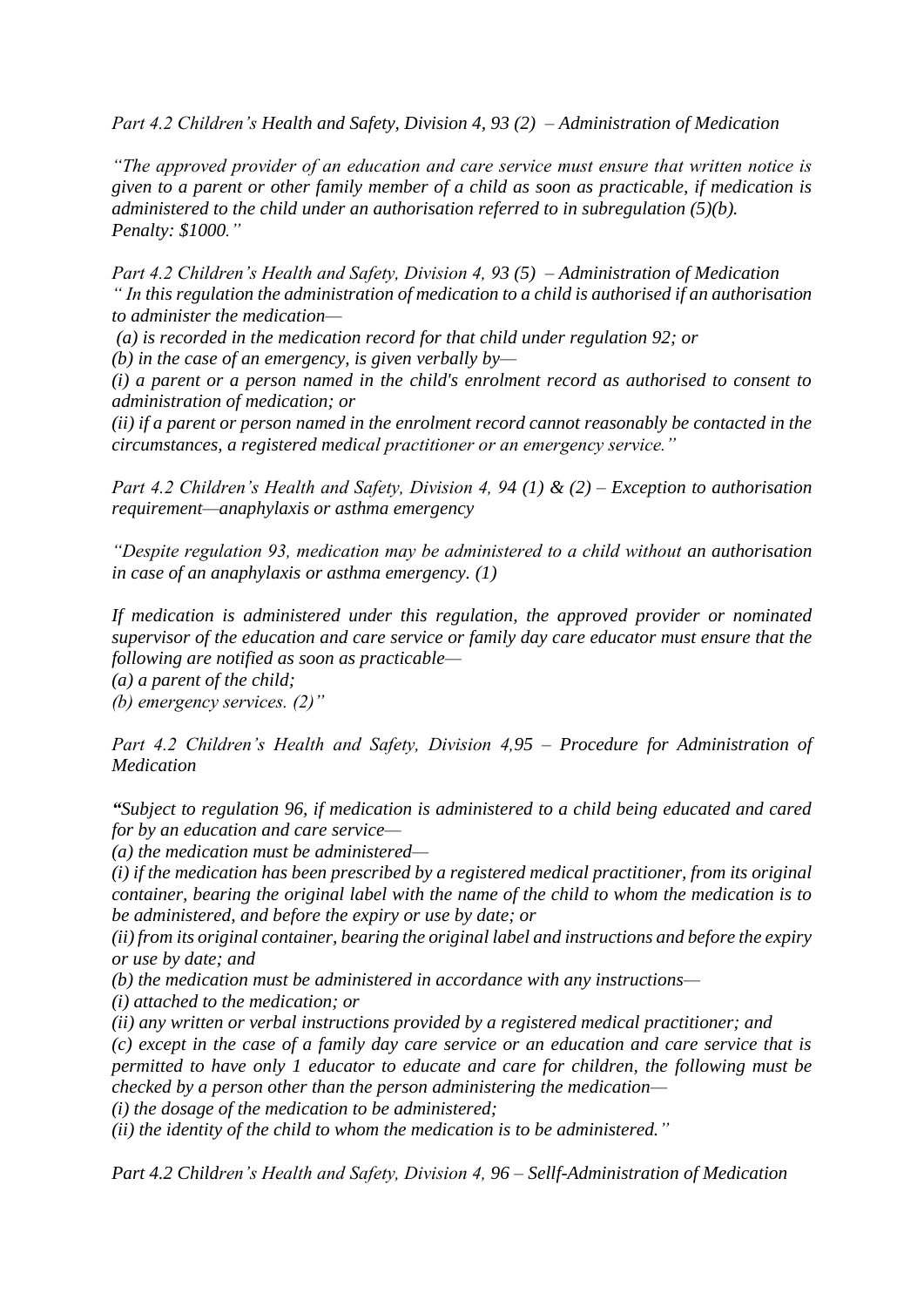*Part 4.2 Children's Health and Safety, Division 4, 93 (2) – Administration of Medication*

*"The approved provider of an education and care service must ensure that written notice is given to a parent or other family member of a child as soon as practicable, if medication is administered to the child under an authorisation referred to in subregulation (5)(b). Penalty: $1000."*

*Part 4.2 Children's Health and Safety, Division 4, 93 (5) – Administration of Medication*
*" In this regulation the administration of medication to a child is authorised if an authorisation to administer the medication—*

*(a) is recorded in the medication record for that child under regulation 92; or*

*(b) in the case of an emergency, is given verbally by—*

*(i) a parent or a person named in the child's enrolment record as authorised to consent to administration of medication; or*

*(ii) if a parent or person named in the enrolment record cannot reasonably be contacted in the circumstances, a registered medical practitioner or an emergency service."*

*Part 4.2 Children's Health and Safety, Division 4, 94 (1) & (2) – Exception to authorisation requirement—anaphylaxis or asthma emergency*

*"Despite regulation 93, medication may be administered to a child without an authorisation in case of an anaphylaxis or asthma emergency. (1)*

*If medication is administered under this regulation, the approved provider or nominated supervisor of the education and care service or family day care educator must ensure that the following are notified as soon as practicable—*

*(a) a parent of the child;*

*(b) emergency services. (2)"*

*Part 4.2 Children's Health and Safety, Division 4,95 – Procedure for Administration of Medication*

*"Subject to regulation 96, if medication is administered to a child being educated and cared for by an education and care service—*

*(a) the medication must be administered—*

*(i) if the medication has been prescribed by a registered medical practitioner, from its original container, bearing the original label with the name of the child to whom the medication is to be administered, and before the expiry or use by date; or*

*(ii) from its original container, bearing the original label and instructions and before the expiry or use by date; and*

*(b) the medication must be administered in accordance with any instructions—*

*(i) attached to the medication; or*

*(ii) any written or verbal instructions provided by a registered medical practitioner; and*

*(c) except in the case of a family day care service or an education and care service that is permitted to have only 1 educator to educate and care for children, the following must be checked by a person other than the person administering the medication—*

*(i) the dosage of the medication to be administered;*

*(ii) the identity of the child to whom the medication is to be administered."*

*Part 4.2 Children's Health and Safety, Division 4, 96 – Sellf-Administration of Medication*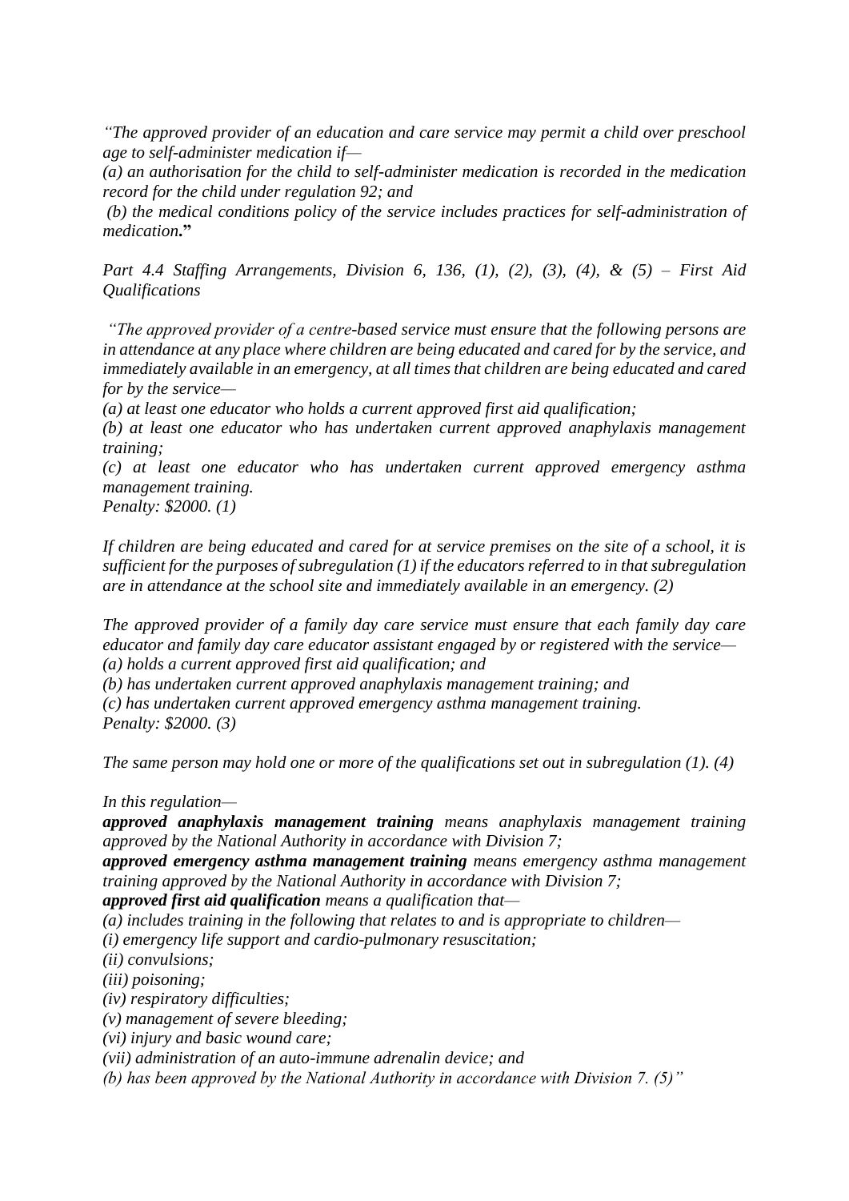*"The approved provider of an education and care service may permit a child over preschool age to self-administer medication if—*

*(a) an authorisation for the child to self-administer medication is recorded in the medication record for the child under regulation 92; and*

*(b) the medical conditions policy of the service includes practices for self-administration of medication.*"

*Part 4.4 Staffing Arrangements, Division 6, 136, (1), (2), (3), (4), & (5) – First Aid Qualifications*

*"The approved provider of a centre-based service must ensure that the following persons are in attendance at any place where children are being educated and cared for by the service, and immediately available in an emergency, at all times that children are being educated and cared for by the service—*

*(a) at least one educator who holds a current approved first aid qualification;*

*(b) at least one educator who has undertaken current approved anaphylaxis management training;*

*(c) at least one educator who has undertaken current approved emergency asthma management training.*

*Penalty: $2000. (1)*

*If children are being educated and cared for at service premises on the site of a school, it is sufficient for the purposes of subregulation (1) if the educators referred to in that subregulation are in attendance at the school site and immediately available in an emergency. (2)*

*The approved provider of a family day care service must ensure that each family day care educator and family day care educator assistant engaged by or registered with the service—*

*(a) holds a current approved first aid qualification; and*

*(b) has undertaken current approved anaphylaxis management training; and*

*(c) has undertaken current approved emergency asthma management training.*

*Penalty: $2000. (3)*

*The same person may hold one or more of the qualifications set out in subregulation (1). (4)*

*In this regulation—*

***approved anaphylaxis management training*** *means anaphylaxis management training approved by the National Authority in accordance with Division 7;*

***approved emergency asthma management training*** *means emergency asthma management training approved by the National Authority in accordance with Division 7;*

***approved first aid qualification*** *means a qualification that—*

*(a) includes training in the following that relates to and is appropriate to children—*

*(i) emergency life support and cardio-pulmonary resuscitation;*

*(ii) convulsions;*

*(iii) poisoning;*

*(iv) respiratory difficulties;*

*(v) management of severe bleeding;*

*(vi) injury and basic wound care;*

*(vii) administration of an auto-immune adrenalin device; and*

*(b) has been approved by the National Authority in accordance with Division 7. (5)"*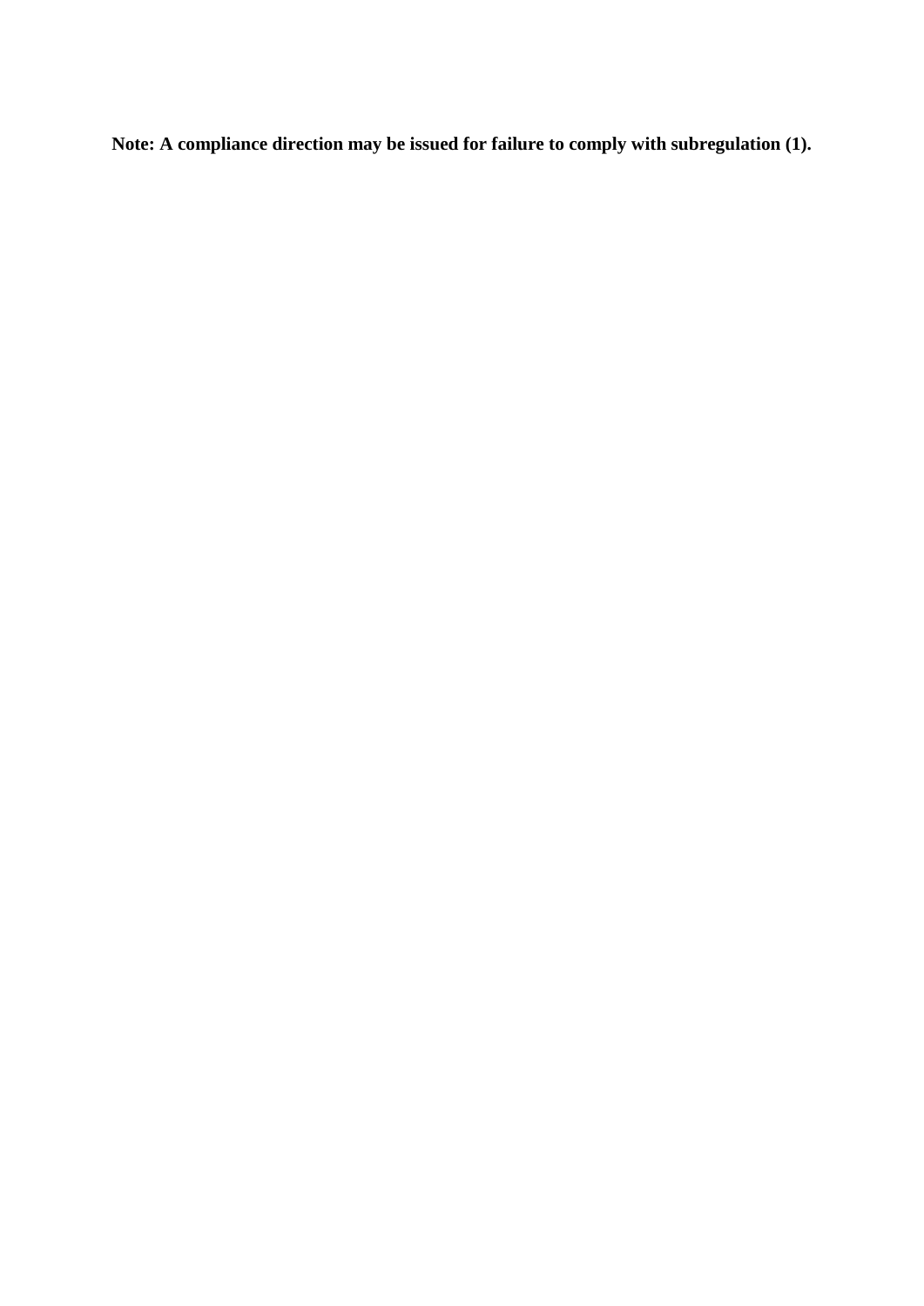**Note: A compliance direction may be issued for failure to comply with subregulation (1).**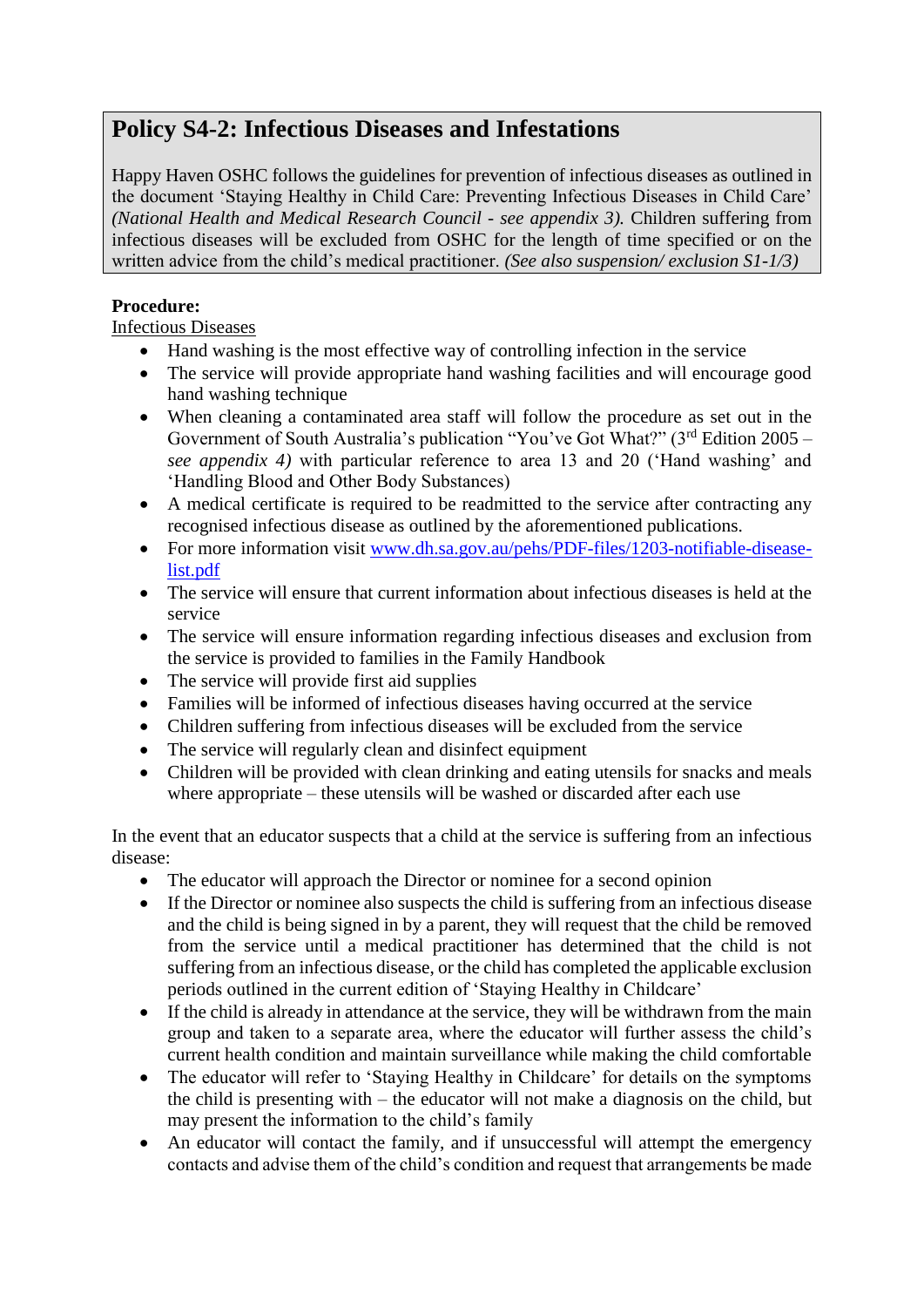## Policy S4-2: Infectious Diseases and Infestations

Happy Haven OSHC follows the guidelines for prevention of infectious diseases as outlined in the document 'Staying Healthy in Child Care: Preventing Infectious Diseases in Child Care' *(National Health and Medical Research Council - see appendix 3).* Children suffering from infectious diseases will be excluded from OSHC for the length of time specified or on the written advice from the child's medical practitioner. *(See also suspension/ exclusion S1-1/3)*

**Procedure:**

Infectious Diseases

- Hand washing is the most effective way of controlling infection in the service
- The service will provide appropriate hand washing facilities and will encourage good hand washing technique
- When cleaning a contaminated area staff will follow the procedure as set out in the Government of South Australia's publication "You've Got What?" (3rd Edition 2005 – *see appendix 4)* with particular reference to area 13 and 20 ('Hand washing' and 'Handling Blood and Other Body Substances)
- A medical certificate is required to be readmitted to the service after contracting any recognised infectious disease as outlined by the aforementioned publications.
- For more information visit [www.dh.sa.gov.au/pehs/PDF-files/1203-notifiable-disease-list.pdf](www.dh.sa.gov.au/pehs/PDF-files/1203-notifiable-disease-list.pdf)
- The service will ensure that current information about infectious diseases is held at the service
- The service will ensure information regarding infectious diseases and exclusion from the service is provided to families in the Family Handbook
- The service will provide first aid supplies
- Families will be informed of infectious diseases having occurred at the service
- Children suffering from infectious diseases will be excluded from the service
- The service will regularly clean and disinfect equipment
- Children will be provided with clean drinking and eating utensils for snacks and meals where appropriate – these utensils will be washed or discarded after each use

In the event that an educator suspects that a child at the service is suffering from an infectious disease:

- The educator will approach the Director or nominee for a second opinion
- If the Director or nominee also suspects the child is suffering from an infectious disease and the child is being signed in by a parent, they will request that the child be removed from the service until a medical practitioner has determined that the child is not suffering from an infectious disease, or the child has completed the applicable exclusion periods outlined in the current edition of 'Staying Healthy in Childcare'
- If the child is already in attendance at the service, they will be withdrawn from the main group and taken to a separate area, where the educator will further assess the child's current health condition and maintain surveillance while making the child comfortable
- The educator will refer to 'Staying Healthy in Childcare' for details on the symptoms the child is presenting with – the educator will not make a diagnosis on the child, but may present the information to the child's family
- An educator will contact the family, and if unsuccessful will attempt the emergency contacts and advise them of the child's condition and request that arrangements be made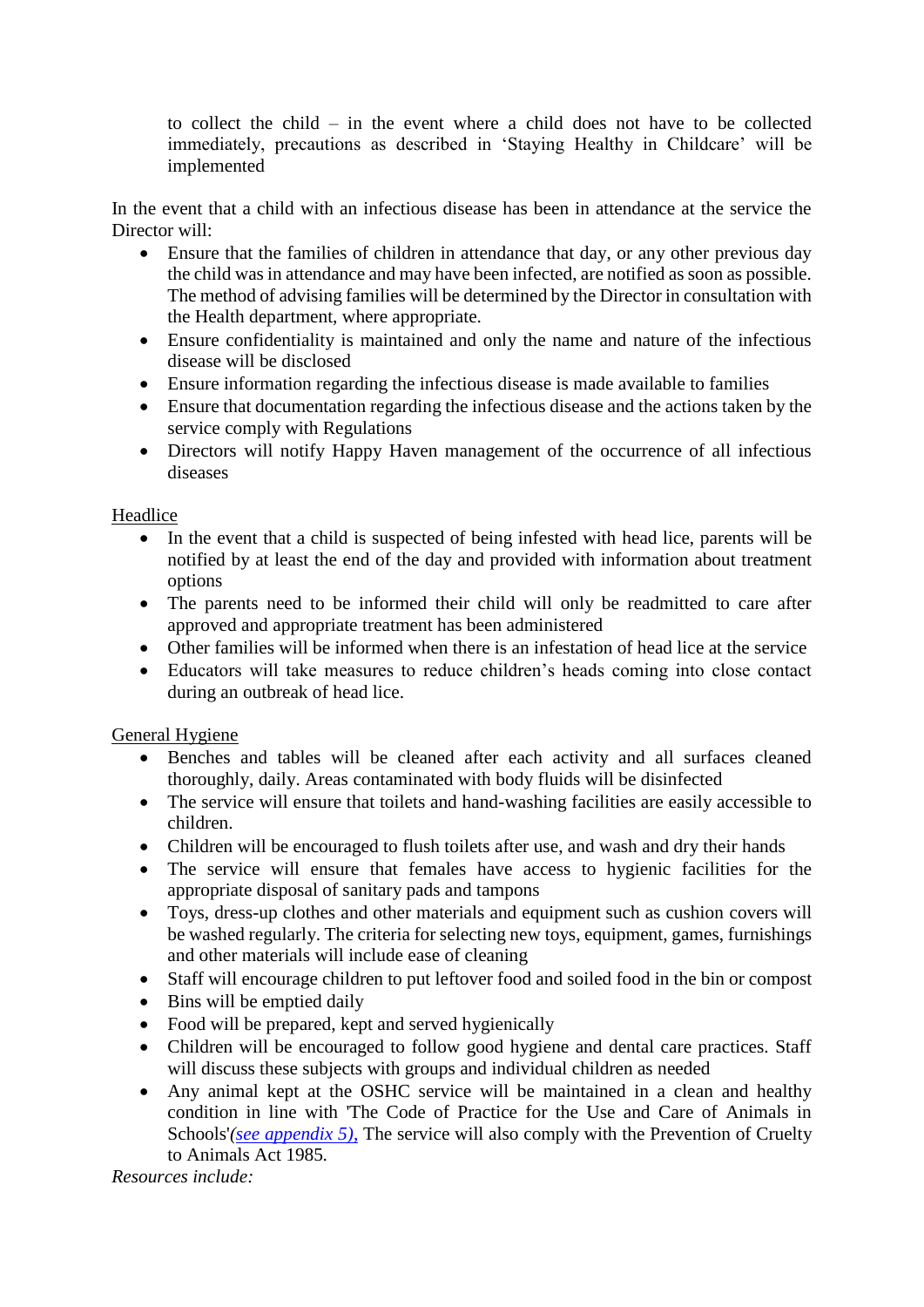to collect the child – in the event where a child does not have to be collected immediately, precautions as described in 'Staying Healthy in Childcare' will be implemented

In the event that a child with an infectious disease has been in attendance at the service the Director will:

- Ensure that the families of children in attendance that day, or any other previous day the child was in attendance and may have been infected, are notified as soon as possible. The method of advising families will be determined by the Director in consultation with the Health department, where appropriate.
- Ensure confidentiality is maintained and only the name and nature of the infectious disease will be disclosed
- Ensure information regarding the infectious disease is made available to families
- Ensure that documentation regarding the infectious disease and the actions taken by the service comply with Regulations
- Directors will notify Happy Haven management of the occurrence of all infectious diseases

<u>Headlice</u>

- In the event that a child is suspected of being infested with head lice, parents will be notified by at least the end of the day and provided with information about treatment options
- The parents need to be informed their child will only be readmitted to care after approved and appropriate treatment has been administered
- Other families will be informed when there is an infestation of head lice at the service
- Educators will take measures to reduce children's heads coming into close contact during an outbreak of head lice.

<u>General Hygiene</u>

- Benches and tables will be cleaned after each activity and all surfaces cleaned thoroughly, daily. Areas contaminated with body fluids will be disinfected
- The service will ensure that toilets and hand-washing facilities are easily accessible to children.
- Children will be encouraged to flush toilets after use, and wash and dry their hands
- The service will ensure that females have access to hygienic facilities for the appropriate disposal of sanitary pads and tampons
- Toys, dress-up clothes and other materials and equipment such as cushion covers will be washed regularly. The criteria for selecting new toys, equipment, games, furnishings and other materials will include ease of cleaning
- Staff will encourage children to put leftover food and soiled food in the bin or compost
- Bins will be emptied daily
- Food will be prepared, kept and served hygienically
- Children will be encouraged to follow good hygiene and dental care practices. Staff will discuss these subjects with groups and individual children as needed
- Any animal kept at the OSHC service will be maintained in a clean and healthy condition in line with 'The Code of Practice for the Use and Care of Animals in Schools'*(see appendix 5)*, The service will also comply with the Prevention of Cruelty to Animals Act 1985.

*Resources include:*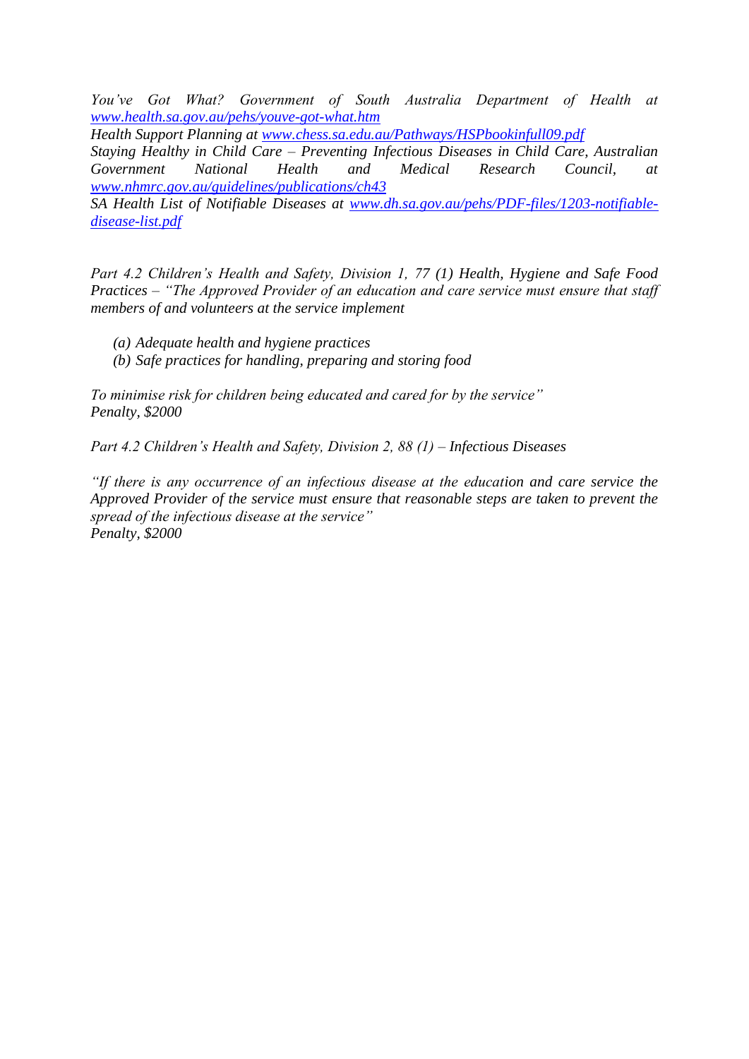*You've Got What? Government of South Australia Department of Health at [www.health.sa.gov.au/pehs/youve-got-what.htm](www.health.sa.gov.au/pehs/youve-got-what.htm)*
*Health Support Planning at [www.chess.sa.edu.au/Pathways/HSPbookinfull09.pdf](www.chess.sa.edu.au/Pathways/HSPbookinfull09.pdf)*
*Staying Healthy in Child Care – Preventing Infectious Diseases in Child Care, Australian Government National Health and Medical Research Council, at [www.nhmrc.gov.au/guidelines/publications/ch43](www.nhmrc.gov.au/guidelines/publications/ch43)*
*SA Health List of Notifiable Diseases at [www.dh.sa.gov.au/pehs/PDF-files/1203-notifiable-disease-list.pdf](www.dh.sa.gov.au/pehs/PDF-files/1203-notifiable-disease-list.pdf)*

*Part 4.2 Children's Health and Safety, Division 1, 77 (1) Health, Hygiene and Safe Food Practices – "The Approved Provider of an education and care service must ensure that staff members of and volunteers at the service implement*

*(a) Adequate health and hygiene practices*
*(b) Safe practices for handling, preparing and storing food*

*To minimise risk for children being educated and cared for by the service"*
*Penalty, $2000*

*Part 4.2 Children's Health and Safety, Division 2, 88 (1) – Infectious Diseases*

*"If there is any occurrence of an infectious disease at the education and care service the Approved Provider of the service must ensure that reasonable steps are taken to prevent the spread of the infectious disease at the service"*
*Penalty, $2000*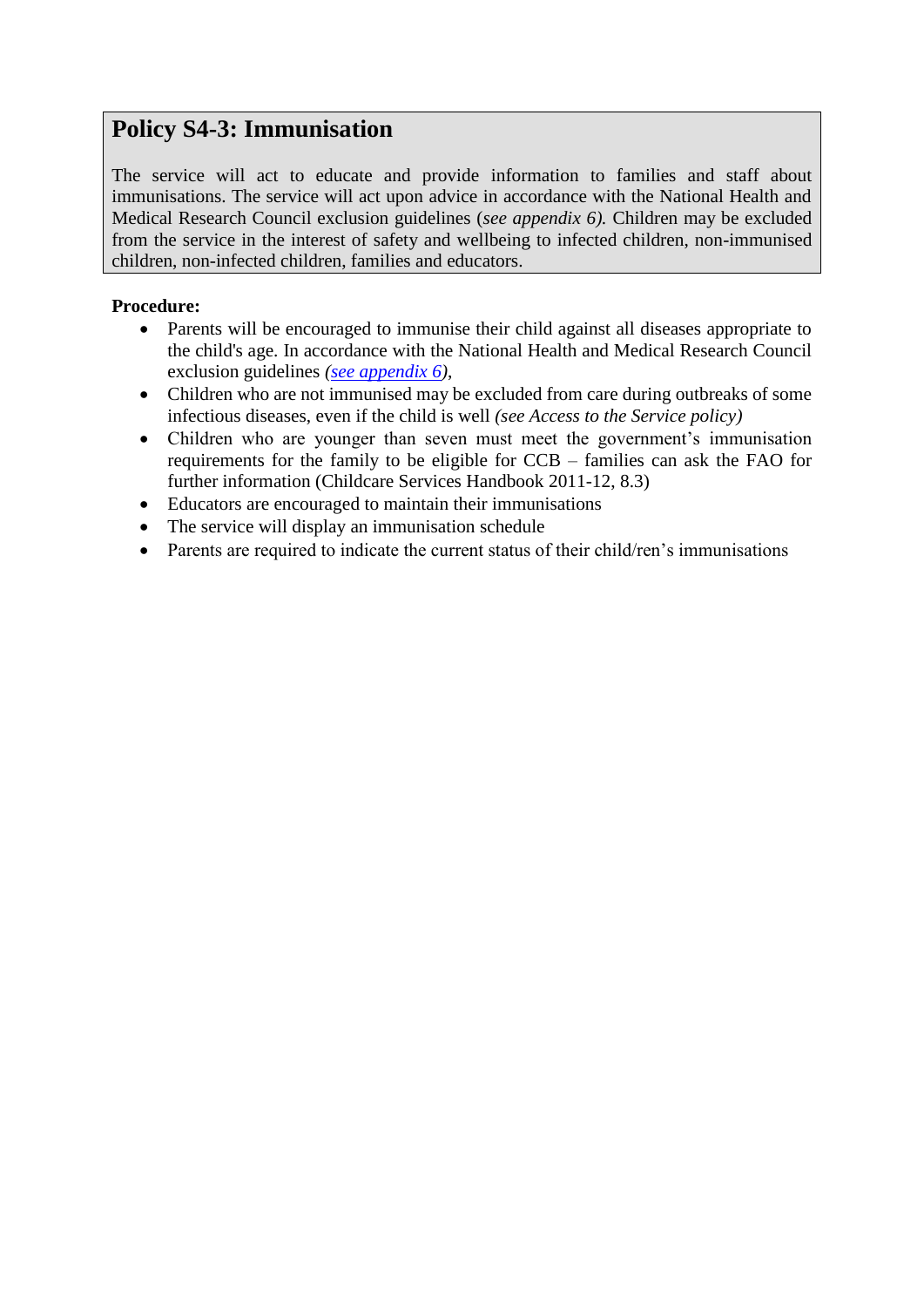## Policy S4-3: Immunisation

The service will act to educate and provide information to families and staff about immunisations. The service will act upon advice in accordance with the National Health and Medical Research Council exclusion guidelines (*see appendix 6).* Children may be excluded from the service in the interest of safety and wellbeing to infected children, non-immunised children, non-infected children, families and educators.

**Procedure:**

- Parents will be encouraged to immunise their child against all diseases appropriate to the child's age. In accordance with the National Health and Medical Research Council exclusion guidelines *(see appendix 6)*,
- Children who are not immunised may be excluded from care during outbreaks of some infectious diseases, even if the child is well *(see Access to the Service policy)*
- Children who are younger than seven must meet the government's immunisation requirements for the family to be eligible for CCB – families can ask the FAO for further information (Childcare Services Handbook 2011-12, 8.3)
- Educators are encouraged to maintain their immunisations
- The service will display an immunisation schedule
- Parents are required to indicate the current status of their child/ren's immunisations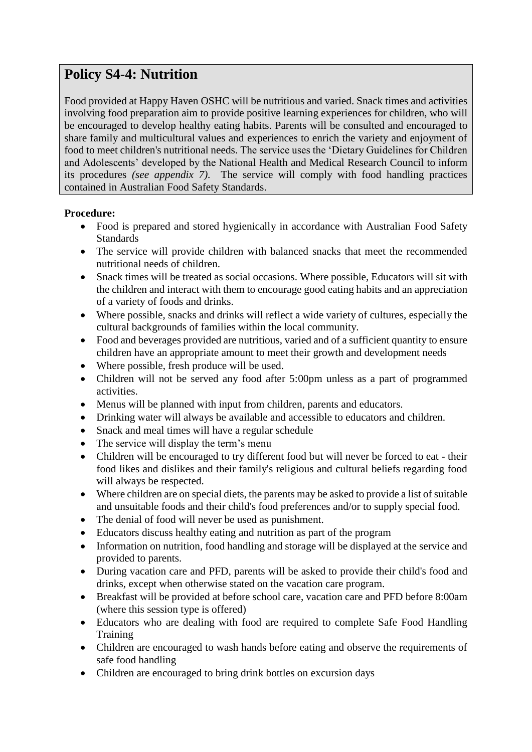## Policy S4-4: Nutrition

Food provided at Happy Haven OSHC will be nutritious and varied. Snack times and activities involving food preparation aim to provide positive learning experiences for children, who will be encouraged to develop healthy eating habits. Parents will be consulted and encouraged to share family and multicultural values and experiences to enrich the variety and enjoyment of food to meet children's nutritional needs. The service uses the 'Dietary Guidelines for Children and Adolescents' developed by the National Health and Medical Research Council to inform its procedures *(see appendix 7)*. The service will comply with food handling practices contained in Australian Food Safety Standards.

**Procedure:**

- Food is prepared and stored hygienically in accordance with Australian Food Safety Standards
- The service will provide children with balanced snacks that meet the recommended nutritional needs of children.
- Snack times will be treated as social occasions. Where possible, Educators will sit with the children and interact with them to encourage good eating habits and an appreciation of a variety of foods and drinks.
- Where possible, snacks and drinks will reflect a wide variety of cultures, especially the cultural backgrounds of families within the local community.
- Food and beverages provided are nutritious, varied and of a sufficient quantity to ensure children have an appropriate amount to meet their growth and development needs
- Where possible, fresh produce will be used.
- Children will not be served any food after 5:00pm unless as a part of programmed activities.
- Menus will be planned with input from children, parents and educators.
- Drinking water will always be available and accessible to educators and children.
- Snack and meal times will have a regular schedule
- The service will display the term's menu
- Children will be encouraged to try different food but will never be forced to eat - their food likes and dislikes and their family's religious and cultural beliefs regarding food will always be respected.
- Where children are on special diets, the parents may be asked to provide a list of suitable and unsuitable foods and their child's food preferences and/or to supply special food.
- The denial of food will never be used as punishment.
- Educators discuss healthy eating and nutrition as part of the program
- Information on nutrition, food handling and storage will be displayed at the service and provided to parents.
- During vacation care and PFD, parents will be asked to provide their child's food and drinks, except when otherwise stated on the vacation care program.
- Breakfast will be provided at before school care, vacation care and PFD before 8:00am (where this session type is offered)
- Educators who are dealing with food are required to complete Safe Food Handling Training
- Children are encouraged to wash hands before eating and observe the requirements of safe food handling
- Children are encouraged to bring drink bottles on excursion days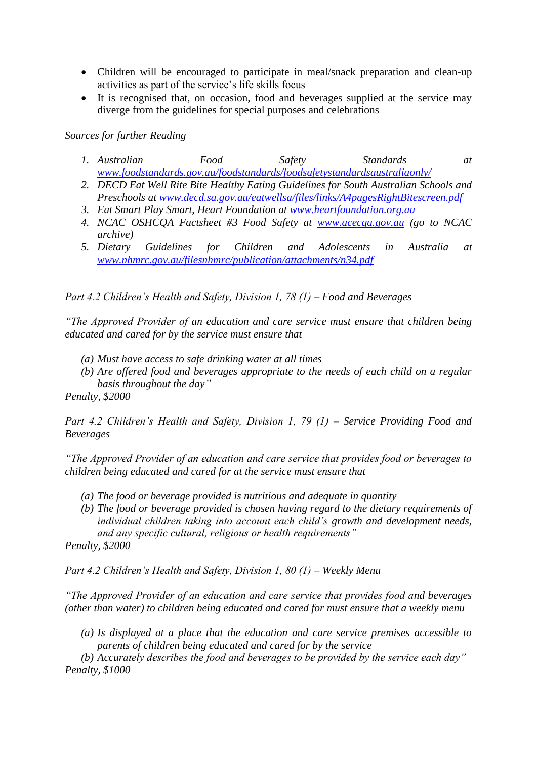- Children will be encouraged to participate in meal/snack preparation and clean-up activities as part of the service's life skills focus
- It is recognised that, on occasion, food and beverages supplied at the service may diverge from the guidelines for special purposes and celebrations

*Sources for further Reading*

1. *Australian Food Safety Standards at [www.foodstandards.gov.au/foodstandards/foodsafetystandardsaustraliaonly/](www.foodstandards.gov.au/foodstandards/foodsafetystandardsaustraliaonly/)*
2. *DECD Eat Well Rite Bite Healthy Eating Guidelines for South Australian Schools and Preschools at [www.decd.sa.gov.au/eatwellsa/files/links/A4pagesRightBitescreen.pdf](www.decd.sa.gov.au/eatwellsa/files/links/A4pagesRightBitescreen.pdf)*
3. *Eat Smart Play Smart, Heart Foundation at [www.heartfoundation.org.au](www.heartfoundation.org.au)*
4. *NCAC OSHCQA Factsheet #3 Food Safety at [www.acecqa.gov.au](www.acecqa.gov.au) (go to NCAC archive)*
5. *Dietary Guidelines for Children and Adolescents in Australia at [www.nhmrc.gov.au/filesnhmrc/publication/attachments/n34.pdf](www.nhmrc.gov.au/filesnhmrc/publication/attachments/n34.pdf)*

*Part 4.2 Children's Health and Safety, Division 1, 78 (1) – Food and Beverages*

*"The Approved Provider of an education and care service must ensure that children being educated and cared for by the service must ensure that*

*(a) Must have access to safe drinking water at all times*
*(b) Are offered food and beverages appropriate to the needs of each child on a regular basis throughout the day"*

*Penalty, $2000*

*Part 4.2 Children's Health and Safety, Division 1, 79 (1) – Service Providing Food and Beverages*

*"The Approved Provider of an education and care service that provides food or beverages to children being educated and cared for at the service must ensure that*

*(a) The food or beverage provided is nutritious and adequate in quantity*
*(b) The food or beverage provided is chosen having regard to the dietary requirements of individual children taking into account each child's growth and development needs, and any specific cultural, religious or health requirements"*

*Penalty, $2000*

*Part 4.2 Children's Health and Safety, Division 1, 80 (1) – Weekly Menu*

*"The Approved Provider of an education and care service that provides food and beverages (other than water) to children being educated and cared for must ensure that a weekly menu*

*(a) Is displayed at a place that the education and care service premises accessible to parents of children being educated and cared for by the service*
*(b) Accurately describes the food and beverages to be provided by the service each day"*

*Penalty, $1000*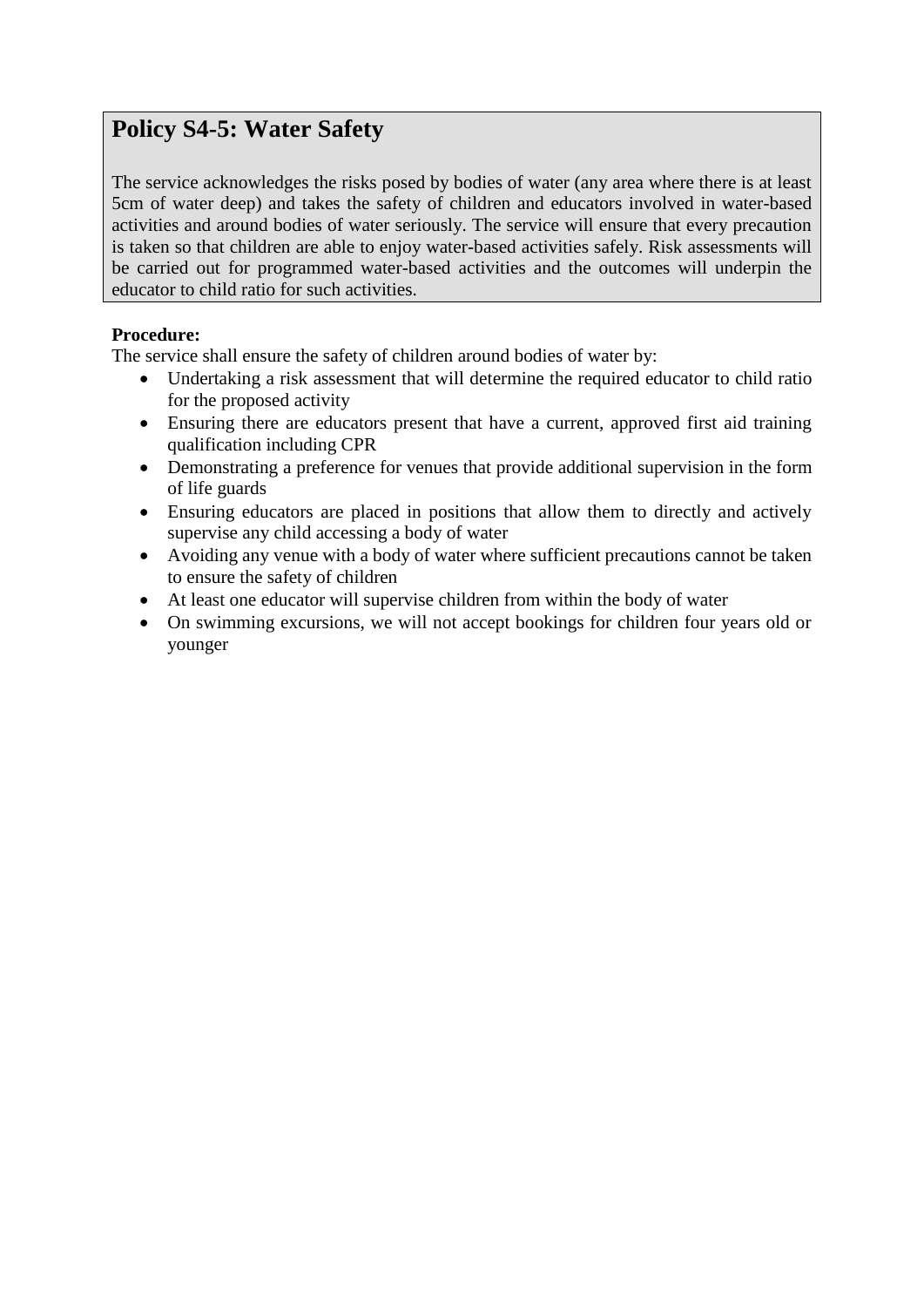## Policy S4-5: Water Safety

The service acknowledges the risks posed by bodies of water (any area where there is at least 5cm of water deep) and takes the safety of children and educators involved in water-based activities and around bodies of water seriously. The service will ensure that every precaution is taken so that children are able to enjoy water-based activities safely. Risk assessments will be carried out for programmed water-based activities and the outcomes will underpin the educator to child ratio for such activities.

**Procedure:**

The service shall ensure the safety of children around bodies of water by:

- Undertaking a risk assessment that will determine the required educator to child ratio for the proposed activity
- Ensuring there are educators present that have a current, approved first aid training qualification including CPR
- Demonstrating a preference for venues that provide additional supervision in the form of life guards
- Ensuring educators are placed in positions that allow them to directly and actively supervise any child accessing a body of water
- Avoiding any venue with a body of water where sufficient precautions cannot be taken to ensure the safety of children
- At least one educator will supervise children from within the body of water
- On swimming excursions, we will not accept bookings for children four years old or younger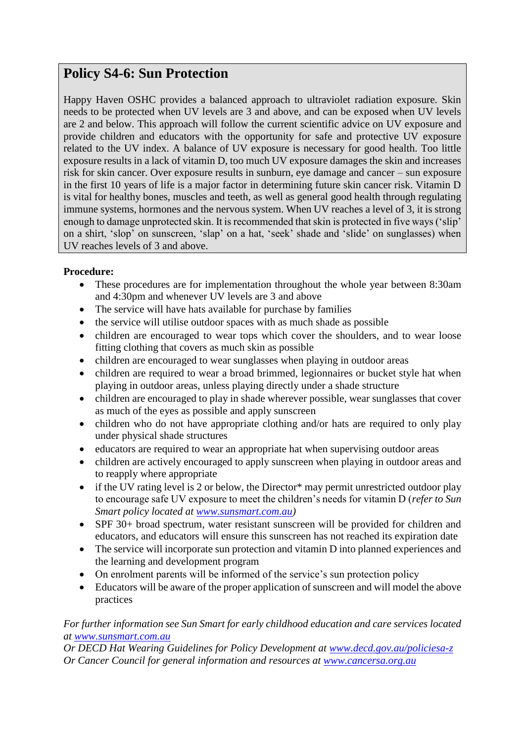## Policy S4-6: Sun Protection

Happy Haven OSHC provides a balanced approach to ultraviolet radiation exposure. Skin needs to be protected when UV levels are 3 and above, and can be exposed when UV levels are 2 and below. This approach will follow the current scientific advice on UV exposure and provide children and educators with the opportunity for safe and protective UV exposure related to the UV index. A balance of UV exposure is necessary for good health. Too little exposure results in a lack of vitamin D, too much UV exposure damages the skin and increases risk for skin cancer. Over exposure results in sunburn, eye damage and cancer – sun exposure in the first 10 years of life is a major factor in determining future skin cancer risk. Vitamin D is vital for healthy bones, muscles and teeth, as well as general good health through regulating immune systems, hormones and the nervous system. When UV reaches a level of 3, it is strong enough to damage unprotected skin. It is recommended that skin is protected in five ways ('slip' on a shirt, 'slop' on sunscreen, 'slap' on a hat, 'seek' shade and 'slide' on sunglasses) when UV reaches levels of 3 and above.

**Procedure:**

- These procedures are for implementation throughout the whole year between 8:30am and 4:30pm and whenever UV levels are 3 and above
- The service will have hats available for purchase by families
- the service will utilise outdoor spaces with as much shade as possible
- children are encouraged to wear tops which cover the shoulders, and to wear loose fitting clothing that covers as much skin as possible
- children are encouraged to wear sunglasses when playing in outdoor areas
- children are required to wear a broad brimmed, legionnaires or bucket style hat when playing in outdoor areas, unless playing directly under a shade structure
- children are encouraged to play in shade wherever possible, wear sunglasses that cover as much of the eyes as possible and apply sunscreen
- children who do not have appropriate clothing and/or hats are required to only play under physical shade structures
- educators are required to wear an appropriate hat when supervising outdoor areas
- children are actively encouraged to apply sunscreen when playing in outdoor areas and to reapply where appropriate
- if the UV rating level is 2 or below, the Director* may permit unrestricted outdoor play to encourage safe UV exposure to meet the children's needs for vitamin D (*refer to Sun Smart policy located at www.sunsmart.com.au*)
- SPF 30+ broad spectrum, water resistant sunscreen will be provided for children and educators, and educators will ensure this sunscreen has not reached its expiration date
- The service will incorporate sun protection and vitamin D into planned experiences and the learning and development program
- On enrolment parents will be informed of the service's sun protection policy
- Educators will be aware of the proper application of sunscreen and will model the above practices

*For further information see Sun Smart for early childhood education and care services located at www.sunsmart.com.au*
*Or DECD Hat Wearing Guidelines for Policy Development at www.decd.gov.au/policiesa-z*
*Or Cancer Council for general information and resources at www.cancersa.org.au*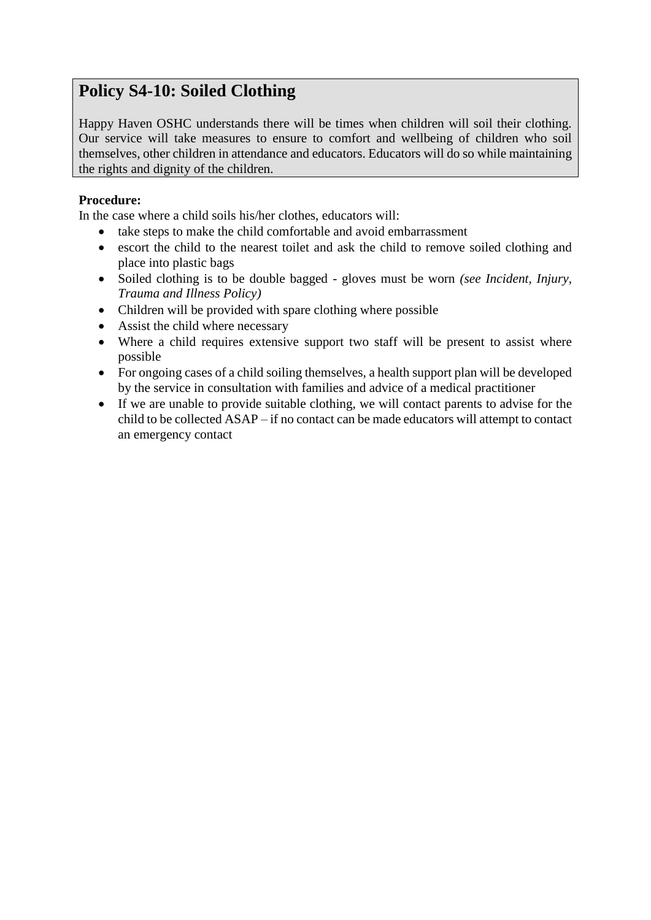# Policy S4-10: Soiled Clothing

Happy Haven OSHC understands there will be times when children will soil their clothing. Our service will take measures to ensure to comfort and wellbeing of children who soil themselves, other children in attendance and educators. Educators will do so while maintaining the rights and dignity of the children.

**Procedure:**

In the case where a child soils his/her clothes, educators will:

- take steps to make the child comfortable and avoid embarrassment
- escort the child to the nearest toilet and ask the child to remove soiled clothing and place into plastic bags
- Soiled clothing is to be double bagged - gloves must be worn *(see Incident, Injury, Trauma and Illness Policy)*
- Children will be provided with spare clothing where possible
- Assist the child where necessary
- Where a child requires extensive support two staff will be present to assist where possible
- For ongoing cases of a child soiling themselves, a health support plan will be developed by the service in consultation with families and advice of a medical practitioner
- If we are unable to provide suitable clothing, we will contact parents to advise for the child to be collected ASAP – if no contact can be made educators will attempt to contact an emergency contact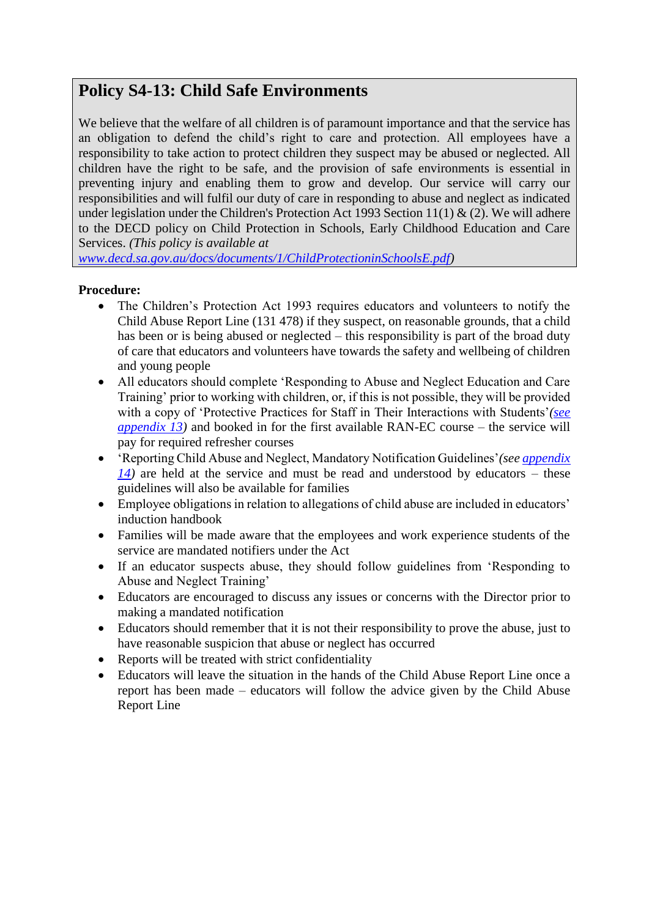## Policy S4-13: Child Safe Environments

We believe that the welfare of all children is of paramount importance and that the service has an obligation to defend the child's right to care and protection. All employees have a responsibility to take action to protect children they suspect may be abused or neglected. All children have the right to be safe, and the provision of safe environments is essential in preventing injury and enabling them to grow and develop. Our service will carry our responsibilities and will fulfil our duty of care in responding to abuse and neglect as indicated under legislation under the Children's Protection Act 1993 Section 11(1) & (2). We will adhere to the DECD policy on Child Protection in Schools, Early Childhood Education and Care Services. *(This policy is available at [www.decd.sa.gov.au/docs/documents/1/ChildProtectioninSchoolsE.pdf](www.decd.sa.gov.au/docs/documents/1/ChildProtectioninSchoolsE.pdf))*

**Procedure:**

- The Children's Protection Act 1993 requires educators and volunteers to notify the Child Abuse Report Line (131 478) if they suspect, on reasonable grounds, that a child has been or is being abused or neglected – this responsibility is part of the broad duty of care that educators and volunteers have towards the safety and wellbeing of children and young people
- All educators should complete 'Responding to Abuse and Neglect Education and Care Training' prior to working with children, or, if this is not possible, they will be provided with a copy of 'Protective Practices for Staff in Their Interactions with Students' *(see appendix 13)* and booked in for the first available RAN-EC course – the service will pay for required refresher courses
- 'Reporting Child Abuse and Neglect, Mandatory Notification Guidelines' *(see appendix 14)* are held at the service and must be read and understood by educators – these guidelines will also be available for families
- Employee obligations in relation to allegations of child abuse are included in educators' induction handbook
- Families will be made aware that the employees and work experience students of the service are mandated notifiers under the Act
- If an educator suspects abuse, they should follow guidelines from 'Responding to Abuse and Neglect Training'
- Educators are encouraged to discuss any issues or concerns with the Director prior to making a mandated notification
- Educators should remember that it is not their responsibility to prove the abuse, just to have reasonable suspicion that abuse or neglect has occurred
- Reports will be treated with strict confidentiality
- Educators will leave the situation in the hands of the Child Abuse Report Line once a report has been made – educators will follow the advice given by the Child Abuse Report Line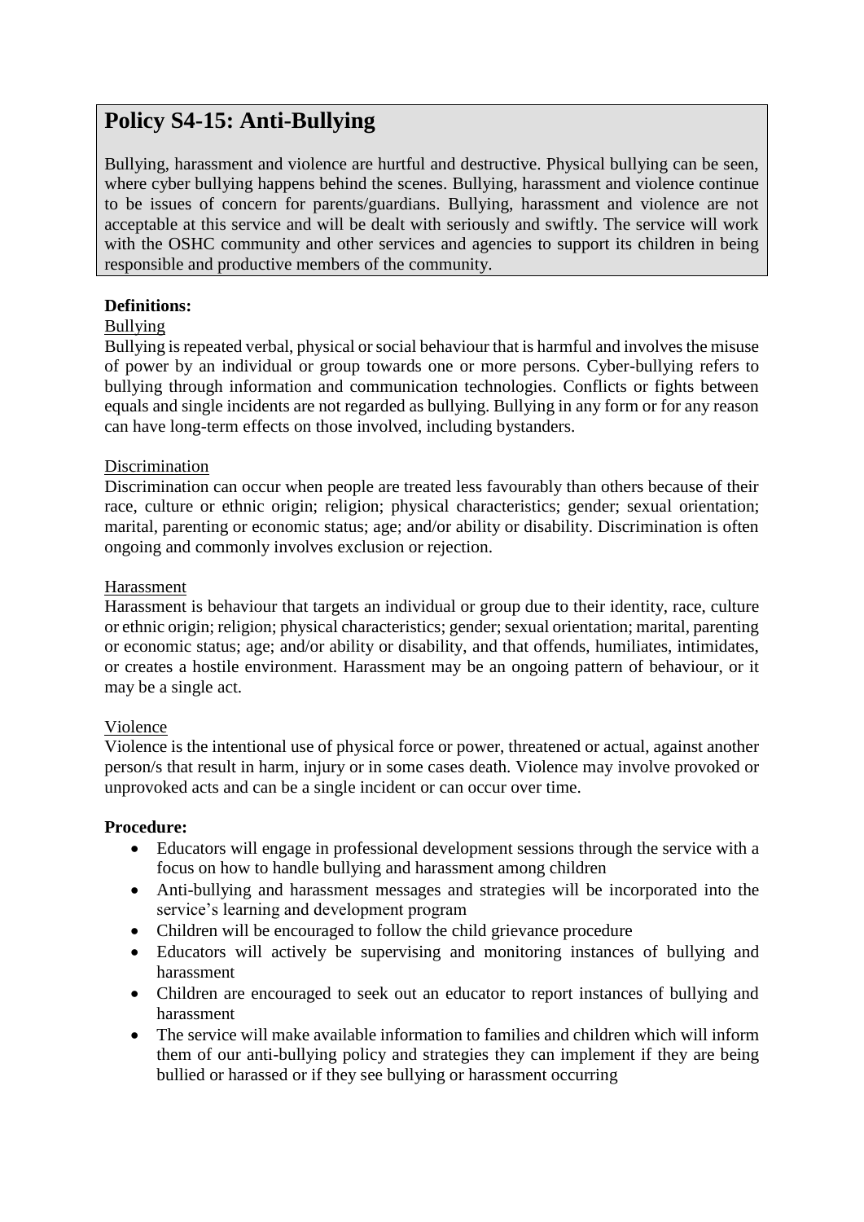# Policy S4-15: Anti-Bullying

Bullying, harassment and violence are hurtful and destructive. Physical bullying can be seen, where cyber bullying happens behind the scenes. Bullying, harassment and violence continue to be issues of concern for parents/guardians. Bullying, harassment and violence are not acceptable at this service and will be dealt with seriously and swiftly. The service will work with the OSHC community and other services and agencies to support its children in being responsible and productive members of the community.

**Definitions:**

Bullying

Bullying is repeated verbal, physical or social behaviour that is harmful and involves the misuse of power by an individual or group towards one or more persons. Cyber-bullying refers to bullying through information and communication technologies. Conflicts or fights between equals and single incidents are not regarded as bullying. Bullying in any form or for any reason can have long-term effects on those involved, including bystanders.

Discrimination

Discrimination can occur when people are treated less favourably than others because of their race, culture or ethnic origin; religion; physical characteristics; gender; sexual orientation; marital, parenting or economic status; age; and/or ability or disability. Discrimination is often ongoing and commonly involves exclusion or rejection.

Harassment

Harassment is behaviour that targets an individual or group due to their identity, race, culture or ethnic origin; religion; physical characteristics; gender; sexual orientation; marital, parenting or economic status; age; and/or ability or disability, and that offends, humiliates, intimidates, or creates a hostile environment. Harassment may be an ongoing pattern of behaviour, or it may be a single act.

Violence

Violence is the intentional use of physical force or power, threatened or actual, against another person/s that result in harm, injury or in some cases death. Violence may involve provoked or unprovoked acts and can be a single incident or can occur over time.

**Procedure:**

- Educators will engage in professional development sessions through the service with a focus on how to handle bullying and harassment among children
- Anti-bullying and harassment messages and strategies will be incorporated into the service's learning and development program
- Children will be encouraged to follow the child grievance procedure
- Educators will actively be supervising and monitoring instances of bullying and harassment
- Children are encouraged to seek out an educator to report instances of bullying and harassment
- The service will make available information to families and children which will inform them of our anti-bullying policy and strategies they can implement if they are being bullied or harassed or if they see bullying or harassment occurring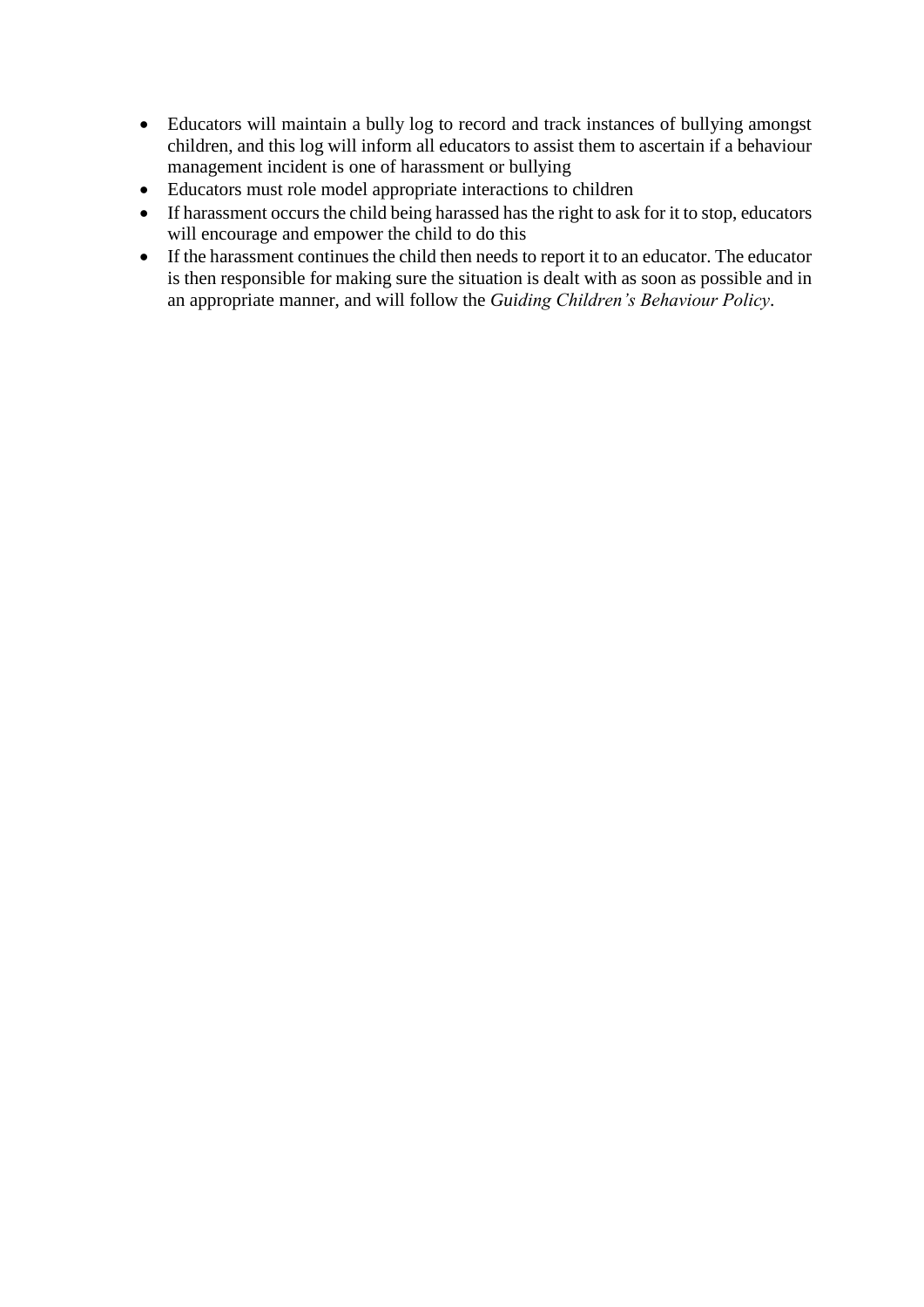- Educators will maintain a bully log to record and track instances of bullying amongst children, and this log will inform all educators to assist them to ascertain if a behaviour management incident is one of harassment or bullying
- Educators must role model appropriate interactions to children
- If harassment occurs the child being harassed has the right to ask for it to stop, educators will encourage and empower the child to do this
- If the harassment continues the child then needs to report it to an educator. The educator is then responsible for making sure the situation is dealt with as soon as possible and in an appropriate manner, and will follow the *Guiding Children's Behaviour Policy*.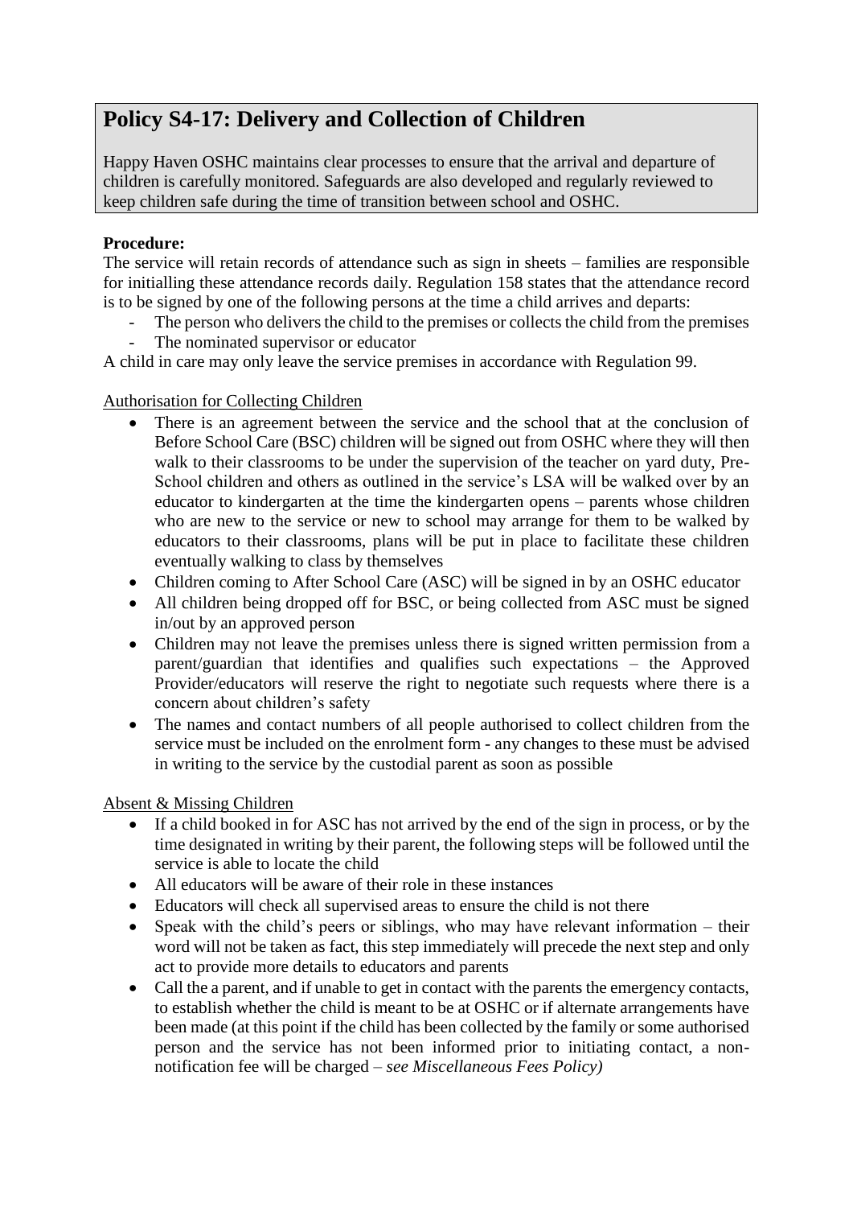## Policy S4-17: Delivery and Collection of Children

Happy Haven OSHC maintains clear processes to ensure that the arrival and departure of children is carefully monitored. Safeguards are also developed and regularly reviewed to keep children safe during the time of transition between school and OSHC.

**Procedure:**

The service will retain records of attendance such as sign in sheets – families are responsible for initialling these attendance records daily. Regulation 158 states that the attendance record is to be signed by one of the following persons at the time a child arrives and departs:

- The person who delivers the child to the premises or collects the child from the premises
- The nominated supervisor or educator

A child in care may only leave the service premises in accordance with Regulation 99.

<u>Authorisation for Collecting Children</u>

- There is an agreement between the service and the school that at the conclusion of Before School Care (BSC) children will be signed out from OSHC where they will then walk to their classrooms to be under the supervision of the teacher on yard duty, Pre-School children and others as outlined in the service's LSA will be walked over by an educator to kindergarten at the time the kindergarten opens – parents whose children who are new to the service or new to school may arrange for them to be walked by educators to their classrooms, plans will be put in place to facilitate these children eventually walking to class by themselves
- Children coming to After School Care (ASC) will be signed in by an OSHC educator
- All children being dropped off for BSC, or being collected from ASC must be signed in/out by an approved person
- Children may not leave the premises unless there is signed written permission from a parent/guardian that identifies and qualifies such expectations – the Approved Provider/educators will reserve the right to negotiate such requests where there is a concern about children's safety
- The names and contact numbers of all people authorised to collect children from the service must be included on the enrolment form - any changes to these must be advised in writing to the service by the custodial parent as soon as possible

<u>Absent & Missing Children</u>

- If a child booked in for ASC has not arrived by the end of the sign in process, or by the time designated in writing by their parent, the following steps will be followed until the service is able to locate the child
- All educators will be aware of their role in these instances
- Educators will check all supervised areas to ensure the child is not there
- Speak with the child's peers or siblings, who may have relevant information – their word will not be taken as fact, this step immediately will precede the next step and only act to provide more details to educators and parents
- Call the a parent, and if unable to get in contact with the parents the emergency contacts, to establish whether the child is meant to be at OSHC or if alternate arrangements have been made (at this point if the child has been collected by the family or some authorised person and the service has not been informed prior to initiating contact, a non-notification fee will be charged – *see Miscellaneous Fees Policy)*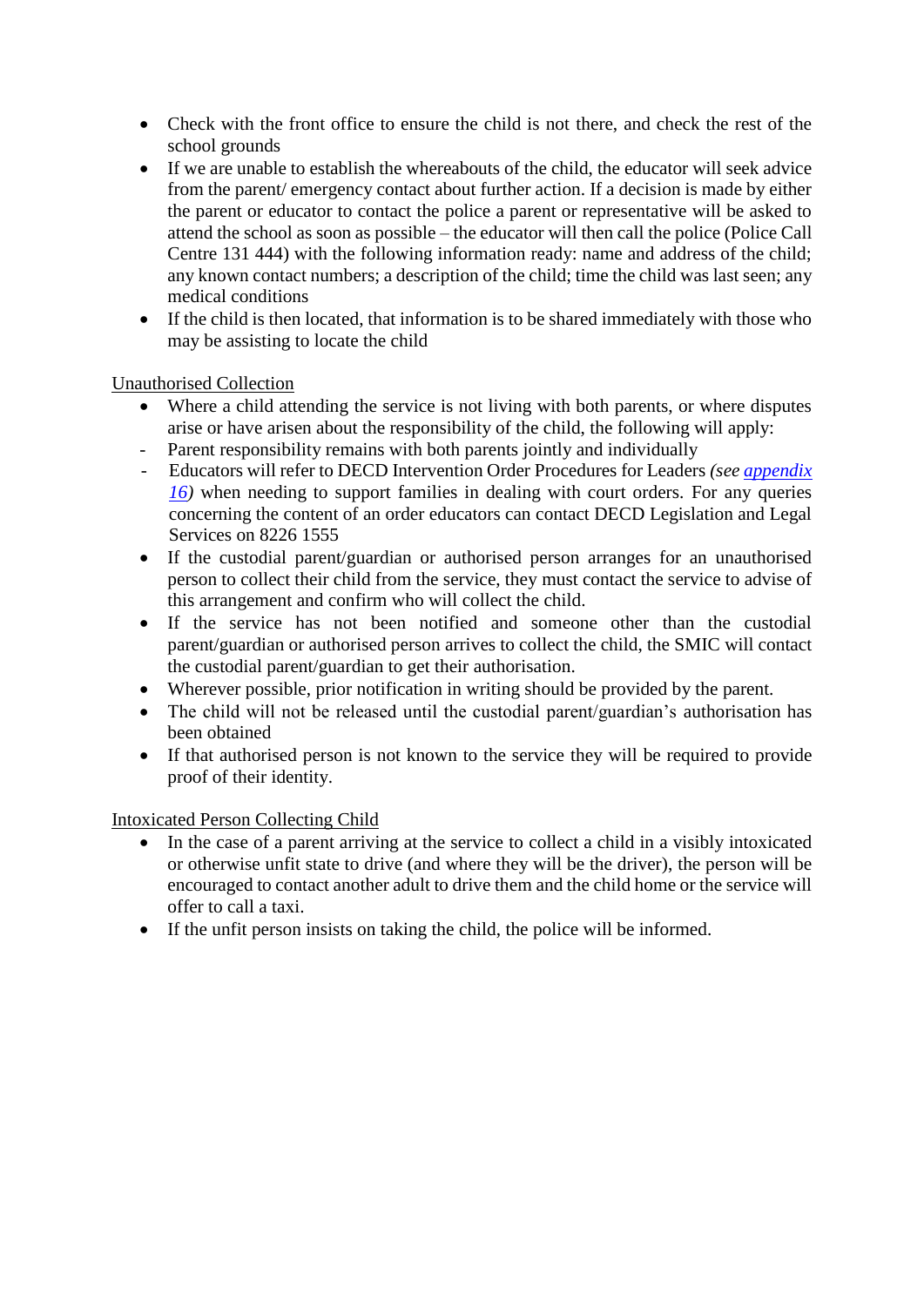- Check with the front office to ensure the child is not there, and check the rest of the school grounds
- If we are unable to establish the whereabouts of the child, the educator will seek advice from the parent/ emergency contact about further action. If a decision is made by either the parent or educator to contact the police a parent or representative will be asked to attend the school as soon as possible – the educator will then call the police (Police Call Centre 131 444) with the following information ready: name and address of the child; any known contact numbers; a description of the child; time the child was last seen; any medical conditions
- If the child is then located, that information is to be shared immediately with those who may be assisting to locate the child

<u>Unauthorised Collection</u>

- Where a child attending the service is not living with both parents, or where disputes arise or have arisen about the responsibility of the child, the following will apply:
  - Parent responsibility remains with both parents jointly and individually
  - Educators will refer to DECD Intervention Order Procedures for Leaders *(see appendix 16)* when needing to support families in dealing with court orders. For any queries concerning the content of an order educators can contact DECD Legislation and Legal Services on 8226 1555
- If the custodial parent/guardian or authorised person arranges for an unauthorised person to collect their child from the service, they must contact the service to advise of this arrangement and confirm who will collect the child.
- If the service has not been notified and someone other than the custodial parent/guardian or authorised person arrives to collect the child, the SMIC will contact the custodial parent/guardian to get their authorisation.
- Wherever possible, prior notification in writing should be provided by the parent.
- The child will not be released until the custodial parent/guardian's authorisation has been obtained
- If that authorised person is not known to the service they will be required to provide proof of their identity.

<u>Intoxicated Person Collecting Child</u>

- In the case of a parent arriving at the service to collect a child in a visibly intoxicated or otherwise unfit state to drive (and where they will be the driver), the person will be encouraged to contact another adult to drive them and the child home or the service will offer to call a taxi.
- If the unfit person insists on taking the child, the police will be informed.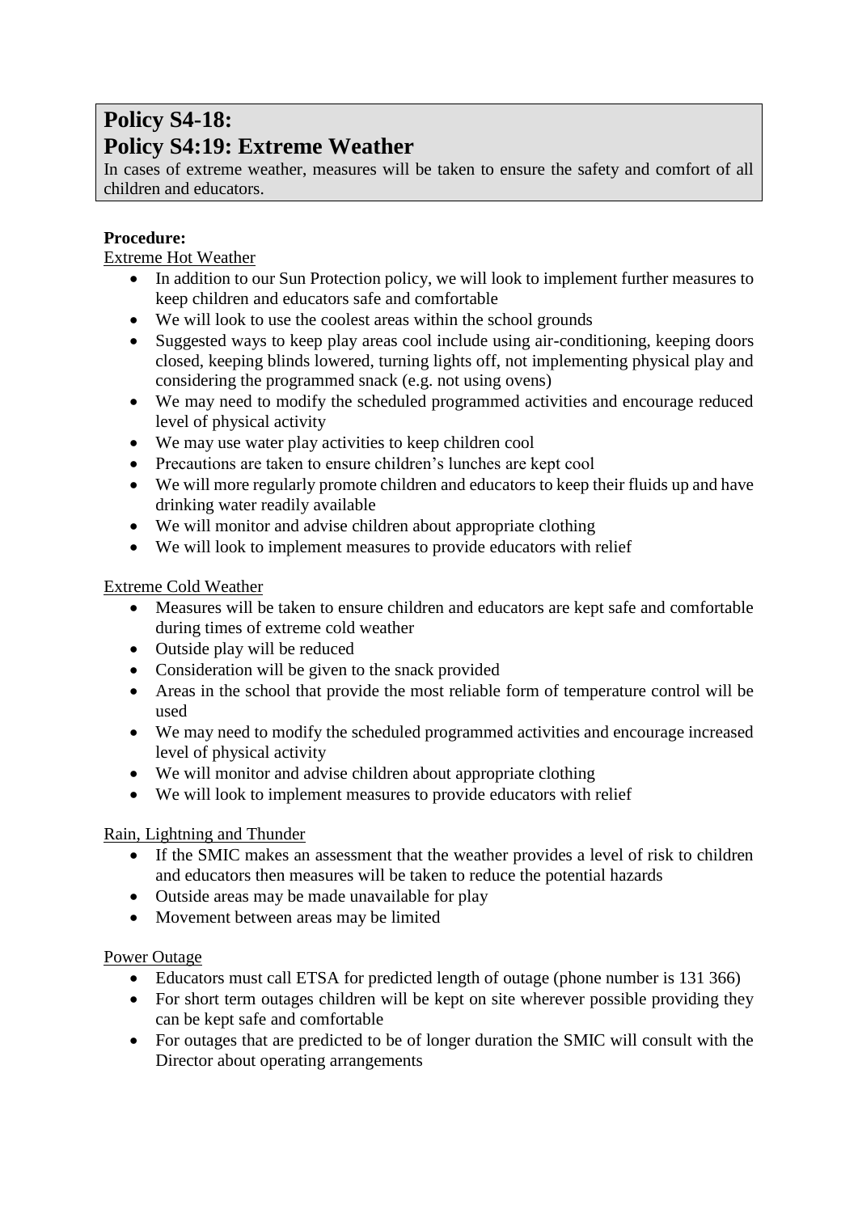# Policy S4-18:
# Policy S4:19: Extreme Weather

In cases of extreme weather, measures will be taken to ensure the safety and comfort of all children and educators.

**Procedure:**

Extreme Hot Weather

- In addition to our Sun Protection policy, we will look to implement further measures to keep children and educators safe and comfortable
- We will look to use the coolest areas within the school grounds
- Suggested ways to keep play areas cool include using air-conditioning, keeping doors closed, keeping blinds lowered, turning lights off, not implementing physical play and considering the programmed snack (e.g. not using ovens)
- We may need to modify the scheduled programmed activities and encourage reduced level of physical activity
- We may use water play activities to keep children cool
- Precautions are taken to ensure children's lunches are kept cool
- We will more regularly promote children and educators to keep their fluids up and have drinking water readily available
- We will monitor and advise children about appropriate clothing
- We will look to implement measures to provide educators with relief

Extreme Cold Weather

- Measures will be taken to ensure children and educators are kept safe and comfortable during times of extreme cold weather
- Outside play will be reduced
- Consideration will be given to the snack provided
- Areas in the school that provide the most reliable form of temperature control will be used
- We may need to modify the scheduled programmed activities and encourage increased level of physical activity
- We will monitor and advise children about appropriate clothing
- We will look to implement measures to provide educators with relief

Rain, Lightning and Thunder

- If the SMIC makes an assessment that the weather provides a level of risk to children and educators then measures will be taken to reduce the potential hazards
- Outside areas may be made unavailable for play
- Movement between areas may be limited

Power Outage

- Educators must call ETSA for predicted length of outage (phone number is 131 366)
- For short term outages children will be kept on site wherever possible providing they can be kept safe and comfortable
- For outages that are predicted to be of longer duration the SMIC will consult with the Director about operating arrangements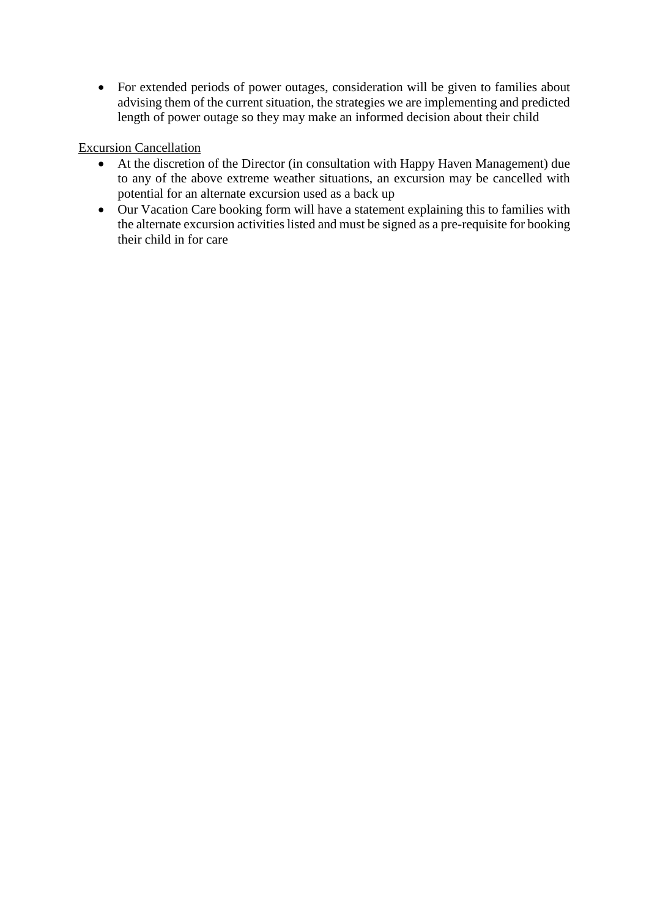- For extended periods of power outages, consideration will be given to families about advising them of the current situation, the strategies we are implementing and predicted length of power outage so they may make an informed decision about their child

<u>Excursion Cancellation</u>

- At the discretion of the Director (in consultation with Happy Haven Management) due to any of the above extreme weather situations, an excursion may be cancelled with potential for an alternate excursion used as a back up
- Our Vacation Care booking form will have a statement explaining this to families with the alternate excursion activities listed and must be signed as a pre-requisite for booking their child in for care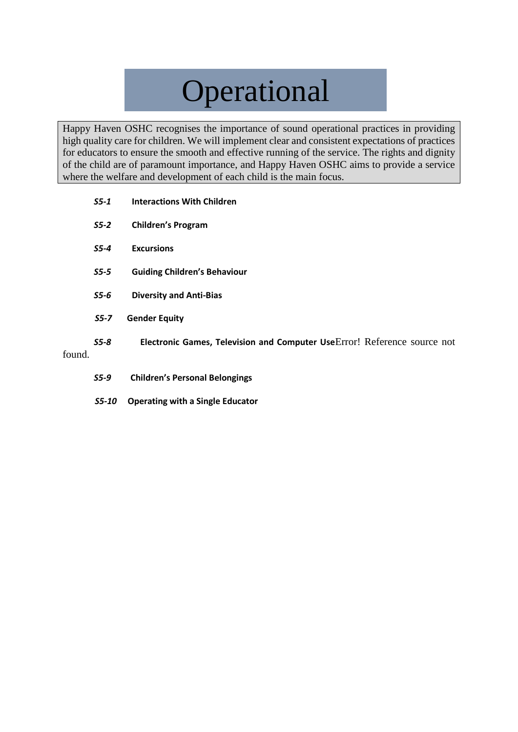# Operational

Happy Haven OSHC recognises the importance of sound operational practices in providing high quality care for children. We will implement clear and consistent expectations of practices for educators to ensure the smooth and effective running of the service. The rights and dignity of the child are of paramount importance, and Happy Haven OSHC aims to provide a service where the welfare and development of each child is the main focus.

***S5-1*** **Interactions With Children**

***S5-2*** **Children's Program**

***S5-4*** **Excursions**

***S5-5*** **Guiding Children's Behaviour**

***S5-6*** **Diversity and Anti-Bias**

***S5-7*** **Gender Equity**

***S5-8*** **Electronic Games, Television and Computer Use**Error! Reference source not found.

***S5-9*** **Children's Personal Belongings**

***S5-10*** **Operating with a Single Educator**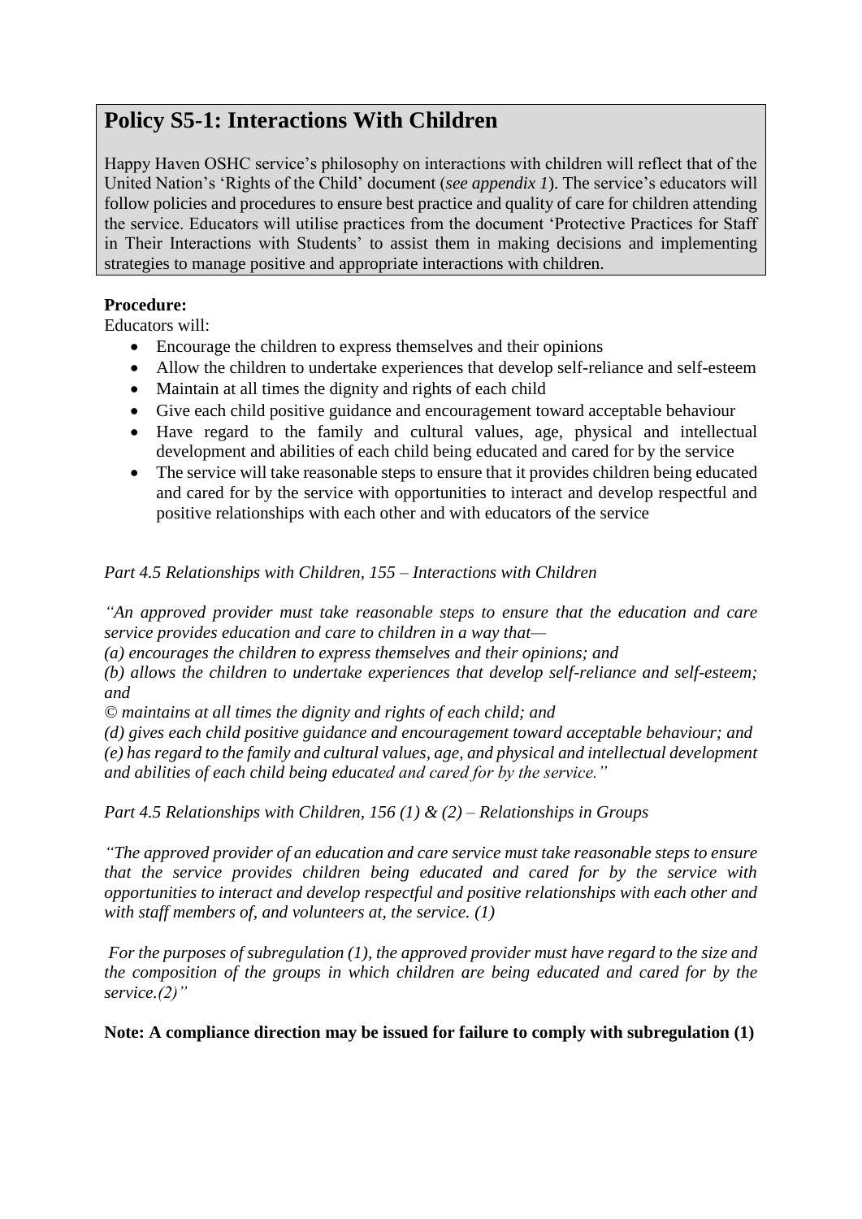## Policy S5-1: Interactions With Children

Happy Haven OSHC service's philosophy on interactions with children will reflect that of the United Nation's 'Rights of the Child' document (*see appendix 1*). The service's educators will follow policies and procedures to ensure best practice and quality of care for children attending the service. Educators will utilise practices from the document 'Protective Practices for Staff in Their Interactions with Students' to assist them in making decisions and implementing strategies to manage positive and appropriate interactions with children.

**Procedure:**

Educators will:

- Encourage the children to express themselves and their opinions
- Allow the children to undertake experiences that develop self-reliance and self-esteem
- Maintain at all times the dignity and rights of each child
- Give each child positive guidance and encouragement toward acceptable behaviour
- Have regard to the family and cultural values, age, physical and intellectual development and abilities of each child being educated and cared for by the service
- The service will take reasonable steps to ensure that it provides children being educated and cared for by the service with opportunities to interact and develop respectful and positive relationships with each other and with educators of the service

*Part 4.5 Relationships with Children, 155 – Interactions with Children*

*"An approved provider must take reasonable steps to ensure that the education and care service provides education and care to children in a way that—*

*(a) encourages the children to express themselves and their opinions; and*

*(b) allows the children to undertake experiences that develop self-reliance and self-esteem; and*

*© maintains at all times the dignity and rights of each child; and*

*(d) gives each child positive guidance and encouragement toward acceptable behaviour; and*

*(e) has regard to the family and cultural values, age, and physical and intellectual development and abilities of each child being educated and cared for by the service."*

*Part 4.5 Relationships with Children, 156 (1) & (2) – Relationships in Groups*

*"The approved provider of an education and care service must take reasonable steps to ensure that the service provides children being educated and cared for by the service with opportunities to interact and develop respectful and positive relationships with each other and with staff members of, and volunteers at, the service. (1)*

*For the purposes of subregulation (1), the approved provider must have regard to the size and the composition of the groups in which children are being educated and cared for by the service.(2)"*

**Note: A compliance direction may be issued for failure to comply with subregulation (1)**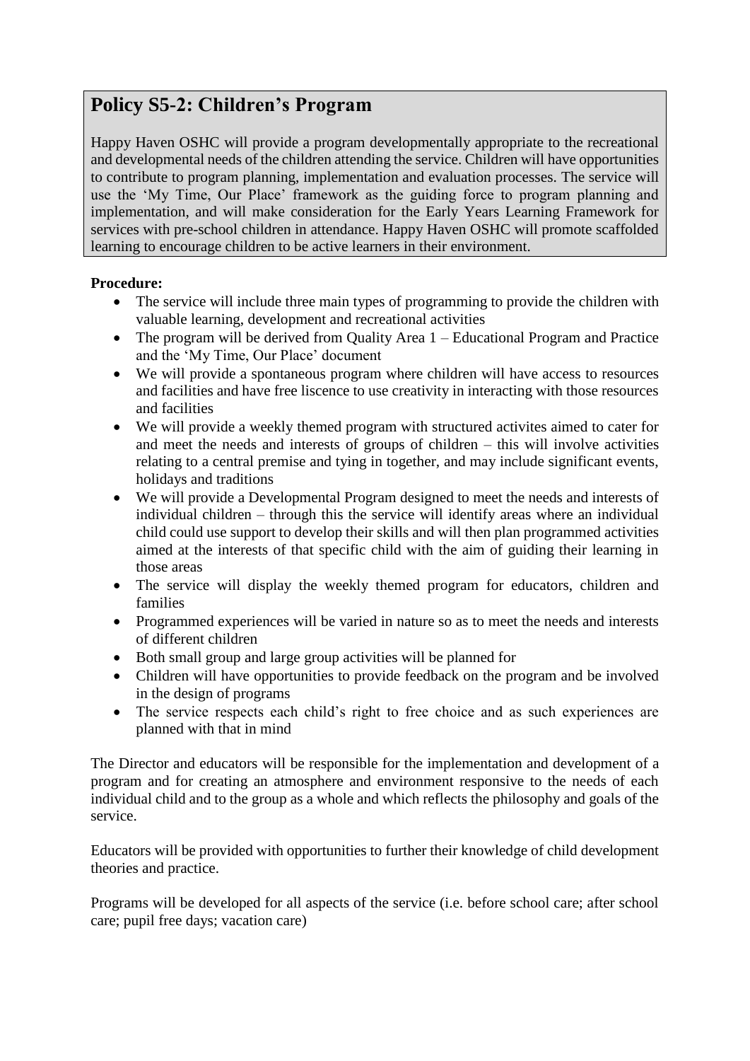## Policy S5-2: Children's Program

Happy Haven OSHC will provide a program developmentally appropriate to the recreational and developmental needs of the children attending the service. Children will have opportunities to contribute to program planning, implementation and evaluation processes. The service will use the 'My Time, Our Place' framework as the guiding force to program planning and implementation, and will make consideration for the Early Years Learning Framework for services with pre-school children in attendance. Happy Haven OSHC will promote scaffolded learning to encourage children to be active learners in their environment.

**Procedure:**

- The service will include three main types of programming to provide the children with valuable learning, development and recreational activities
- The program will be derived from Quality Area 1 – Educational Program and Practice and the 'My Time, Our Place' document
- We will provide a spontaneous program where children will have access to resources and facilities and have free liscence to use creativity in interacting with those resources and facilities
- We will provide a weekly themed program with structured activites aimed to cater for and meet the needs and interests of groups of children – this will involve activities relating to a central premise and tying in together, and may include significant events, holidays and traditions
- We will provide a Developmental Program designed to meet the needs and interests of individual children – through this the service will identify areas where an individual child could use support to develop their skills and will then plan programmed activities aimed at the interests of that specific child with the aim of guiding their learning in those areas
- The service will display the weekly themed program for educators, children and families
- Programmed experiences will be varied in nature so as to meet the needs and interests of different children
- Both small group and large group activities will be planned for
- Children will have opportunities to provide feedback on the program and be involved in the design of programs
- The service respects each child's right to free choice and as such experiences are planned with that in mind

The Director and educators will be responsible for the implementation and development of a program and for creating an atmosphere and environment responsive to the needs of each individual child and to the group as a whole and which reflects the philosophy and goals of the service.

Educators will be provided with opportunities to further their knowledge of child development theories and practice.

Programs will be developed for all aspects of the service (i.e. before school care; after school care; pupil free days; vacation care)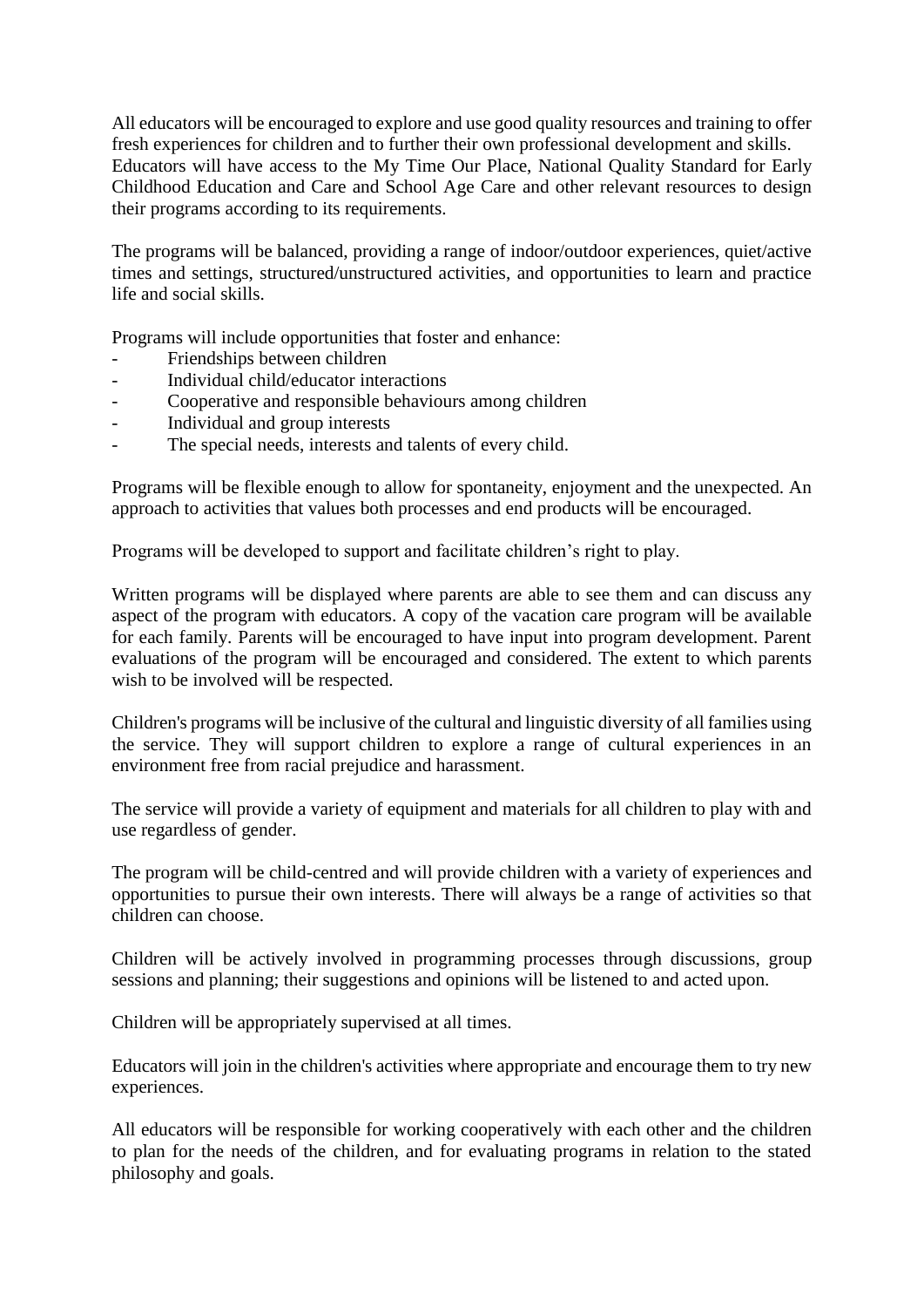All educators will be encouraged to explore and use good quality resources and training to offer fresh experiences for children and to further their own professional development and skills. Educators will have access to the My Time Our Place, National Quality Standard for Early Childhood Education and Care and School Age Care and other relevant resources to design their programs according to its requirements.

The programs will be balanced, providing a range of indoor/outdoor experiences, quiet/active times and settings, structured/unstructured activities, and opportunities to learn and practice life and social skills.

Programs will include opportunities that foster and enhance:

- Friendships between children
- Individual child/educator interactions
- Cooperative and responsible behaviours among children
- Individual and group interests
- The special needs, interests and talents of every child.

Programs will be flexible enough to allow for spontaneity, enjoyment and the unexpected. An approach to activities that values both processes and end products will be encouraged.

Programs will be developed to support and facilitate children's right to play.

Written programs will be displayed where parents are able to see them and can discuss any aspect of the program with educators. A copy of the vacation care program will be available for each family. Parents will be encouraged to have input into program development. Parent evaluations of the program will be encouraged and considered. The extent to which parents wish to be involved will be respected.

Children's programs will be inclusive of the cultural and linguistic diversity of all families using the service. They will support children to explore a range of cultural experiences in an environment free from racial prejudice and harassment.

The service will provide a variety of equipment and materials for all children to play with and use regardless of gender.

The program will be child-centred and will provide children with a variety of experiences and opportunities to pursue their own interests. There will always be a range of activities so that children can choose.

Children will be actively involved in programming processes through discussions, group sessions and planning; their suggestions and opinions will be listened to and acted upon.

Children will be appropriately supervised at all times.

Educators will join in the children's activities where appropriate and encourage them to try new experiences.

All educators will be responsible for working cooperatively with each other and the children to plan for the needs of the children, and for evaluating programs in relation to the stated philosophy and goals.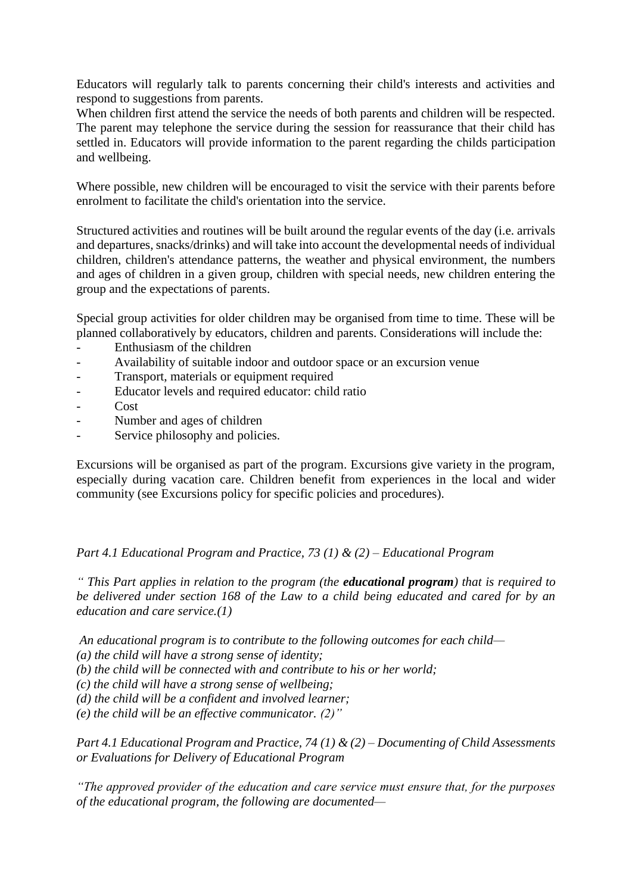Educators will regularly talk to parents concerning their child's interests and activities and respond to suggestions from parents.
When children first attend the service the needs of both parents and children will be respected. The parent may telephone the service during the session for reassurance that their child has settled in. Educators will provide information to the parent regarding the childs participation and wellbeing.

Where possible, new children will be encouraged to visit the service with their parents before enrolment to facilitate the child's orientation into the service.

Structured activities and routines will be built around the regular events of the day (i.e. arrivals and departures, snacks/drinks) and will take into account the developmental needs of individual children, children's attendance patterns, the weather and physical environment, the numbers and ages of children in a given group, children with special needs, new children entering the group and the expectations of parents.

Special group activities for older children may be organised from time to time. These will be planned collaboratively by educators, children and parents. Considerations will include the:

- Enthusiasm of the children
- Availability of suitable indoor and outdoor space or an excursion venue
- Transport, materials or equipment required
- Educator levels and required educator: child ratio
- Cost
- Number and ages of children
- Service philosophy and policies.

Excursions will be organised as part of the program. Excursions give variety in the program, especially during vacation care. Children benefit from experiences in the local and wider community (see Excursions policy for specific policies and procedures).

*Part 4.1 Educational Program and Practice, 73 (1) & (2) – Educational Program*

*" This Part applies in relation to the program (the **educational program**) that is required to be delivered under section 168 of the Law to a child being educated and cared for by an education and care service.(1)*

*An educational program is to contribute to the following outcomes for each child—*
*(a) the child will have a strong sense of identity;*
*(b) the child will be connected with and contribute to his or her world;*
*(c) the child will have a strong sense of wellbeing;*
*(d) the child will be a confident and involved learner;*
*(e) the child will be an effective communicator. (2)"*

*Part 4.1 Educational Program and Practice, 74 (1) & (2) – Documenting of Child Assessments or Evaluations for Delivery of Educational Program*

*"The approved provider of the education and care service must ensure that, for the purposes of the educational program, the following are documented—*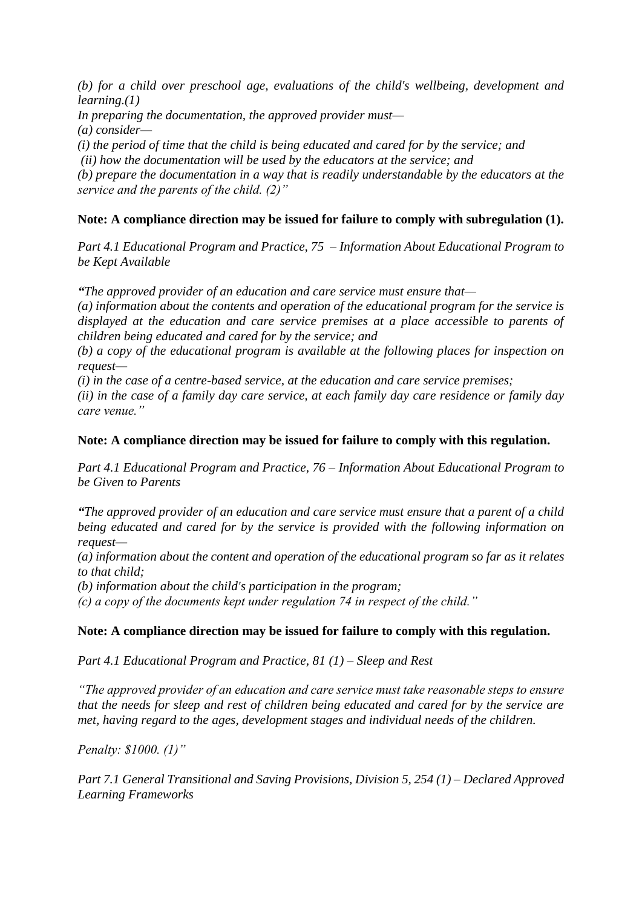*(b) for a child over preschool age, evaluations of the child's wellbeing, development and learning.(1)*

*In preparing the documentation, the approved provider must—*

*(a) consider—*

*(i) the period of time that the child is being educated and cared for by the service; and*

*(ii) how the documentation will be used by the educators at the service; and*

*(b) prepare the documentation in a way that is readily understandable by the educators at the service and the parents of the child. (2)"*

**Note: A compliance direction may be issued for failure to comply with subregulation (1).**

*Part 4.1 Educational Program and Practice, 75 – Information About Educational Program to be Kept Available*

*"The approved provider of an education and care service must ensure that—*

*(a) information about the contents and operation of the educational program for the service is displayed at the education and care service premises at a place accessible to parents of children being educated and cared for by the service; and*

*(b) a copy of the educational program is available at the following places for inspection on request—*

*(i) in the case of a centre-based service, at the education and care service premises;*

*(ii) in the case of a family day care service, at each family day care residence or family day care venue."*

**Note: A compliance direction may be issued for failure to comply with this regulation.**

*Part 4.1 Educational Program and Practice, 76 – Information About Educational Program to be Given to Parents*

*"The approved provider of an education and care service must ensure that a parent of a child being educated and cared for by the service is provided with the following information on request—*

*(a) information about the content and operation of the educational program so far as it relates to that child;*

*(b) information about the child's participation in the program;*

*(c) a copy of the documents kept under regulation 74 in respect of the child."*

**Note: A compliance direction may be issued for failure to comply with this regulation.**

*Part 4.1 Educational Program and Practice, 81 (1) – Sleep and Rest*

*"The approved provider of an education and care service must take reasonable steps to ensure that the needs for sleep and rest of children being educated and cared for by the service are met, having regard to the ages, development stages and individual needs of the children.*

*Penalty: $1000. (1)"*

*Part 7.1 General Transitional and Saving Provisions, Division 5, 254 (1) – Declared Approved Learning Frameworks*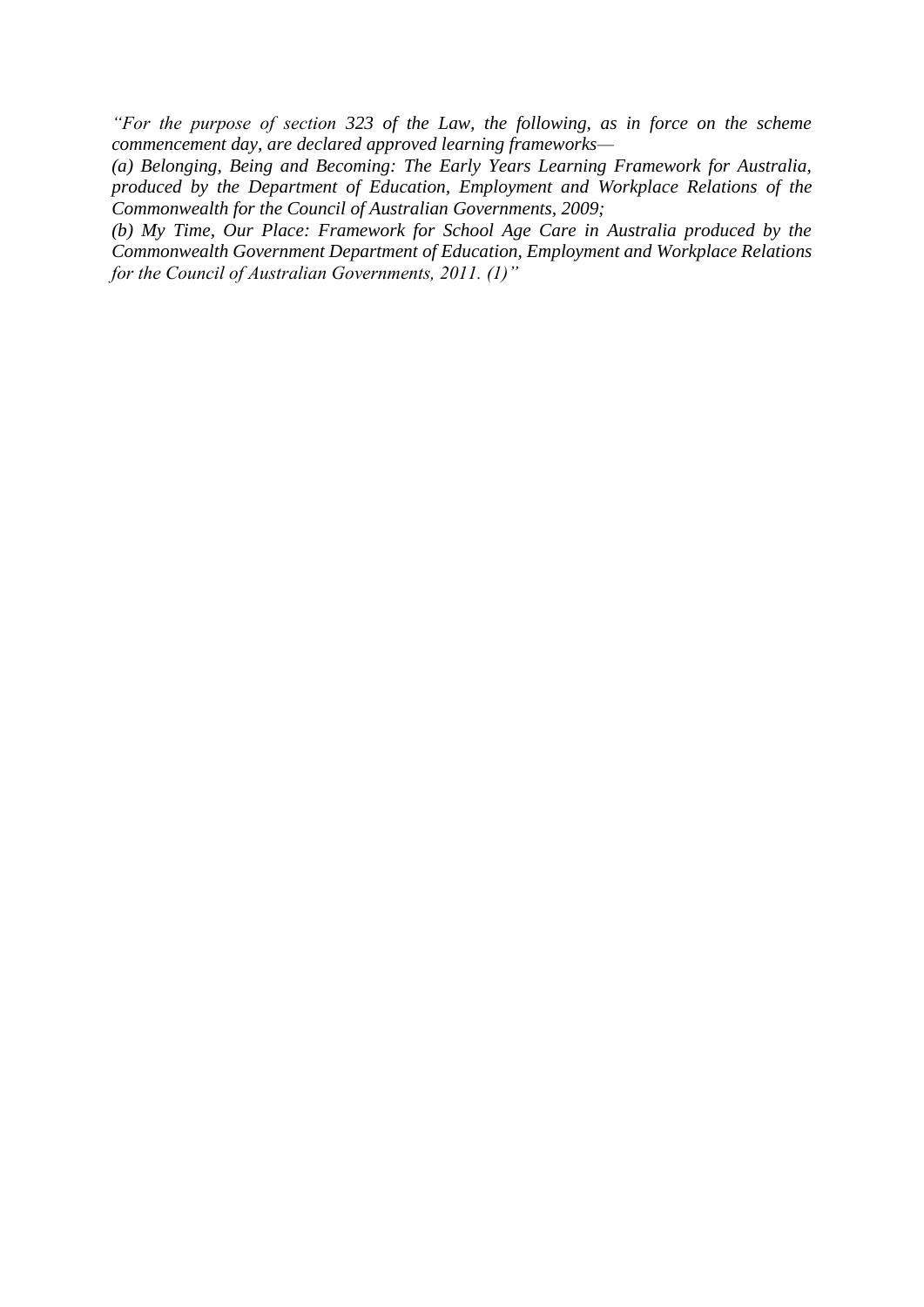*"For the purpose of section 323 of the Law, the following, as in force on the scheme commencement day, are declared approved learning frameworks—*

*(a) Belonging, Being and Becoming: The Early Years Learning Framework for Australia, produced by the Department of Education, Employment and Workplace Relations of the Commonwealth for the Council of Australian Governments, 2009;*

*(b) My Time, Our Place: Framework for School Age Care in Australia produced by the Commonwealth Government Department of Education, Employment and Workplace Relations for the Council of Australian Governments, 2011. (1)"*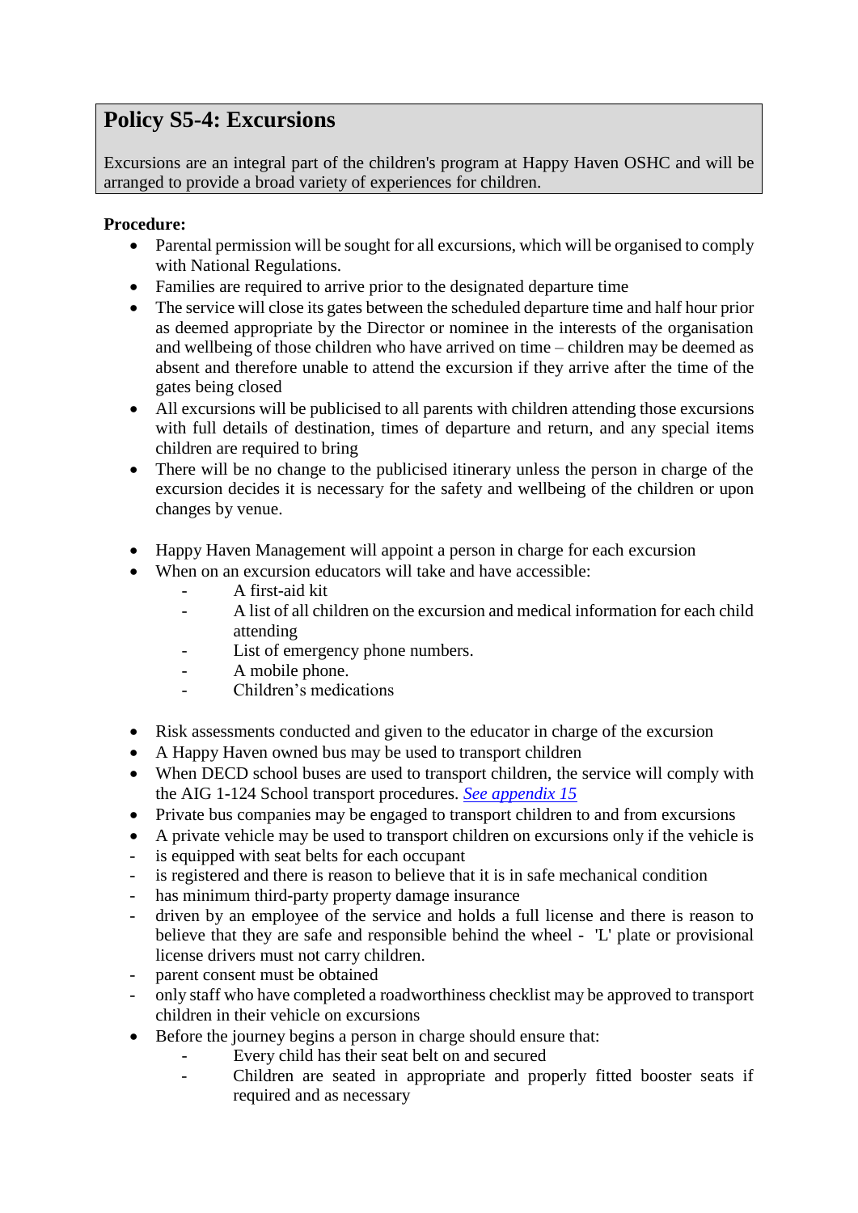## Policy S5-4: Excursions

Excursions are an integral part of the children's program at Happy Haven OSHC and will be arranged to provide a broad variety of experiences for children.

**Procedure:**

- Parental permission will be sought for all excursions, which will be organised to comply with National Regulations.
- Families are required to arrive prior to the designated departure time
- The service will close its gates between the scheduled departure time and half hour prior as deemed appropriate by the Director or nominee in the interests of the organisation and wellbeing of those children who have arrived on time – children may be deemed as absent and therefore unable to attend the excursion if they arrive after the time of the gates being closed
- All excursions will be publicised to all parents with children attending those excursions with full details of destination, times of departure and return, and any special items children are required to bring
- There will be no change to the publicised itinerary unless the person in charge of the excursion decides it is necessary for the safety and wellbeing of the children or upon changes by venue.

- Happy Haven Management will appoint a person in charge for each excursion
- When on an excursion educators will take and have accessible:
  - A first-aid kit
  - A list of all children on the excursion and medical information for each child attending
  - List of emergency phone numbers.
  - A mobile phone.
  - Children's medications

- Risk assessments conducted and given to the educator in charge of the excursion
- A Happy Haven owned bus may be used to transport children
- When DECD school buses are used to transport children, the service will comply with the AIG 1-124 School transport procedures. *[See appendix 15]*
- Private bus companies may be engaged to transport children to and from excursions
- A private vehicle may be used to transport children on excursions only if the vehicle is
- is equipped with seat belts for each occupant
- is registered and there is reason to believe that it is in safe mechanical condition
- has minimum third-party property damage insurance
- driven by an employee of the service and holds a full license and there is reason to believe that they are safe and responsible behind the wheel - 'L' plate or provisional license drivers must not carry children.
- parent consent must be obtained
- only staff who have completed a roadworthiness checklist may be approved to transport children in their vehicle on excursions
- Before the journey begins a person in charge should ensure that:
  - Every child has their seat belt on and secured
  - Children are seated in appropriate and properly fitted booster seats if required and as necessary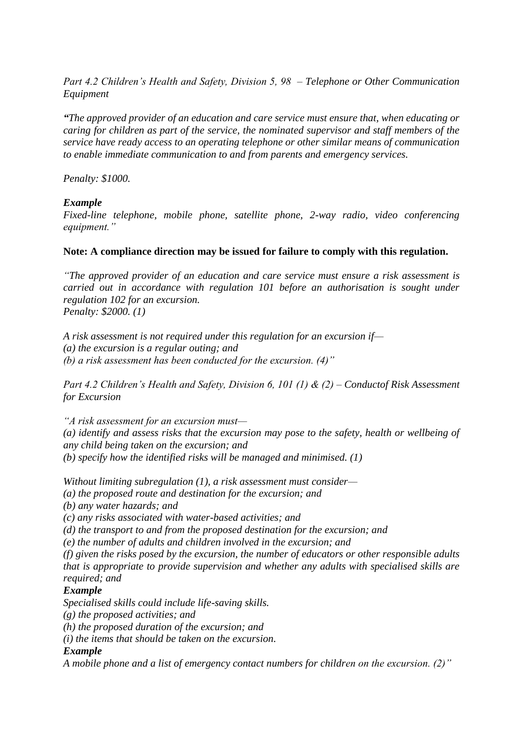*Part 4.2 Children's Health and Safety, Division 5, 98 – Telephone or Other Communication Equipment*

***"****The approved provider of an education and care service must ensure that, when educating or caring for children as part of the service, the nominated supervisor and staff members of the service have ready access to an operating telephone or other similar means of communication to enable immediate communication to and from parents and emergency services.*

*Penalty: $1000.*

***Example***
*Fixed-line telephone, mobile phone, satellite phone, 2-way radio, video conferencing equipment."*

**Note: A compliance direction may be issued for failure to comply with this regulation.**

*"The approved provider of an education and care service must ensure a risk assessment is carried out in accordance with regulation 101 before an authorisation is sought under regulation 102 for an excursion.*
*Penalty: $2000. (1)*

*A risk assessment is not required under this regulation for an excursion if—*
*(a) the excursion is a regular outing; and*
*(b) a risk assessment has been conducted for the excursion. (4)"*

*Part 4.2 Children's Health and Safety, Division 6, 101 (1) & (2) – Conductof Risk Assessment for Excursion*

*"A risk assessment for an excursion must—*
*(a) identify and assess risks that the excursion may pose to the safety, health or wellbeing of any child being taken on the excursion; and*
*(b) specify how the identified risks will be managed and minimised. (1)*

*Without limiting subregulation (1), a risk assessment must consider—*
*(a) the proposed route and destination for the excursion; and*
*(b) any water hazards; and*
*(c) any risks associated with water-based activities; and*
*(d) the transport to and from the proposed destination for the excursion; and*
*(e) the number of adults and children involved in the excursion; and*
*(f) given the risks posed by the excursion, the number of educators or other responsible adults that is appropriate to provide supervision and whether any adults with specialised skills are required; and*
***Example***
*Specialised skills could include life-saving skills.*
*(g) the proposed activities; and*
*(h) the proposed duration of the excursion; and*
*(i) the items that should be taken on the excursion.*
***Example***
*A mobile phone and a list of emergency contact numbers for children on the excursion. (2)"*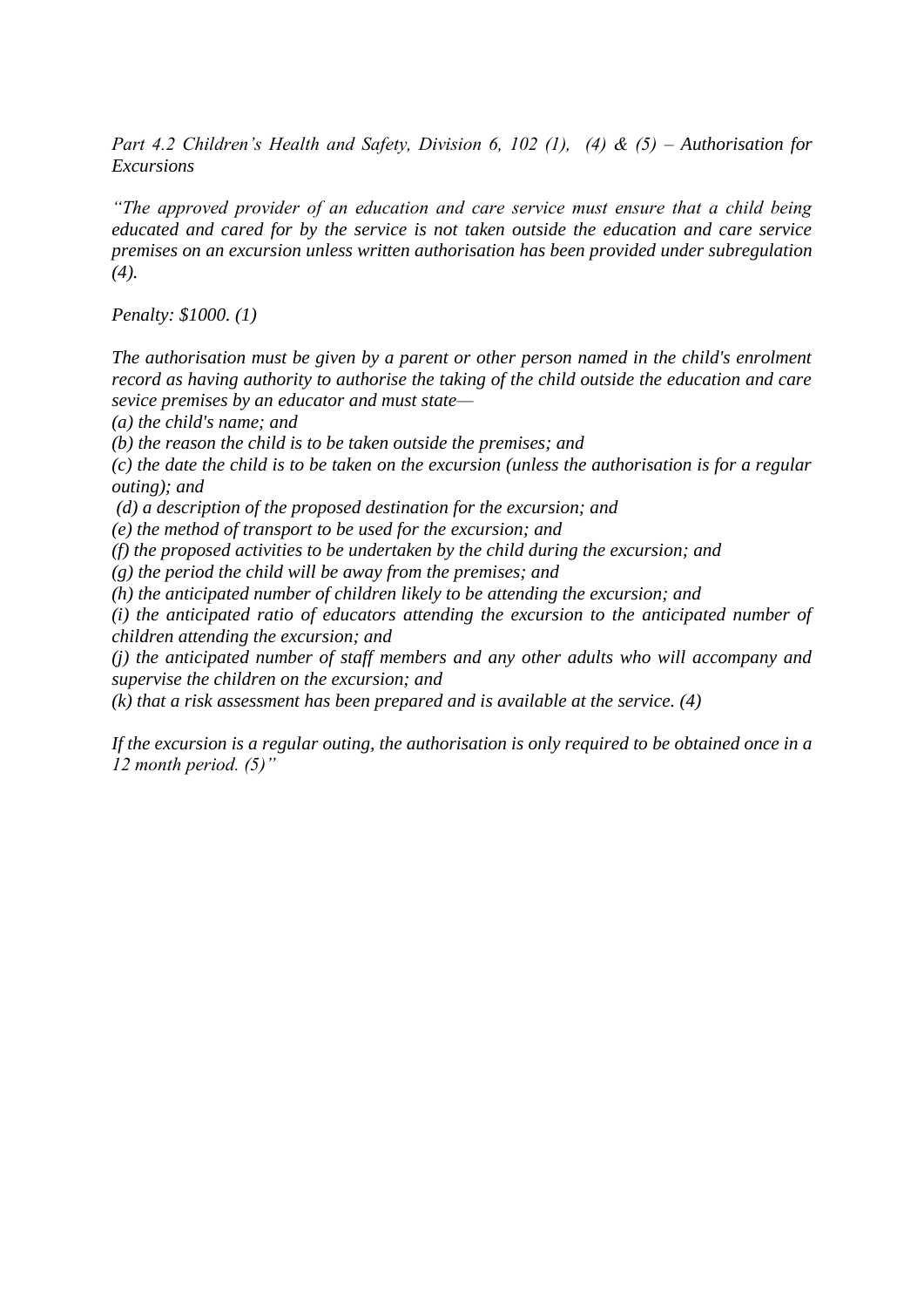*Part 4.2 Children's Health and Safety, Division 6, 102 (1), (4) & (5) – Authorisation for Excursions*

*"The approved provider of an education and care service must ensure that a child being educated and cared for by the service is not taken outside the education and care service premises on an excursion unless written authorisation has been provided under subregulation (4).*

*Penalty: $1000. (1)*

*The authorisation must be given by a parent or other person named in the child's enrolment record as having authority to authorise the taking of the child outside the education and care sevice premises by an educator and must state—*

*(a) the child's name; and*
*(b) the reason the child is to be taken outside the premises; and*
*(c) the date the child is to be taken on the excursion (unless the authorisation is for a regular outing); and*
*(d) a description of the proposed destination for the excursion; and*
*(e) the method of transport to be used for the excursion; and*
*(f) the proposed activities to be undertaken by the child during the excursion; and*
*(g) the period the child will be away from the premises; and*
*(h) the anticipated number of children likely to be attending the excursion; and*
*(i) the anticipated ratio of educators attending the excursion to the anticipated number of children attending the excursion; and*
*(j) the anticipated number of staff members and any other adults who will accompany and supervise the children on the excursion; and*
*(k) that a risk assessment has been prepared and is available at the service. (4)*

*If the excursion is a regular outing, the authorisation is only required to be obtained once in a 12 month period. (5)"*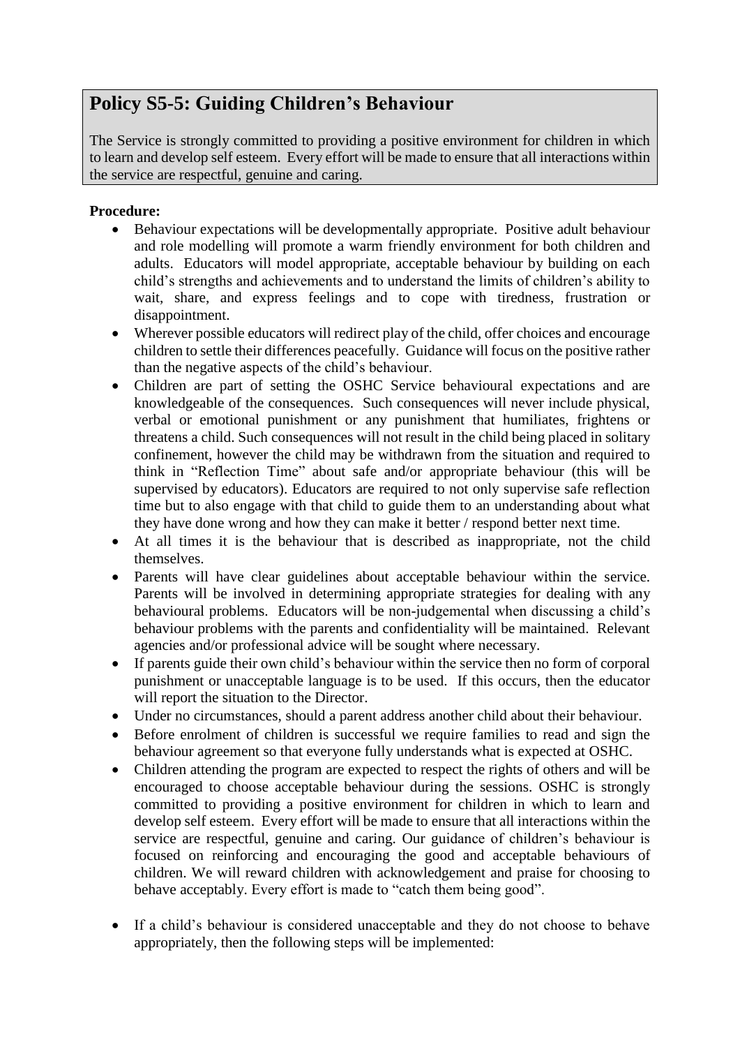## Policy S5-5: Guiding Children's Behaviour

The Service is strongly committed to providing a positive environment for children in which to learn and develop self esteem. Every effort will be made to ensure that all interactions within the service are respectful, genuine and caring.

**Procedure:**

- Behaviour expectations will be developmentally appropriate. Positive adult behaviour and role modelling will promote a warm friendly environment for both children and adults. Educators will model appropriate, acceptable behaviour by building on each child's strengths and achievements and to understand the limits of children's ability to wait, share, and express feelings and to cope with tiredness, frustration or disappointment.
- Wherever possible educators will redirect play of the child, offer choices and encourage children to settle their differences peacefully. Guidance will focus on the positive rather than the negative aspects of the child's behaviour.
- Children are part of setting the OSHC Service behavioural expectations and are knowledgeable of the consequences. Such consequences will never include physical, verbal or emotional punishment or any punishment that humiliates, frightens or threatens a child. Such consequences will not result in the child being placed in solitary confinement, however the child may be withdrawn from the situation and required to think in "Reflection Time" about safe and/or appropriate behaviour (this will be supervised by educators). Educators are required to not only supervise safe reflection time but to also engage with that child to guide them to an understanding about what they have done wrong and how they can make it better / respond better next time.
- At all times it is the behaviour that is described as inappropriate, not the child themselves.
- Parents will have clear guidelines about acceptable behaviour within the service. Parents will be involved in determining appropriate strategies for dealing with any behavioural problems. Educators will be non-judgemental when discussing a child's behaviour problems with the parents and confidentiality will be maintained. Relevant agencies and/or professional advice will be sought where necessary.
- If parents guide their own child's behaviour within the service then no form of corporal punishment or unacceptable language is to be used. If this occurs, then the educator will report the situation to the Director.
- Under no circumstances, should a parent address another child about their behaviour.
- Before enrolment of children is successful we require families to read and sign the behaviour agreement so that everyone fully understands what is expected at OSHC.
- Children attending the program are expected to respect the rights of others and will be encouraged to choose acceptable behaviour during the sessions. OSHC is strongly committed to providing a positive environment for children in which to learn and develop self esteem. Every effort will be made to ensure that all interactions within the service are respectful, genuine and caring. Our guidance of children's behaviour is focused on reinforcing and encouraging the good and acceptable behaviours of children. We will reward children with acknowledgement and praise for choosing to behave acceptably. Every effort is made to "catch them being good".

- If a child's behaviour is considered unacceptable and they do not choose to behave appropriately, then the following steps will be implemented: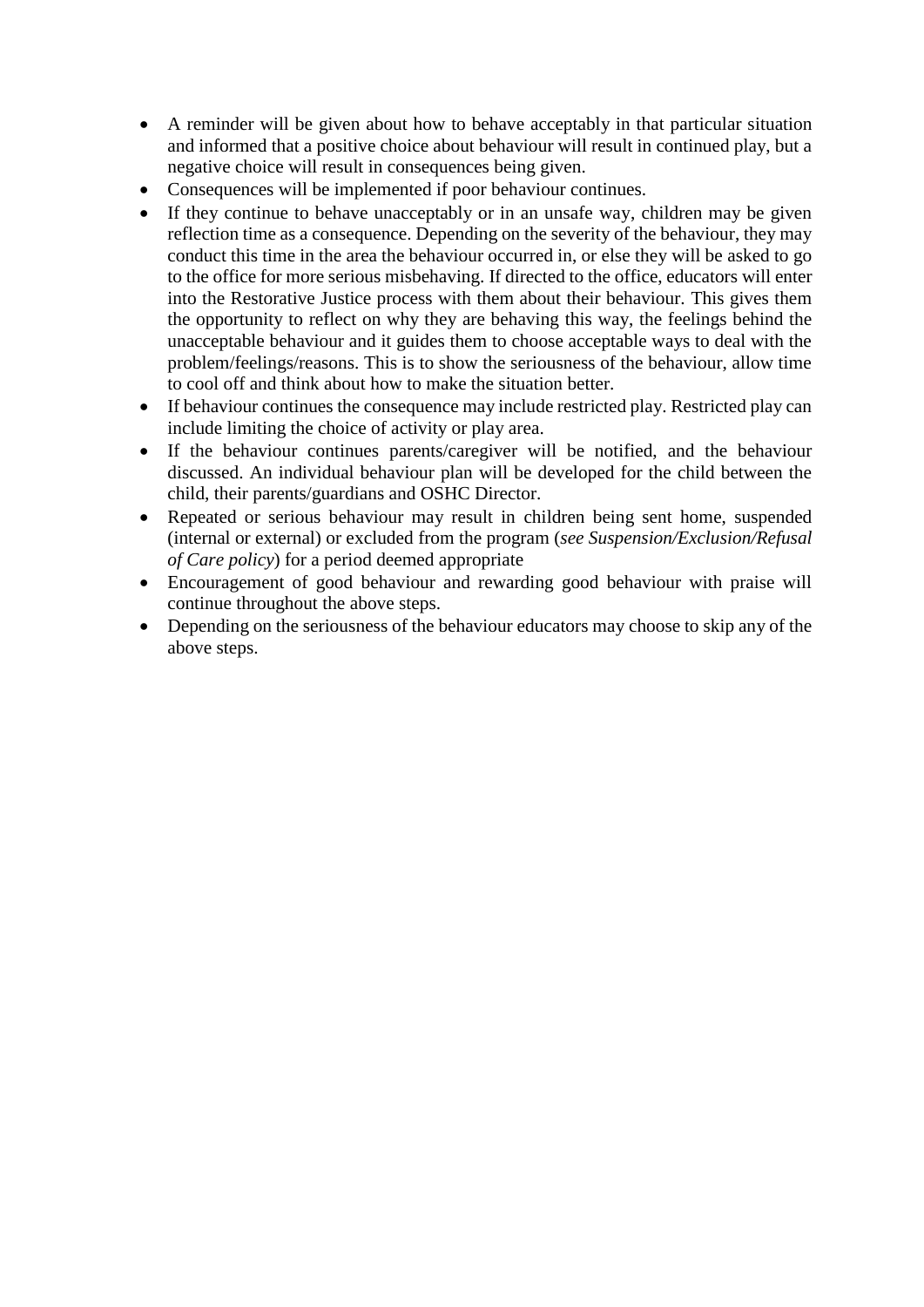- A reminder will be given about how to behave acceptably in that particular situation and informed that a positive choice about behaviour will result in continued play, but a negative choice will result in consequences being given.
- Consequences will be implemented if poor behaviour continues.
- If they continue to behave unacceptably or in an unsafe way, children may be given reflection time as a consequence. Depending on the severity of the behaviour, they may conduct this time in the area the behaviour occurred in, or else they will be asked to go to the office for more serious misbehaving. If directed to the office, educators will enter into the Restorative Justice process with them about their behaviour. This gives them the opportunity to reflect on why they are behaving this way, the feelings behind the unacceptable behaviour and it guides them to choose acceptable ways to deal with the problem/feelings/reasons. This is to show the seriousness of the behaviour, allow time to cool off and think about how to make the situation better.
- If behaviour continues the consequence may include restricted play. Restricted play can include limiting the choice of activity or play area.
- If the behaviour continues parents/caregiver will be notified, and the behaviour discussed. An individual behaviour plan will be developed for the child between the child, their parents/guardians and OSHC Director.
- Repeated or serious behaviour may result in children being sent home, suspended (internal or external) or excluded from the program (*see Suspension/Exclusion/Refusal of Care policy*) for a period deemed appropriate
- Encouragement of good behaviour and rewarding good behaviour with praise will continue throughout the above steps.
- Depending on the seriousness of the behaviour educators may choose to skip any of the above steps.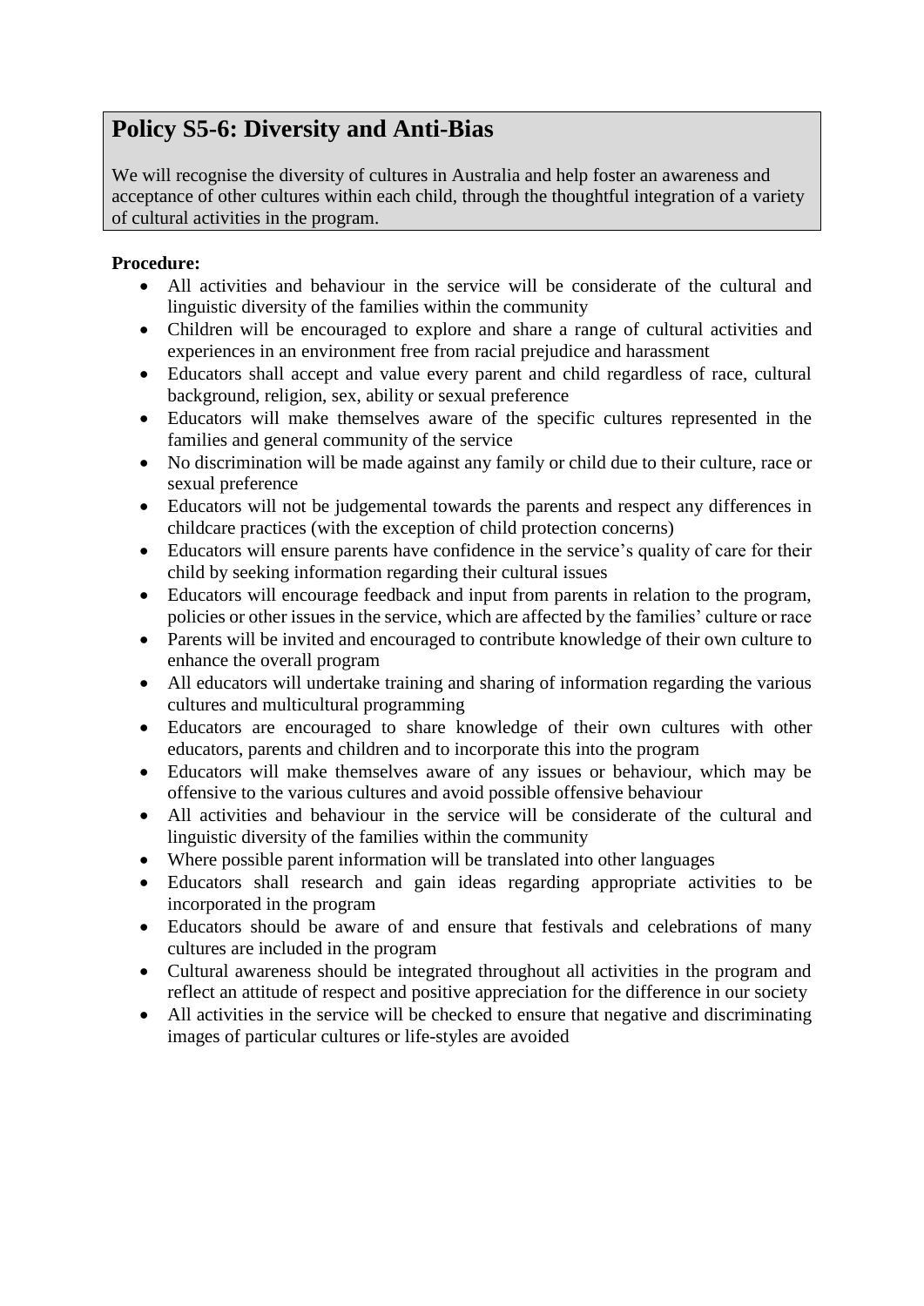## Policy S5-6: Diversity and Anti-Bias

We will recognise the diversity of cultures in Australia and help foster an awareness and acceptance of other cultures within each child, through the thoughtful integration of a variety of cultural activities in the program.

**Procedure:**

- All activities and behaviour in the service will be considerate of the cultural and linguistic diversity of the families within the community
- Children will be encouraged to explore and share a range of cultural activities and experiences in an environment free from racial prejudice and harassment
- Educators shall accept and value every parent and child regardless of race, cultural background, religion, sex, ability or sexual preference
- Educators will make themselves aware of the specific cultures represented in the families and general community of the service
- No discrimination will be made against any family or child due to their culture, race or sexual preference
- Educators will not be judgemental towards the parents and respect any differences in childcare practices (with the exception of child protection concerns)
- Educators will ensure parents have confidence in the service's quality of care for their child by seeking information regarding their cultural issues
- Educators will encourage feedback and input from parents in relation to the program, policies or other issues in the service, which are affected by the families' culture or race
- Parents will be invited and encouraged to contribute knowledge of their own culture to enhance the overall program
- All educators will undertake training and sharing of information regarding the various cultures and multicultural programming
- Educators are encouraged to share knowledge of their own cultures with other educators, parents and children and to incorporate this into the program
- Educators will make themselves aware of any issues or behaviour, which may be offensive to the various cultures and avoid possible offensive behaviour
- All activities and behaviour in the service will be considerate of the cultural and linguistic diversity of the families within the community
- Where possible parent information will be translated into other languages
- Educators shall research and gain ideas regarding appropriate activities to be incorporated in the program
- Educators should be aware of and ensure that festivals and celebrations of many cultures are included in the program
- Cultural awareness should be integrated throughout all activities in the program and reflect an attitude of respect and positive appreciation for the difference in our society
- All activities in the service will be checked to ensure that negative and discriminating images of particular cultures or life-styles are avoided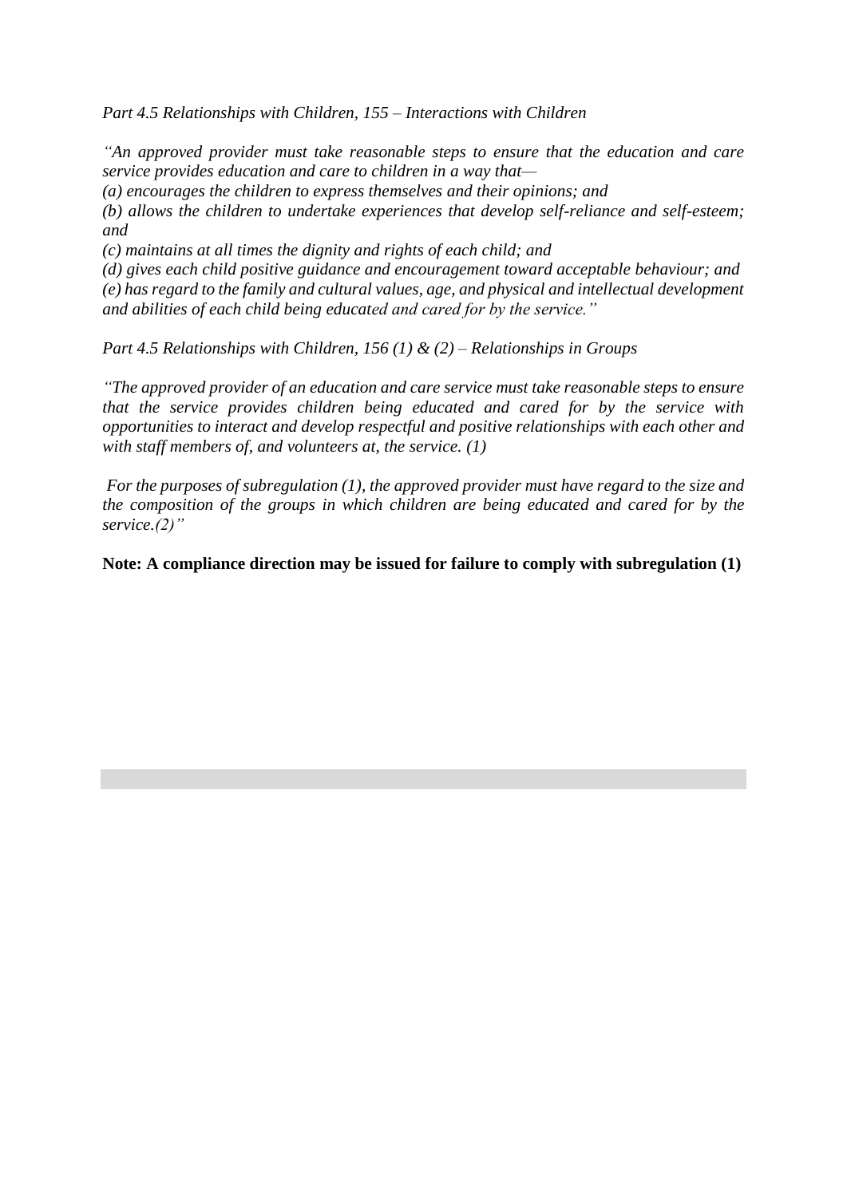*Part 4.5 Relationships with Children, 155 – Interactions with Children*

*"An approved provider must take reasonable steps to ensure that the education and care service provides education and care to children in a way that—*

*(a) encourages the children to express themselves and their opinions; and*

*(b) allows the children to undertake experiences that develop self-reliance and self-esteem; and*

*(c) maintains at all times the dignity and rights of each child; and*

*(d) gives each child positive guidance and encouragement toward acceptable behaviour; and*

*(e) has regard to the family and cultural values, age, and physical and intellectual development and abilities of each child being educated and cared for by the service."*

*Part 4.5 Relationships with Children, 156 (1) & (2) – Relationships in Groups*

*"The approved provider of an education and care service must take reasonable steps to ensure that the service provides children being educated and cared for by the service with opportunities to interact and develop respectful and positive relationships with each other and with staff members of, and volunteers at, the service. (1)*

*For the purposes of subregulation (1), the approved provider must have regard to the size and the composition of the groups in which children are being educated and cared for by the service.(2)"*

**Note: A compliance direction may be issued for failure to comply with subregulation (1)**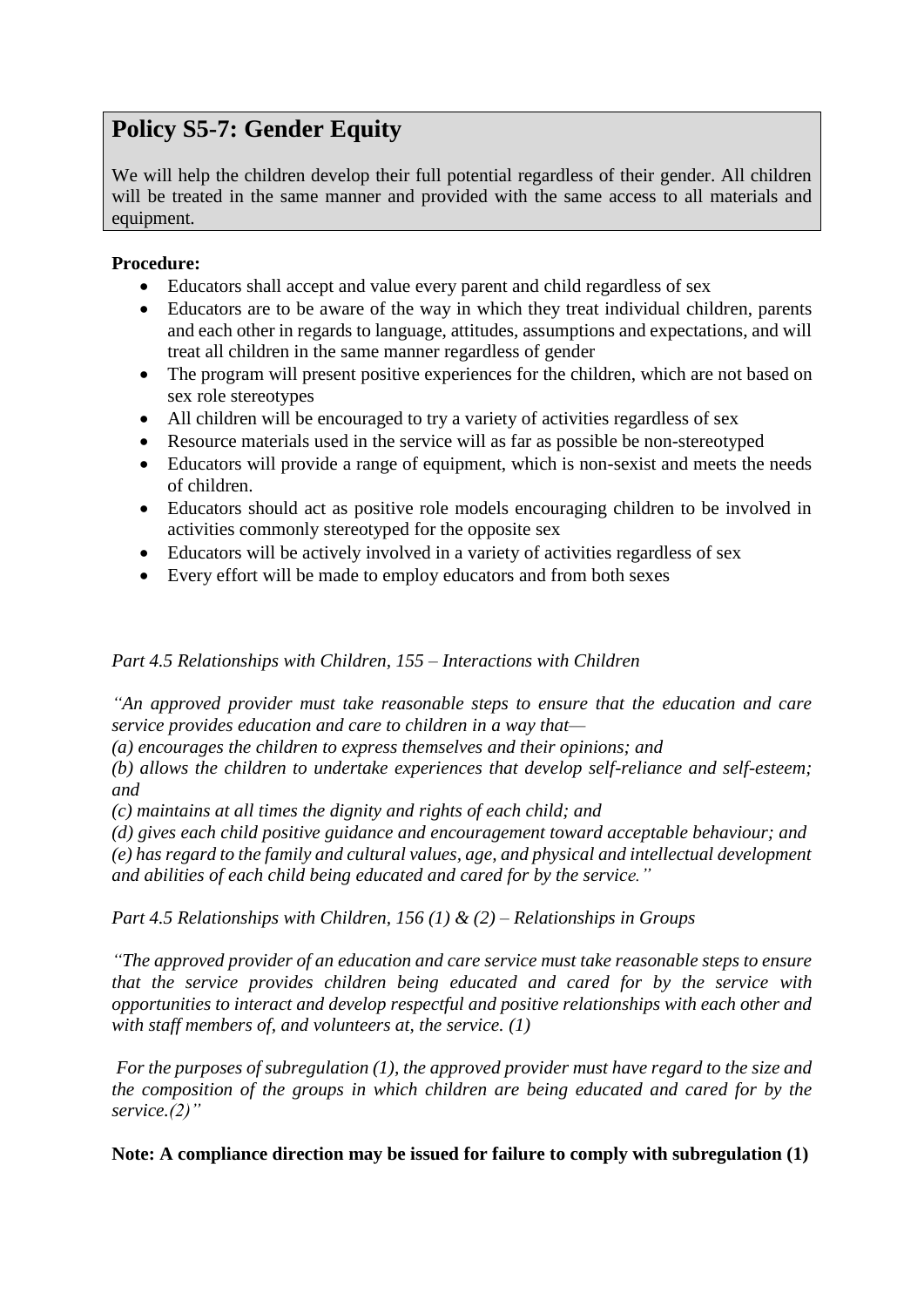## Policy S5-7: Gender Equity

We will help the children develop their full potential regardless of their gender. All children will be treated in the same manner and provided with the same access to all materials and equipment.

**Procedure:**

- Educators shall accept and value every parent and child regardless of sex
- Educators are to be aware of the way in which they treat individual children, parents and each other in regards to language, attitudes, assumptions and expectations, and will treat all children in the same manner regardless of gender
- The program will present positive experiences for the children, which are not based on sex role stereotypes
- All children will be encouraged to try a variety of activities regardless of sex
- Resource materials used in the service will as far as possible be non-stereotyped
- Educators will provide a range of equipment, which is non-sexist and meets the needs of children.
- Educators should act as positive role models encouraging children to be involved in activities commonly stereotyped for the opposite sex
- Educators will be actively involved in a variety of activities regardless of sex
- Every effort will be made to employ educators and from both sexes

*Part 4.5 Relationships with Children, 155 – Interactions with Children*

*"An approved provider must take reasonable steps to ensure that the education and care service provides education and care to children in a way that—*
*(a) encourages the children to express themselves and their opinions; and*
*(b) allows the children to undertake experiences that develop self-reliance and self-esteem; and*
*(c) maintains at all times the dignity and rights of each child; and*
*(d) gives each child positive guidance and encouragement toward acceptable behaviour; and*
*(e) has regard to the family and cultural values, age, and physical and intellectual development and abilities of each child being educated and cared for by the service."*

*Part 4.5 Relationships with Children, 156 (1) & (2) – Relationships in Groups*

*"The approved provider of an education and care service must take reasonable steps to ensure that the service provides children being educated and cared for by the service with opportunities to interact and develop respectful and positive relationships with each other and with staff members of, and volunteers at, the service. (1)*

*For the purposes of subregulation (1), the approved provider must have regard to the size and the composition of the groups in which children are being educated and cared for by the service.(2)"*

**Note: A compliance direction may be issued for failure to comply with subregulation (1)**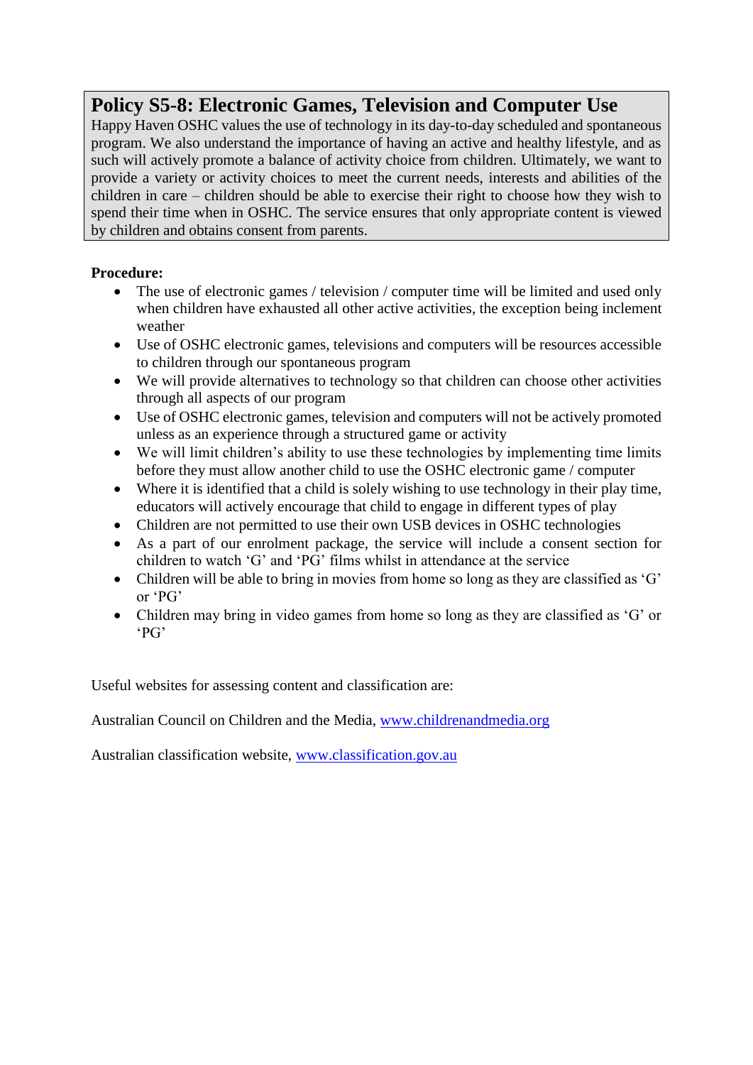## Policy S5-8: Electronic Games, Television and Computer Use

Happy Haven OSHC values the use of technology in its day-to-day scheduled and spontaneous program. We also understand the importance of having an active and healthy lifestyle, and as such will actively promote a balance of activity choice from children. Ultimately, we want to provide a variety or activity choices to meet the current needs, interests and abilities of the children in care – children should be able to exercise their right to choose how they wish to spend their time when in OSHC. The service ensures that only appropriate content is viewed by children and obtains consent from parents.

**Procedure:**

- The use of electronic games / television / computer time will be limited and used only when children have exhausted all other active activities, the exception being inclement weather
- Use of OSHC electronic games, televisions and computers will be resources accessible to children through our spontaneous program
- We will provide alternatives to technology so that children can choose other activities through all aspects of our program
- Use of OSHC electronic games, television and computers will not be actively promoted unless as an experience through a structured game or activity
- We will limit children's ability to use these technologies by implementing time limits before they must allow another child to use the OSHC electronic game / computer
- Where it is identified that a child is solely wishing to use technology in their play time, educators will actively encourage that child to engage in different types of play
- Children are not permitted to use their own USB devices in OSHC technologies
- As a part of our enrolment package, the service will include a consent section for children to watch 'G' and 'PG' films whilst in attendance at the service
- Children will be able to bring in movies from home so long as they are classified as 'G' or 'PG'
- Children may bring in video games from home so long as they are classified as 'G' or 'PG'

Useful websites for assessing content and classification are:

Australian Council on Children and the Media, www.childrenandmedia.org

Australian classification website, www.classification.gov.au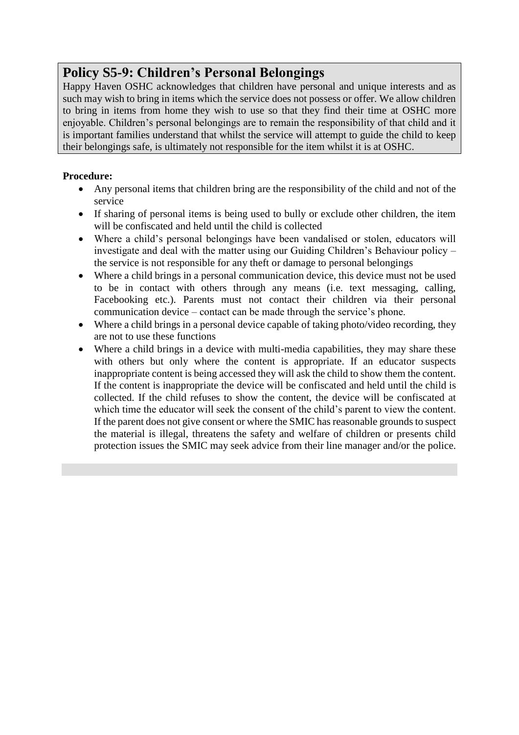## Policy S5-9: Children's Personal Belongings

Happy Haven OSHC acknowledges that children have personal and unique interests and as such may wish to bring in items which the service does not possess or offer. We allow children to bring in items from home they wish to use so that they find their time at OSHC more enjoyable. Children's personal belongings are to remain the responsibility of that child and it is important families understand that whilst the service will attempt to guide the child to keep their belongings safe, is ultimately not responsible for the item whilst it is at OSHC.

**Procedure:**

- Any personal items that children bring are the responsibility of the child and not of the service
- If sharing of personal items is being used to bully or exclude other children, the item will be confiscated and held until the child is collected
- Where a child's personal belongings have been vandalised or stolen, educators will investigate and deal with the matter using our Guiding Children's Behaviour policy – the service is not responsible for any theft or damage to personal belongings
- Where a child brings in a personal communication device, this device must not be used to be in contact with others through any means (i.e. text messaging, calling, Facebooking etc.). Parents must not contact their children via their personal communication device – contact can be made through the service's phone.
- Where a child brings in a personal device capable of taking photo/video recording, they are not to use these functions
- Where a child brings in a device with multi-media capabilities, they may share these with others but only where the content is appropriate. If an educator suspects inappropriate content is being accessed they will ask the child to show them the content. If the content is inappropriate the device will be confiscated and held until the child is collected. If the child refuses to show the content, the device will be confiscated at which time the educator will seek the consent of the child's parent to view the content. If the parent does not give consent or where the SMIC has reasonable grounds to suspect the material is illegal, threatens the safety and welfare of children or presents child protection issues the SMIC may seek advice from their line manager and/or the police.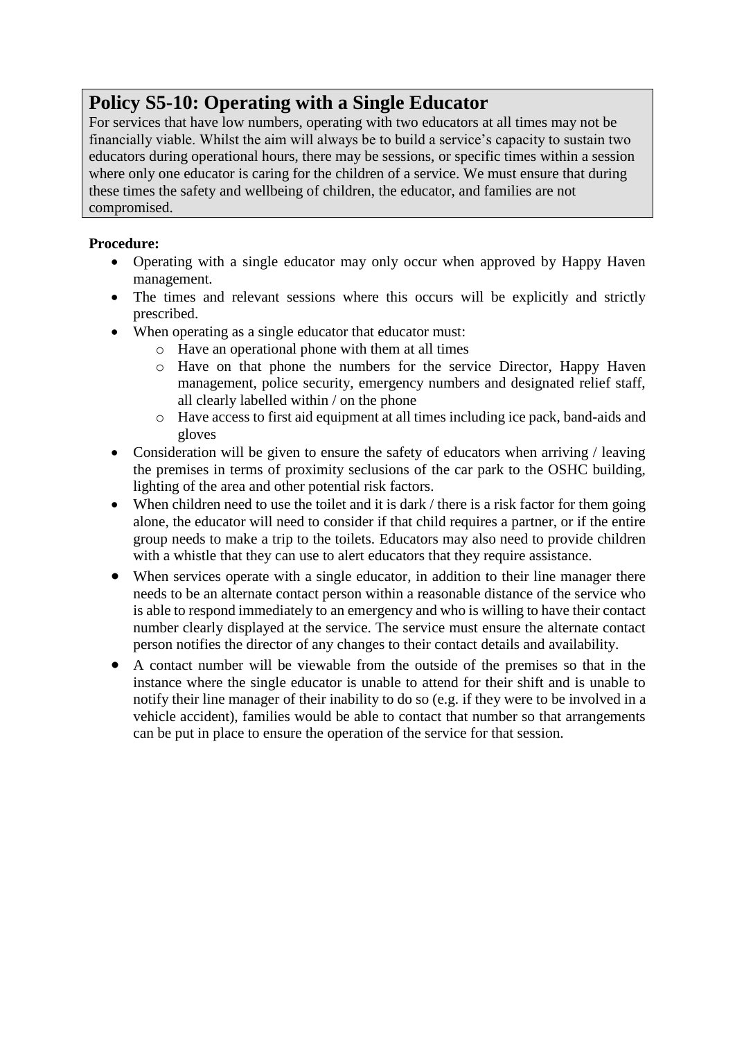## Policy S5-10: Operating with a Single Educator

For services that have low numbers, operating with two educators at all times may not be financially viable. Whilst the aim will always be to build a service's capacity to sustain two educators during operational hours, there may be sessions, or specific times within a session where only one educator is caring for the children of a service. We must ensure that during these times the safety and wellbeing of children, the educator, and families are not compromised.

**Procedure:**

- Operating with a single educator may only occur when approved by Happy Haven management.
- The times and relevant sessions where this occurs will be explicitly and strictly prescribed.
- When operating as a single educator that educator must:
  - Have an operational phone with them at all times
  - Have on that phone the numbers for the service Director, Happy Haven management, police security, emergency numbers and designated relief staff, all clearly labelled within / on the phone
  - Have access to first aid equipment at all times including ice pack, band-aids and gloves
- Consideration will be given to ensure the safety of educators when arriving / leaving the premises in terms of proximity seclusions of the car park to the OSHC building, lighting of the area and other potential risk factors.
- When children need to use the toilet and it is dark / there is a risk factor for them going alone, the educator will need to consider if that child requires a partner, or if the entire group needs to make a trip to the toilets. Educators may also need to provide children with a whistle that they can use to alert educators that they require assistance.
- When services operate with a single educator, in addition to their line manager there needs to be an alternate contact person within a reasonable distance of the service who is able to respond immediately to an emergency and who is willing to have their contact number clearly displayed at the service. The service must ensure the alternate contact person notifies the director of any changes to their contact details and availability.
- A contact number will be viewable from the outside of the premises so that in the instance where the single educator is unable to attend for their shift and is unable to notify their line manager of their inability to do so (e.g. if they were to be involved in a vehicle accident), families would be able to contact that number so that arrangements can be put in place to ensure the operation of the service for that session.